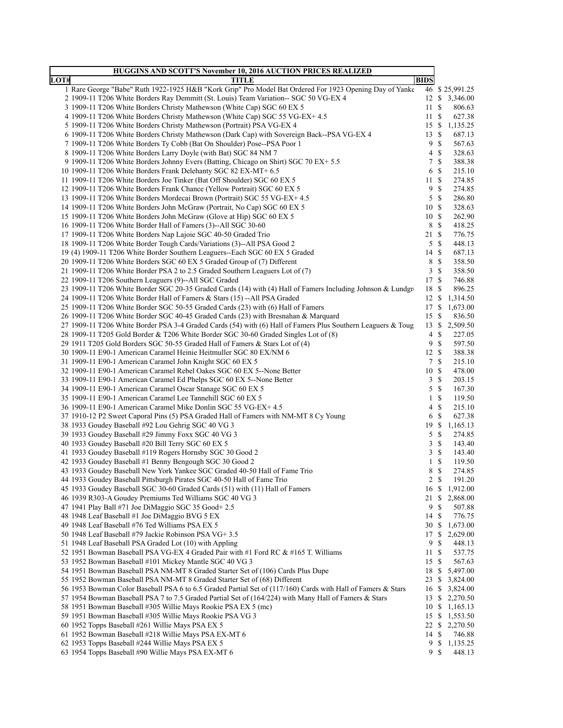| HUGGINS AND SCOTT'S November 10, 2016 AUCTION PRICES REALIZED | | | |
|---|---|---|---|
| LOT# | TITLE | BIDS | |
| 1 | Rare George "Babe" Ruth 1922-1925 H&B "Kork Grip" Pro Model Bat Ordered For 1923 Opening Day of Yanke | 46 | $ 25,991.25 |
| 2 | 1909-11 T206 White Borders Ray Demmitt (St. Louis) Team Variation-- SGC 50 VG-EX 4 | 12 | $ 3,346.00 |
| 3 | 1909-11 T206 White Borders Christy Mathewson (White Cap) SGC 60 EX 5 | 11 | $ 806.63 |
| 4 | 1909-11 T206 White Borders Christy Mathewson (White Cap) SGC 55 VG-EX+ 4.5 | 11 | $ 627.38 |
| 5 | 1909-11 T206 White Borders Christy Mathewson (Portrait) PSA VG-EX 4 | 15 | $ 1,135.25 |
| 6 | 1909-11 T206 White Borders Christy Mathewson (Dark Cap) with Sovereign Back--PSA VG-EX 4 | 13 | $ 687.13 |
| 7 | 1909-11 T206 White Borders Ty Cobb (Bat On Shoulder) Pose--PSA Poor 1 | 9 | $ 567.63 |
| 8 | 1909-11 T206 White Borders Larry Doyle (with Bat) SGC 84 NM 7 | 4 | $ 328.63 |
| 9 | 1909-11 T206 White Borders Johnny Evers (Batting, Chicago on Shirt) SGC 70 EX+ 5.5 | 7 | $ 388.38 |
| 10 | 1909-11 T206 White Borders Frank Delehanty SGC 82 EX-MT+ 6.5 | 6 | $ 215.10 |
| 11 | 1909-11 T206 White Borders Joe Tinker (Bat Off Shoulder) SGC 60 EX 5 | 11 | $ 274.85 |
| 12 | 1909-11 T206 White Borders Frank Chance (Yellow Portrait) SGC 60 EX 5 | 9 | $ 274.85 |
| 13 | 1909-11 T206 White Borders Mordecai Brown (Portrait) SGC 55 VG-EX+ 4.5 | 5 | $ 286.80 |
| 14 | 1909-11 T206 White Borders John McGraw (Portrait, No Cap) SGC 60 EX 5 | 10 | $ 328.63 |
| 15 | 1909-11 T206 White Borders John McGraw (Glove at Hip) SGC 60 EX 5 | 10 | $ 262.90 |
| 16 | 1909-11 T206 White Border Hall of Famers (3)--All SGC 30-60 | 8 | $ 418.25 |
| 17 | 1909-11 T206 White Borders Nap Lajoie SGC 40-50 Graded Trio | 21 | $ 776.75 |
| 18 | 1909-11 T206 White Border Tough Cards/Variations (3)--All PSA Good 2 | 5 | $ 448.13 |
| 19 | (4) 1909-11 T206 White Border Southern Leaguers--Each SGC 60 EX 5 Graded | 14 | $ 687.13 |
| 20 | 1909-11 T206 White Borders SGC 60 EX 5 Graded Group of (7) Different | 8 | $ 358.50 |
| 21 | 1909-11 T206 White Border PSA 2 to 2.5 Graded Southern Leaguers Lot of (7) | 3 | $ 358.50 |
| 22 | 1909-11 T206 Southern Leaguers (9)--All SGC Graded | 17 | $ 746.88 |
| 23 | 1909-11 T206 White Border SGC 20-35 Graded Cards (14) with (4) Hall of Famers Including Johnson & Lundgr | 18 | $ 896.25 |
| 24 | 1909-11 T206 White Border Hall of Famers & Stars (15) --All PSA Graded | 12 | $ 1,314.50 |
| 25 | 1909-11 T206 White Border SGC 50-55 Graded Cards (23) with (6) Hall of Famers | 17 | $ 1,673.00 |
| 26 | 1909-11 T206 White Border SGC 40-45 Graded Cards (23) with Bresnahan & Marquard | 15 | $ 836.50 |
| 27 | 1909-11 T206 White Border PSA 3-4 Graded Cards (54) with (6) Hall of Famers Plus Southern Leaguers & Toug | 13 | $ 2,509.50 |
| 28 | 1909-11 T205 Gold Border & T206 White Border SGC 30-60 Graded Singles Lot of (8) | 4 | $ 227.05 |
| 29 | 1911 T205 Gold Borders SGC 50-55 Graded Hall of Famers & Stars Lot of (4) | 9 | $ 597.50 |
| 30 | 1909-11 E90-1 American Caramel Heinie Heitmuller SGC 80 EX/NM 6 | 12 | $ 388.38 |
| 31 | 1909-11 E90-1 American Caramel John Knight SGC 60 EX 5 | 7 | $ 215.10 |
| 32 | 1909-11 E90-1 American Caramel Rebel Oakes SGC 60 EX 5--None Better | 10 | $ 478.00 |
| 33 | 1909-11 E90-1 American Caramel Ed Phelps SGC 60 EX 5--None Better | 3 | $ 203.15 |
| 34 | 1909-11 E90-1 American Caramel Oscar Stanage SGC 60 EX 5 | 5 | $ 167.30 |
| 35 | 1909-11 E90-1 American Caramel Lee Tannehill SGC 60 EX 5 | 1 | $ 119.50 |
| 36 | 1909-11 E90-1 American Caramel Mike Donlin SGC 55 VG-EX+ 4.5 | 4 | $ 215.10 |
| 37 | 1910-12 P2 Sweet Caporal Pins (5) PSA Graded Hall of Famers with NM-MT 8 Cy Young | 6 | $ 627.38 |
| 38 | 1933 Goudey Baseball #92 Lou Gehrig SGC 40 VG 3 | 19 | $ 1,165.13 |
| 39 | 1933 Goudey Baseball #29 Jimmy Foxx SGC 40 VG 3 | 5 | $ 274.85 |
| 40 | 1933 Goudey Baseball #20 Bill Terry SGC 60 EX 5 | 3 | $ 143.40 |
| 41 | 1933 Goudey Baseball #119 Rogers Hornsby SGC 30 Good 2 | 3 | $ 143.40 |
| 42 | 1933 Goudey Baseball #1 Benny Bengough SGC 30 Good 2 | 1 | $ 119.50 |
| 43 | 1933 Goudey Baseball New York Yankee SGC Graded 40-50 Hall of Fame Trio | 8 | $ 274.85 |
| 44 | 1933 Goudey Baseball Pittsburgh Pirates SGC 40-50 Hall of Fame Trio | 2 | $ 191.20 |
| 45 | 1933 Goudey Baseball SGC 30-60 Graded Cards (51) with (11) Hall of Famers | 16 | $ 1,912.00 |
| 46 | 1939 R303-A Goudey Premiums Ted Williams SGC 40 VG 3 | 21 | $ 2,868.00 |
| 47 | 1941 Play Ball #71 Joe DiMaggio SGC 35 Good+ 2.5 | 9 | $ 507.88 |
| 48 | 1948 Leaf Baseball #1 Joe DiMaggio BVG 5 EX | 14 | $ 776.75 |
| 49 | 1948 Leaf Baseball #76 Ted Williams PSA EX 5 | 30 | $ 1,673.00 |
| 50 | 1948 Leaf Baseball #79 Jackie Robinson PSA VG+ 3.5 | 17 | $ 2,629.00 |
| 51 | 1948 Leaf Baseball PSA Graded Lot (10) with Appling | 9 | $ 448.13 |
| 52 | 1951 Bowman Baseball PSA VG-EX 4 Graded Pair with #1 Ford RC & #165 T. Williams | 11 | $ 537.75 |
| 53 | 1952 Bowman Baseball #101 Mickey Mantle SGC 40 VG 3 | 15 | $ 567.63 |
| 54 | 1951 Bowman Baseball PSA NM-MT 8 Graded Starter Set of (106) Cards Plus Dupe | 18 | $ 5,497.00 |
| 55 | 1952 Bowman Baseball PSA NM-MT 8 Graded Starter Set of (68) Different | 23 | $ 3,824.00 |
| 56 | 1953 Bowman Color Baseball PSA 6 to 6.5 Graded Partial Set of (117/160) Cards with Hall of Famers & Stars | 16 | $ 3,824.00 |
| 57 | 1954 Bowman Baseball PSA 7 to 7.5 Graded Partial Set of (164/224) with Many Hall of Famers & Stars | 13 | $ 2,270.50 |
| 58 | 1951 Bowman Baseball #305 Willie Mays Rookie PSA EX 5 (mc) | 10 | $ 1,165.13 |
| 59 | 1951 Bowman Baseball #305 Willie Mays Rookie PSA VG 3 | 15 | $ 1,553.50 |
| 60 | 1952 Topps Baseball #261 Willie Mays PSA EX 5 | 22 | $ 2,270.50 |
| 61 | 1952 Bowman Baseball #218 Willie Mays PSA EX-MT 6 | 14 | $ 746.88 |
| 62 | 1953 Topps Baseball #244 Willie Mays PSA EX 5 | 9 | $ 1,135.25 |
| 63 | 1954 Topps Baseball #90 Willie Mays PSA EX-MT 6 | 9 | $ 448.13 |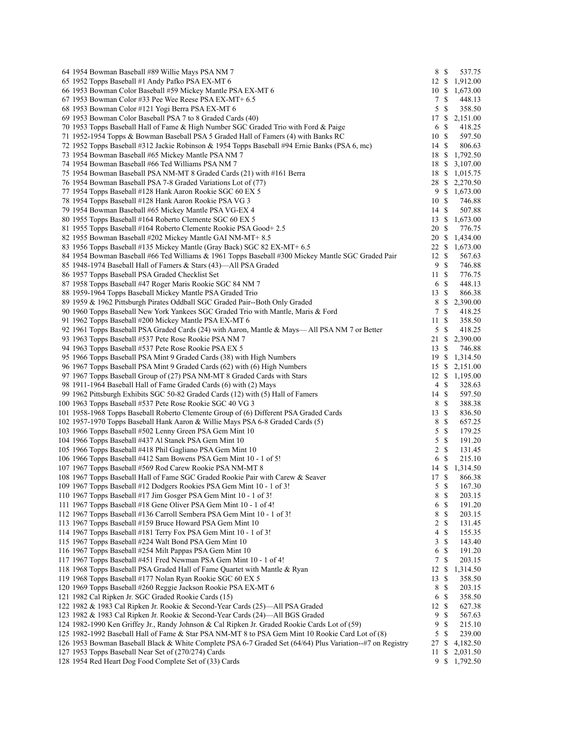| Lot | Description | Bids | | Price |
|---|---|---|---|---|
| 64 | 1954 Bowman Baseball #89 Willie Mays PSA NM 7 | 8 | $ | 537.75 |
| 65 | 1952 Topps Baseball #1 Andy Pafko PSA EX-MT 6 | 12 | $ | 1,912.00 |
| 66 | 1953 Bowman Color Baseball #59 Mickey Mantle PSA EX-MT 6 | 10 | $ | 1,673.00 |
| 67 | 1953 Bowman Color #33 Pee Wee Reese PSA EX-MT+ 6.5 | 7 | $ | 448.13 |
| 68 | 1953 Bowman Color #121 Yogi Berra PSA EX-MT 6 | 5 | $ | 358.50 |
| 69 | 1953 Bowman Color Baseball PSA 7 to 8 Graded Cards (40) | 17 | $ | 2,151.00 |
| 70 | 1953 Topps Baseball Hall of Fame & High Number SGC Graded Trio with Ford & Paige | 6 | $ | 418.25 |
| 71 | 1952-1954 Topps & Bowman Baseball PSA 5 Graded Hall of Famers (4) with Banks RC | 10 | $ | 597.50 |
| 72 | 1952 Topps Baseball #312 Jackie Robinson & 1954 Topps Baseball #94 Ernie Banks (PSA 6, mc) | 14 | $ | 806.63 |
| 73 | 1954 Bowman Baseball #65 Mickey Mantle PSA NM 7 | 18 | $ | 1,792.50 |
| 74 | 1954 Bowman Baseball #66 Ted Williams PSA NM 7 | 18 | $ | 3,107.00 |
| 75 | 1954 Bowman Baseball PSA NM-MT 8 Graded Cards (21) with #161 Berra | 18 | $ | 1,015.75 |
| 76 | 1954 Bowman Baseball PSA 7-8 Graded Variations Lot of (77) | 28 | $ | 2,270.50 |
| 77 | 1954 Topps Baseball #128 Hank Aaron Rookie SGC 60 EX 5 | 9 | $ | 1,673.00 |
| 78 | 1954 Topps Baseball #128 Hank Aaron Rookie PSA VG 3 | 10 | $ | 746.88 |
| 79 | 1954 Bowman Baseball #65 Mickey Mantle PSA VG-EX 4 | 14 | $ | 507.88 |
| 80 | 1955 Topps Baseball #164 Roberto Clemente SGC 60 EX 5 | 13 | $ | 1,673.00 |
| 81 | 1955 Topps Baseball #164 Roberto Clemente Rookie PSA Good+ 2.5 | 20 | $ | 776.75 |
| 82 | 1955 Bowman Baseball #202 Mickey Mantle GAI NM-MT+ 8.5 | 20 | $ | 1,434.00 |
| 83 | 1956 Topps Baseball #135 Mickey Mantle (Gray Back) SGC 82 EX-MT+ 6.5 | 22 | $ | 1,673.00 |
| 84 | 1954 Bowman Baseball #66 Ted Williams & 1961 Topps Baseball #300 Mickey Mantle SGC Graded Pair | 12 | $ | 567.63 |
| 85 | 1948-1974 Baseball Hall of Famers & Stars (43)—All PSA Graded | 9 | $ | 746.88 |
| 86 | 1957 Topps Baseball PSA Graded Checklist Set | 11 | $ | 776.75 |
| 87 | 1958 Topps Baseball #47 Roger Maris Rookie SGC 84 NM 7 | 6 | $ | 448.13 |
| 88 | 1959-1964 Topps Baseball Mickey Mantle PSA Graded Trio | 13 | $ | 866.38 |
| 89 | 1959 & 1962 Pittsburgh Pirates Oddball SGC Graded Pair--Both Only Graded | 8 | $ | 2,390.00 |
| 90 | 1960 Topps Baseball New York Yankees SGC Graded Trio with Mantle, Maris & Ford | 7 | $ | 418.25 |
| 91 | 1962 Topps Baseball #200 Mickey Mantle PSA EX-MT 6 | 11 | $ | 358.50 |
| 92 | 1961 Topps Baseball PSA Graded Cards (24) with Aaron, Mantle & Mays— All PSA NM 7 or Better | 5 | $ | 418.25 |
| 93 | 1963 Topps Baseball #537 Pete Rose Rookie PSA NM 7 | 21 | $ | 2,390.00 |
| 94 | 1963 Topps Baseball #537 Pete Rose Rookie PSA EX 5 | 13 | $ | 746.88 |
| 95 | 1966 Topps Baseball PSA Mint 9 Graded Cards (38) with High Numbers | 19 | $ | 1,314.50 |
| 96 | 1967 Topps Baseball PSA Mint 9 Graded Cards (62) with (6) High Numbers | 15 | $ | 2,151.00 |
| 97 | 1967 Topps Baseball Group of (27) PSA NM-MT 8 Graded Cards with Stars | 12 | $ | 1,195.00 |
| 98 | 1911-1964 Baseball Hall of Fame Graded Cards (6) with (2) Mays | 4 | $ | 328.63 |
| 99 | 1962 Pittsburgh Exhibits SGC 50-82 Graded Cards (12) with (5) Hall of Famers | 14 | $ | 597.50 |
| 100 | 1963 Topps Baseball #537 Pete Rose Rookie SGC 40 VG 3 | 8 | $ | 388.38 |
| 101 | 1958-1968 Topps Baseball Roberto Clemente Group of (6) Different PSA Graded Cards | 13 | $ | 836.50 |
| 102 | 1957-1970 Topps Baseball Hank Aaron & Willie Mays PSA 6-8 Graded Cards (5) | 8 | $ | 657.25 |
| 103 | 1966 Topps Baseball #502 Lenny Green PSA Gem Mint 10 | 5 | $ | 179.25 |
| 104 | 1966 Topps Baseball #437 Al Stanek PSA Gem Mint 10 | 5 | $ | 191.20 |
| 105 | 1966 Topps Baseball #418 Phil Gagliano PSA Gem Mint 10 | 2 | $ | 131.45 |
| 106 | 1966 Topps Baseball #412 Sam Bowens PSA Gem Mint 10 - 1 of 5! | 6 | $ | 215.10 |
| 107 | 1967 Topps Baseball #569 Rod Carew Rookie PSA NM-MT 8 | 14 | $ | 1,314.50 |
| 108 | 1967 Topps Baseball Hall of Fame SGC Graded Rookie Pair with Carew & Seaver | 17 | $ | 866.38 |
| 109 | 1967 Topps Baseball #12 Dodgers Rookies PSA Gem Mint 10 - 1 of 3! | 5 | $ | 167.30 |
| 110 | 1967 Topps Baseball #17 Jim Gosger PSA Gem Mint 10 - 1 of 3! | 8 | $ | 203.15 |
| 111 | 1967 Topps Baseball #18 Gene Oliver PSA Gem Mint 10 - 1 of 4! | 6 | $ | 191.20 |
| 112 | 1967 Topps Baseball #136 Carroll Sembera PSA Gem Mint 10 - 1 of 3! | 8 | $ | 203.15 |
| 113 | 1967 Topps Baseball #159 Bruce Howard PSA Gem Mint 10 | 2 | $ | 131.45 |
| 114 | 1967 Topps Baseball #181 Terry Fox PSA Gem Mint 10 - 1 of 3! | 4 | $ | 155.35 |
| 115 | 1967 Topps Baseball #224 Walt Bond PSA Gem Mint 10 | 3 | $ | 143.40 |
| 116 | 1967 Topps Baseball #254 Milt Pappas PSA Gem Mint 10 | 6 | $ | 191.20 |
| 117 | 1967 Topps Baseball #451 Fred Newman PSA Gem Mint 10 - 1 of 4! | 7 | $ | 203.15 |
| 118 | 1968 Topps Baseball PSA Graded Hall of Fame Quartet with Mantle & Ryan | 12 | $ | 1,314.50 |
| 119 | 1968 Topps Baseball #177 Nolan Ryan Rookie SGC 60 EX 5 | 13 | $ | 358.50 |
| 120 | 1969 Topps Baseball #260 Reggie Jackson Rookie PSA EX-MT 6 | 8 | $ | 203.15 |
| 121 | 1982 Cal Ripken Jr. SGC Graded Rookie Cards (15) | 6 | $ | 358.50 |
| 122 | 1982 & 1983 Cal Ripken Jr. Rookie & Second-Year Cards (25)—All PSA Graded | 12 | $ | 627.38 |
| 123 | 1982 & 1983 Cal Ripken Jr. Rookie & Second-Year Cards (24)—All BGS Graded | 9 | $ | 567.63 |
| 124 | 1982-1990 Ken Griffey Jr., Randy Johnson & Cal Ripken Jr. Graded Rookie Cards Lot of (59) | 9 | $ | 215.10 |
| 125 | 1982-1992 Baseball Hall of Fame & Star PSA NM-MT 8 to PSA Gem Mint 10 Rookie Card Lot of (8) | 5 | $ | 239.00 |
| 126 | 1953 Bowman Baseball Black & White Complete PSA 6-7 Graded Set (64/64) Plus Variation--#7 on Registry | 27 | $ | 4,182.50 |
| 127 | 1953 Topps Baseball Near Set of (270/274) Cards | 11 | $ | 2,031.50 |
| 128 | 1954 Red Heart Dog Food Complete Set of (33) Cards | 9 | $ | 1,792.50 |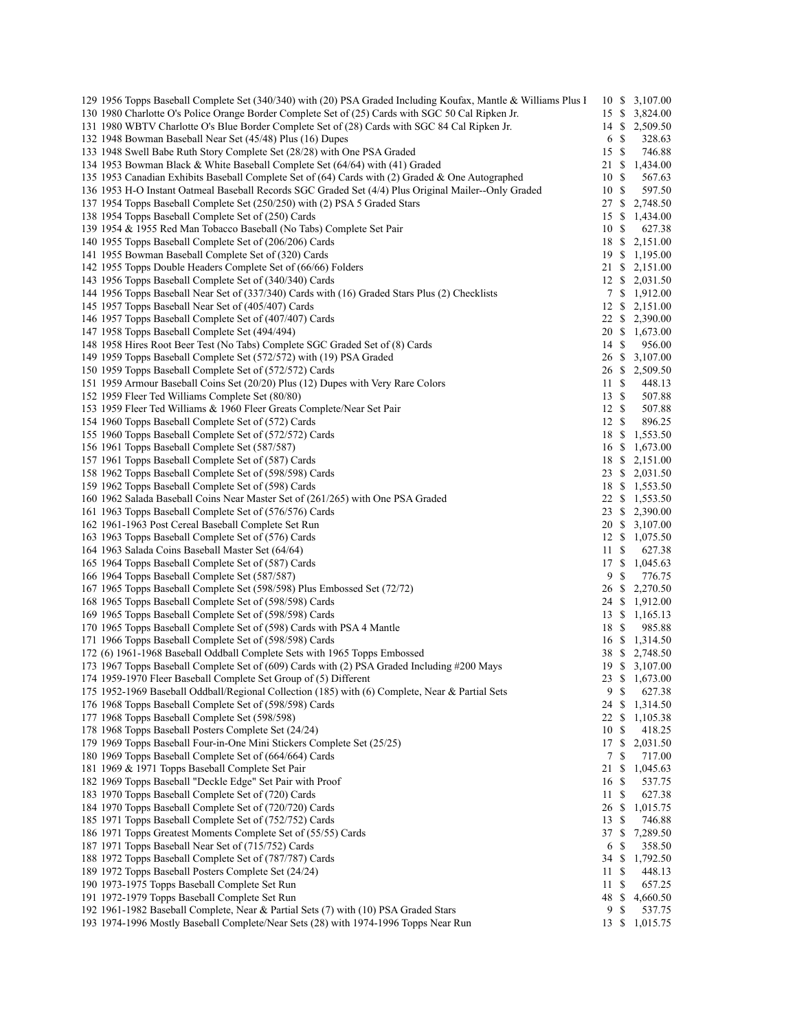| | | | | |
|---|---|---|---|---|
| 129 | 1956 Topps Baseball Complete Set (340/340) with (20) PSA Graded Including Koufax, Mantle & Williams Plus I | 10 | $ | 3,107.00 |
| 130 | 1980 Charlotte O's Police Orange Border Complete Set of (25) Cards with SGC 50 Cal Ripken Jr. | 15 | $ | 3,824.00 |
| 131 | 1980 WBTV Charlotte O's Blue Border Complete Set of (28) Cards with SGC 84 Cal Ripken Jr. | 14 | $ | 2,509.50 |
| 132 | 1948 Bowman Baseball Near Set (45/48) Plus (16) Dupes | 6 | $ | 328.63 |
| 133 | 1948 Swell Babe Ruth Story Complete Set (28/28) with One PSA Graded | 15 | $ | 746.88 |
| 134 | 1953 Bowman Black & White Baseball Complete Set (64/64) with (41) Graded | 21 | $ | 1,434.00 |
| 135 | 1953 Canadian Exhibits Baseball Complete Set of (64) Cards with (2) Graded & One Autographed | 10 | $ | 567.63 |
| 136 | 1953 H-O Instant Oatmeal Baseball Records SGC Graded Set (4/4) Plus Original Mailer--Only Graded | 10 | $ | 597.50 |
| 137 | 1954 Topps Baseball Complete Set (250/250) with (2) PSA 5 Graded Stars | 27 | $ | 2,748.50 |
| 138 | 1954 Topps Baseball Complete Set of (250) Cards | 15 | $ | 1,434.00 |
| 139 | 1954 & 1955 Red Man Tobacco Baseball (No Tabs) Complete Set Pair | 10 | $ | 627.38 |
| 140 | 1955 Topps Baseball Complete Set of (206/206) Cards | 18 | $ | 2,151.00 |
| 141 | 1955 Bowman Baseball Complete Set of (320) Cards | 19 | $ | 1,195.00 |
| 142 | 1955 Topps Double Headers Complete Set of (66/66) Folders | 21 | $ | 2,151.00 |
| 143 | 1956 Topps Baseball Complete Set of (340/340) Cards | 12 | $ | 2,031.50 |
| 144 | 1956 Topps Baseball Near Set of (337/340) Cards with (16) Graded Stars Plus (2) Checklists | 7 | $ | 1,912.00 |
| 145 | 1957 Topps Baseball Near Set of (405/407) Cards | 12 | $ | 2,151.00 |
| 146 | 1957 Topps Baseball Complete Set of (407/407) Cards | 22 | $ | 2,390.00 |
| 147 | 1958 Topps Baseball Complete Set (494/494) | 20 | $ | 1,673.00 |
| 148 | 1958 Hires Root Beer Test (No Tabs) Complete SGC Graded Set of (8) Cards | 14 | $ | 956.00 |
| 149 | 1959 Topps Baseball Complete Set (572/572) with (19) PSA Graded | 26 | $ | 3,107.00 |
| 150 | 1959 Topps Baseball Complete Set of (572/572) Cards | 26 | $ | 2,509.50 |
| 151 | 1959 Armour Baseball Coins Set (20/20) Plus (12) Dupes with Very Rare Colors | 11 | $ | 448.13 |
| 152 | 1959 Fleer Ted Williams Complete Set (80/80) | 13 | $ | 507.88 |
| 153 | 1959 Fleer Ted Williams & 1960 Fleer Greats Complete/Near Set Pair | 12 | $ | 507.88 |
| 154 | 1960 Topps Baseball Complete Set of (572) Cards | 12 | $ | 896.25 |
| 155 | 1960 Topps Baseball Complete Set of (572/572) Cards | 18 | $ | 1,553.50 |
| 156 | 1961 Topps Baseball Complete Set (587/587) | 16 | $ | 1,673.00 |
| 157 | 1961 Topps Baseball Complete Set of (587) Cards | 18 | $ | 2,151.00 |
| 158 | 1962 Topps Baseball Complete Set of (598/598) Cards | 23 | $ | 2,031.50 |
| 159 | 1962 Topps Baseball Complete Set of (598) Cards | 18 | $ | 1,553.50 |
| 160 | 1962 Salada Baseball Coins Near Master Set of (261/265) with One PSA Graded | 22 | $ | 1,553.50 |
| 161 | 1963 Topps Baseball Complete Set of (576/576) Cards | 23 | $ | 2,390.00 |
| 162 | 1961-1963 Post Cereal Baseball Complete Set Run | 20 | $ | 3,107.00 |
| 163 | 1963 Topps Baseball Complete Set of (576) Cards | 12 | $ | 1,075.50 |
| 164 | 1963 Salada Coins Baseball Master Set (64/64) | 11 | $ | 627.38 |
| 165 | 1964 Topps Baseball Complete Set of (587) Cards | 17 | $ | 1,045.63 |
| 166 | 1964 Topps Baseball Complete Set (587/587) | 9 | $ | 776.75 |
| 167 | 1965 Topps Baseball Complete Set (598/598) Plus Embossed Set (72/72) | 26 | $ | 2,270.50 |
| 168 | 1965 Topps Baseball Complete Set of (598/598) Cards | 24 | $ | 1,912.00 |
| 169 | 1965 Topps Baseball Complete Set of (598/598) Cards | 13 | $ | 1,165.13 |
| 170 | 1965 Topps Baseball Complete Set of (598) Cards with PSA 4 Mantle | 18 | $ | 985.88 |
| 171 | 1966 Topps Baseball Complete Set of (598/598) Cards | 16 | $ | 1,314.50 |
| 172 | (6) 1961-1968 Baseball Oddball Complete Sets with 1965 Topps Embossed | 38 | $ | 2,748.50 |
| 173 | 1967 Topps Baseball Complete Set of (609) Cards with (2) PSA Graded Including #200 Mays | 19 | $ | 3,107.00 |
| 174 | 1959-1970 Fleer Baseball Complete Set Group of (5) Different | 23 | $ | 1,673.00 |
| 175 | 1952-1969 Baseball Oddball/Regional Collection (185) with (6) Complete, Near & Partial Sets | 9 | $ | 627.38 |
| 176 | 1968 Topps Baseball Complete Set of (598/598) Cards | 24 | $ | 1,314.50 |
| 177 | 1968 Topps Baseball Complete Set (598/598) | 22 | $ | 1,105.38 |
| 178 | 1968 Topps Baseball Posters Complete Set (24/24) | 10 | $ | 418.25 |
| 179 | 1969 Topps Baseball Four-in-One Mini Stickers Complete Set (25/25) | 17 | $ | 2,031.50 |
| 180 | 1969 Topps Baseball Complete Set of (664/664) Cards | 7 | $ | 717.00 |
| 181 | 1969 & 1971 Topps Baseball Complete Set Pair | 21 | $ | 1,045.63 |
| 182 | 1969 Topps Baseball "Deckle Edge" Set Pair with Proof | 16 | $ | 537.75 |
| 183 | 1970 Topps Baseball Complete Set of (720) Cards | 11 | $ | 627.38 |
| 184 | 1970 Topps Baseball Complete Set of (720/720) Cards | 26 | $ | 1,015.75 |
| 185 | 1971 Topps Baseball Complete Set of (752/752) Cards | 13 | $ | 746.88 |
| 186 | 1971 Topps Greatest Moments Complete Set of (55/55) Cards | 37 | $ | 7,289.50 |
| 187 | 1971 Topps Baseball Near Set of (715/752) Cards | 6 | $ | 358.50 |
| 188 | 1972 Topps Baseball Complete Set of (787/787) Cards | 34 | $ | 1,792.50 |
| 189 | 1972 Topps Baseball Posters Complete Set (24/24) | 11 | $ | 448.13 |
| 190 | 1973-1975 Topps Baseball Complete Set Run | 11 | $ | 657.25 |
| 191 | 1972-1979 Topps Baseball Complete Set Run | 48 | $ | 4,660.50 |
| 192 | 1961-1982 Baseball Complete, Near & Partial Sets (7) with (10) PSA Graded Stars | 9 | $ | 537.75 |
| 193 | 1974-1996 Mostly Baseball Complete/Near Sets (28) with 1974-1996 Topps Near Run | 13 | $ | 1,015.75 |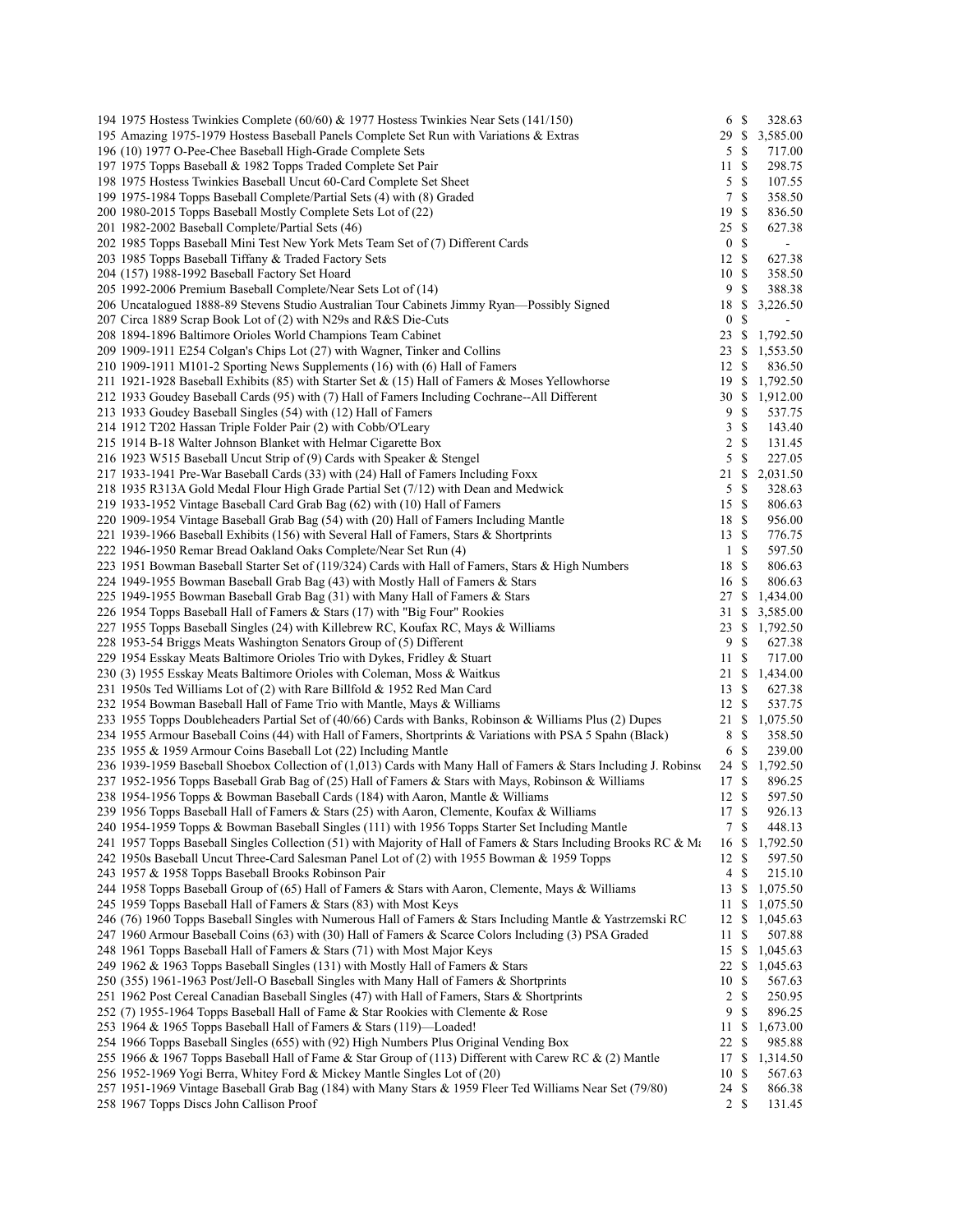| Lot | Description | Bids | | Price |
|---|---|---|---|---|
| 194 | 1975 Hostess Twinkies Complete (60/60) & 1977 Hostess Twinkies Near Sets (141/150) | 6 | $ | 328.63 |
| 195 | Amazing 1975-1979 Hostess Baseball Panels Complete Set Run with Variations & Extras | 29 | $ | 3,585.00 |
| 196 | (10) 1977 O-Pee-Chee Baseball High-Grade Complete Sets | 5 | $ | 717.00 |
| 197 | 1975 Topps Baseball & 1982 Topps Traded Complete Set Pair | 11 | $ | 298.75 |
| 198 | 1975 Hostess Twinkies Baseball Uncut 60-Card Complete Set Sheet | 5 | $ | 107.55 |
| 199 | 1975-1984 Topps Baseball Complete/Partial Sets (4) with (8) Graded | 7 | $ | 358.50 |
| 200 | 1980-2015 Topps Baseball Mostly Complete Sets Lot of (22) | 19 | $ | 836.50 |
| 201 | 1982-2002 Baseball Complete/Partial Sets (46) | 25 | $ | 627.38 |
| 202 | 1985 Topps Baseball Mini Test New York Mets Team Set of (7) Different Cards | 0 | $ | - |
| 203 | 1985 Topps Baseball Tiffany & Traded Factory Sets | 12 | $ | 627.38 |
| 204 | (157) 1988-1992 Baseball Factory Set Hoard | 10 | $ | 358.50 |
| 205 | 1992-2006 Premium Baseball Complete/Near Sets Lot of (14) | 9 | $ | 388.38 |
| 206 | Uncatalogued 1888-89 Stevens Studio Australian Tour Cabinets Jimmy Ryan—Possibly Signed | 18 | $ | 3,226.50 |
| 207 | Circa 1889 Scrap Book Lot of (2) with N29s and R&S Die-Cuts | 0 | $ | - |
| 208 | 1894-1896 Baltimore Orioles World Champions Team Cabinet | 23 | $ | 1,792.50 |
| 209 | 1909-1911 E254 Colgan's Chips Lot (27) with Wagner, Tinker and Collins | 23 | $ | 1,553.50 |
| 210 | 1909-1911 M101-2 Sporting News Supplements (16) with (6) Hall of Famers | 12 | $ | 836.50 |
| 211 | 1921-1928 Baseball Exhibits (85) with Starter Set & (15) Hall of Famers & Moses Yellowhorse | 19 | $ | 1,792.50 |
| 212 | 1933 Goudey Baseball Cards (95) with (7) Hall of Famers Including Cochrane--All Different | 30 | $ | 1,912.00 |
| 213 | 1933 Goudey Baseball Singles (54) with (12) Hall of Famers | 9 | $ | 537.75 |
| 214 | 1912 T202 Hassan Triple Folder Pair (2) with Cobb/O'Leary | 3 | $ | 143.40 |
| 215 | 1914 B-18 Walter Johnson Blanket with Helmar Cigarette Box | 2 | $ | 131.45 |
| 216 | 1923 W515 Baseball Uncut Strip of (9) Cards with Speaker & Stengel | 5 | $ | 227.05 |
| 217 | 1933-1941 Pre-War Baseball Cards (33) with (24) Hall of Famers Including Foxx | 21 | $ | 2,031.50 |
| 218 | 1935 R313A Gold Medal Flour High Grade Partial Set (7/12) with Dean and Medwick | 5 | $ | 328.63 |
| 219 | 1933-1952 Vintage Baseball Card Grab Bag (62) with (10) Hall of Famers | 15 | $ | 806.63 |
| 220 | 1909-1954 Vintage Baseball Grab Bag (54) with (20) Hall of Famers Including Mantle | 18 | $ | 956.00 |
| 221 | 1939-1966 Baseball Exhibits (156) with Several Hall of Famers, Stars & Shortprints | 13 | $ | 776.75 |
| 222 | 1946-1950 Remar Bread Oakland Oaks Complete/Near Set Run (4) | 1 | $ | 597.50 |
| 223 | 1951 Bowman Baseball Starter Set of (119/324) Cards with Hall of Famers, Stars & High Numbers | 18 | $ | 806.63 |
| 224 | 1949-1955 Bowman Baseball Grab Bag (43) with Mostly Hall of Famers & Stars | 16 | $ | 806.63 |
| 225 | 1949-1955 Bowman Baseball Grab Bag (31) with Many Hall of Famers & Stars | 27 | $ | 1,434.00 |
| 226 | 1954 Topps Baseball Hall of Famers & Stars (17) with "Big Four" Rookies | 31 | $ | 3,585.00 |
| 227 | 1955 Topps Baseball Singles (24) with Killebrew RC, Koufax RC, Mays & Williams | 23 | $ | 1,792.50 |
| 228 | 1953-54 Briggs Meats Washington Senators Group of (5) Different | 9 | $ | 627.38 |
| 229 | 1954 Esskay Meats Baltimore Orioles Trio with Dykes, Fridley & Stuart | 11 | $ | 717.00 |
| 230 | (3) 1955 Esskay Meats Baltimore Orioles with Coleman, Moss & Waitkus | 21 | $ | 1,434.00 |
| 231 | 1950s Ted Williams Lot of (2) with Rare Billfold & 1952 Red Man Card | 13 | $ | 627.38 |
| 232 | 1954 Bowman Baseball Hall of Fame Trio with Mantle, Mays & Williams | 12 | $ | 537.75 |
| 233 | 1955 Topps Doubleheaders Partial Set of (40/66) Cards with Banks, Robinson & Williams Plus (2) Dupes | 21 | $ | 1,075.50 |
| 234 | 1955 Armour Baseball Coins (44) with Hall of Famers, Shortprints & Variations with PSA 5 Spahn (Black) | 8 | $ | 358.50 |
| 235 | 1955 & 1959 Armour Coins Baseball Lot (22) Including Mantle | 6 | $ | 239.00 |
| 236 | 1939-1959 Baseball Shoebox Collection of (1,013) Cards with Many Hall of Famers & Stars Including J. Robinso | 24 | $ | 1,792.50 |
| 237 | 1952-1956 Topps Baseball Grab Bag of (25) Hall of Famers & Stars with Mays, Robinson & Williams | 17 | $ | 896.25 |
| 238 | 1954-1956 Topps & Bowman Baseball Cards (184) with Aaron, Mantle & Williams | 12 | $ | 597.50 |
| 239 | 1956 Topps Baseball Hall of Famers & Stars (25) with Aaron, Clemente, Koufax & Williams | 17 | $ | 926.13 |
| 240 | 1954-1959 Topps & Bowman Baseball Singles (111) with 1956 Topps Starter Set Including Mantle | 7 | $ | 448.13 |
| 241 | 1957 Topps Baseball Singles Collection (51) with Majority of Hall of Famers & Stars Including Brooks RC & Ma | 16 | $ | 1,792.50 |
| 242 | 1950s Baseball Uncut Three-Card Salesman Panel Lot of (2) with 1955 Bowman & 1959 Topps | 12 | $ | 597.50 |
| 243 | 1957 & 1958 Topps Baseball Brooks Robinson Pair | 4 | $ | 215.10 |
| 244 | 1958 Topps Baseball Group of (65) Hall of Famers & Stars with Aaron, Clemente, Mays & Williams | 13 | $ | 1,075.50 |
| 245 | 1959 Topps Baseball Hall of Famers & Stars (83) with Most Keys | 11 | $ | 1,075.50 |
| 246 | (76) 1960 Topps Baseball Singles with Numerous Hall of Famers & Stars Including Mantle & Yastrzemski RC | 12 | $ | 1,045.63 |
| 247 | 1960 Armour Baseball Coins (63) with (30) Hall of Famers & Scarce Colors Including (3) PSA Graded | 11 | $ | 507.88 |
| 248 | 1961 Topps Baseball Hall of Famers & Stars (71) with Most Major Keys | 15 | $ | 1,045.63 |
| 249 | 1962 & 1963 Topps Baseball Singles (131) with Mostly Hall of Famers & Stars | 22 | $ | 1,045.63 |
| 250 | (355) 1961-1963 Post/Jell-O Baseball Singles with Many Hall of Famers & Shortprints | 10 | $ | 567.63 |
| 251 | 1962 Post Cereal Canadian Baseball Singles (47) with Hall of Famers, Stars & Shortprints | 2 | $ | 250.95 |
| 252 | (7) 1955-1964 Topps Baseball Hall of Fame & Star Rookies with Clemente & Rose | 9 | $ | 896.25 |
| 253 | 1964 & 1965 Topps Baseball Hall of Famers & Stars (119)—Loaded! | 11 | $ | 1,673.00 |
| 254 | 1966 Topps Baseball Singles (655) with (92) High Numbers Plus Original Vending Box | 22 | $ | 985.88 |
| 255 | 1966 & 1967 Topps Baseball Hall of Fame & Star Group of (113) Different with Carew RC & (2) Mantle | 17 | $ | 1,314.50 |
| 256 | 1952-1969 Yogi Berra, Whitey Ford & Mickey Mantle Singles Lot of (20) | 10 | $ | 567.63 |
| 257 | 1951-1969 Vintage Baseball Grab Bag (184) with Many Stars & 1959 Fleer Ted Williams Near Set (79/80) | 24 | $ | 866.38 |
| 258 | 1967 Topps Discs John Callison Proof | 2 | $ | 131.45 |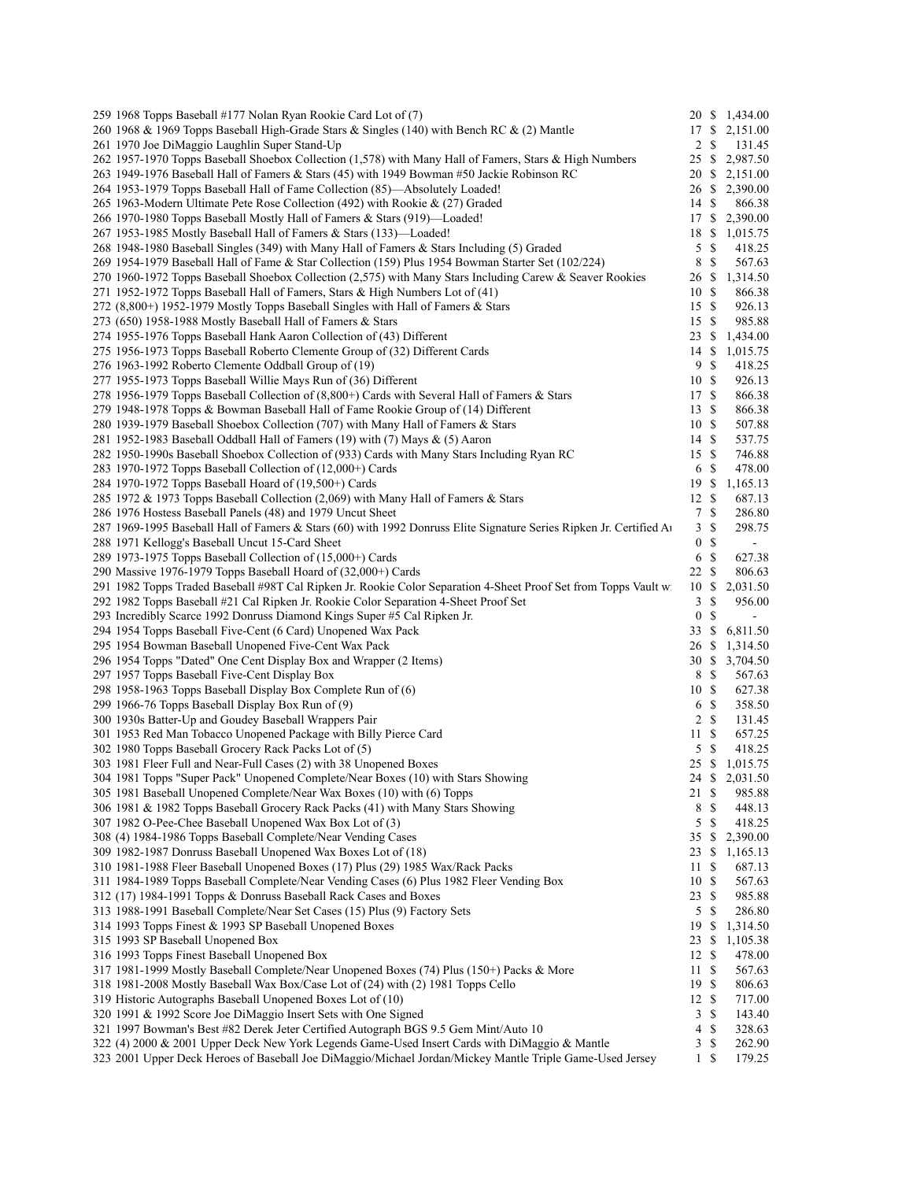| Lot | Description | Bids | | Price |
|---|---|---|---|---|
| 259 | 1968 Topps Baseball #177 Nolan Ryan Rookie Card Lot of (7) | 20 | $ | 1,434.00 |
| 260 | 1968 & 1969 Topps Baseball High-Grade Stars & Singles (140) with Bench RC & (2) Mantle | 17 | $ | 2,151.00 |
| 261 | 1970 Joe DiMaggio Laughlin Super Stand-Up | 2 | $ | 131.45 |
| 262 | 1957-1970 Topps Baseball Shoebox Collection (1,578) with Many Hall of Famers, Stars & High Numbers | 25 | $ | 2,987.50 |
| 263 | 1949-1976 Baseball Hall of Famers & Stars (45) with 1949 Bowman #50 Jackie Robinson RC | 20 | $ | 2,151.00 |
| 264 | 1953-1979 Topps Baseball Hall of Fame Collection (85)—Absolutely Loaded! | 26 | $ | 2,390.00 |
| 265 | 1963-Modern Ultimate Pete Rose Collection (492) with Rookie & (27) Graded | 14 | $ | 866.38 |
| 266 | 1970-1980 Topps Baseball Mostly Hall of Famers & Stars (919)—Loaded! | 17 | $ | 2,390.00 |
| 267 | 1953-1985 Mostly Baseball Hall of Famers & Stars (133)—Loaded! | 18 | $ | 1,015.75 |
| 268 | 1948-1980 Baseball Singles (349) with Many Hall of Famers & Stars Including (5) Graded | 5 | $ | 418.25 |
| 269 | 1954-1979 Baseball Hall of Fame & Star Collection (159) Plus 1954 Bowman Starter Set (102/224) | 8 | $ | 567.63 |
| 270 | 1960-1972 Topps Baseball Shoebox Collection (2,575) with Many Stars Including Carew & Seaver Rookies | 26 | $ | 1,314.50 |
| 271 | 1952-1972 Topps Baseball Hall of Famers, Stars & High Numbers Lot of (41) | 10 | $ | 866.38 |
| 272 | (8,800+) 1952-1979 Mostly Topps Baseball Singles with Hall of Famers & Stars | 15 | $ | 926.13 |
| 273 | (650) 1958-1988 Mostly Baseball Hall of Famers & Stars | 15 | $ | 985.88 |
| 274 | 1955-1976 Topps Baseball Hank Aaron Collection of (43) Different | 23 | $ | 1,434.00 |
| 275 | 1956-1973 Topps Baseball Roberto Clemente Group of (32) Different Cards | 14 | $ | 1,015.75 |
| 276 | 1963-1992 Roberto Clemente Oddball Group of (19) | 9 | $ | 418.25 |
| 277 | 1955-1973 Topps Baseball Willie Mays Run of (36) Different | 10 | $ | 926.13 |
| 278 | 1956-1979 Topps Baseball Collection of (8,800+) Cards with Several Hall of Famers & Stars | 17 | $ | 866.38 |
| 279 | 1948-1978 Topps & Bowman Baseball Hall of Fame Rookie Group of (14) Different | 13 | $ | 866.38 |
| 280 | 1939-1979 Baseball Shoebox Collection (707) with Many Hall of Famers & Stars | 10 | $ | 507.88 |
| 281 | 1952-1983 Baseball Oddball Hall of Famers (19) with (7) Mays & (5) Aaron | 14 | $ | 537.75 |
| 282 | 1950-1990s Baseball Shoebox Collection of (933) Cards with Many Stars Including Ryan RC | 15 | $ | 746.88 |
| 283 | 1970-1972 Topps Baseball Collection of (12,000+) Cards | 6 | $ | 478.00 |
| 284 | 1970-1972 Topps Baseball Hoard of (19,500+) Cards | 19 | $ | 1,165.13 |
| 285 | 1972 & 1973 Topps Baseball Collection (2,069) with Many Hall of Famers & Stars | 12 | $ | 687.13 |
| 286 | 1976 Hostess Baseball Panels (48) and 1979 Uncut Sheet | 7 | $ | 286.80 |
| 287 | 1969-1995 Baseball Hall of Famers & Stars (60) with 1992 Donruss Elite Signature Series Ripken Jr. Certified Au | 3 | $ | 298.75 |
| 288 | 1971 Kellogg's Baseball Uncut 15-Card Sheet | 0 | $ | - |
| 289 | 1973-1975 Topps Baseball Collection of (15,000+) Cards | 6 | $ | 627.38 |
| 290 | Massive 1976-1979 Topps Baseball Hoard of (32,000+) Cards | 22 | $ | 806.63 |
| 291 | 1982 Topps Traded Baseball #98T Cal Ripken Jr. Rookie Color Separation 4-Sheet Proof Set from Topps Vault wi | 10 | $ | 2,031.50 |
| 292 | 1982 Topps Baseball #21 Cal Ripken Jr. Rookie Color Separation 4-Sheet Proof Set | 3 | $ | 956.00 |
| 293 | Incredibly Scarce 1992 Donruss Diamond Kings Super #5 Cal Ripken Jr. | 0 | $ | - |
| 294 | 1954 Topps Baseball Five-Cent (6 Card) Unopened Wax Pack | 33 | $ | 6,811.50 |
| 295 | 1954 Bowman Baseball Unopened Five-Cent Wax Pack | 26 | $ | 1,314.50 |
| 296 | 1954 Topps "Dated" One Cent Display Box and Wrapper (2 Items) | 30 | $ | 3,704.50 |
| 297 | 1957 Topps Baseball Five-Cent Display Box | 8 | $ | 567.63 |
| 298 | 1958-1963 Topps Baseball Display Box Complete Run of (6) | 10 | $ | 627.38 |
| 299 | 1966-76 Topps Baseball Display Box Run of (9) | 6 | $ | 358.50 |
| 300 | 1930s Batter-Up and Goudey Baseball Wrappers Pair | 2 | $ | 131.45 |
| 301 | 1953 Red Man Tobacco Unopened Package with Billy Pierce Card | 11 | $ | 657.25 |
| 302 | 1980 Topps Baseball Grocery Rack Packs Lot of (5) | 5 | $ | 418.25 |
| 303 | 1981 Fleer Full and Near-Full Cases (2) with 38 Unopened Boxes | 25 | $ | 1,015.75 |
| 304 | 1981 Topps "Super Pack" Unopened Complete/Near Boxes (10) with Stars Showing | 24 | $ | 2,031.50 |
| 305 | 1981 Baseball Unopened Complete/Near Wax Boxes (10) with (6) Topps | 21 | $ | 985.88 |
| 306 | 1981 & 1982 Topps Baseball Grocery Rack Packs (41) with Many Stars Showing | 8 | $ | 448.13 |
| 307 | 1982 O-Pee-Chee Baseball Unopened Wax Box Lot of (3) | 5 | $ | 418.25 |
| 308 | (4) 1984-1986 Topps Baseball Complete/Near Vending Cases | 35 | $ | 2,390.00 |
| 309 | 1982-1987 Donruss Baseball Unopened Wax Boxes Lot of (18) | 23 | $ | 1,165.13 |
| 310 | 1981-1988 Fleer Baseball Unopened Boxes (17) Plus (29) 1985 Wax/Rack Packs | 11 | $ | 687.13 |
| 311 | 1984-1989 Topps Baseball Complete/Near Vending Cases (6) Plus 1982 Fleer Vending Box | 10 | $ | 567.63 |
| 312 | (17) 1984-1991 Topps & Donruss Baseball Rack Cases and Boxes | 23 | $ | 985.88 |
| 313 | 1988-1991 Baseball Complete/Near Set Cases (15) Plus (9) Factory Sets | 5 | $ | 286.80 |
| 314 | 1993 Topps Finest & 1993 SP Baseball Unopened Boxes | 19 | $ | 1,314.50 |
| 315 | 1993 SP Baseball Unopened Box | 23 | $ | 1,105.38 |
| 316 | 1993 Topps Finest Baseball Unopened Box | 12 | $ | 478.00 |
| 317 | 1981-1999 Mostly Baseball Complete/Near Unopened Boxes (74) Plus (150+) Packs & More | 11 | $ | 567.63 |
| 318 | 1981-2008 Mostly Baseball Wax Box/Case Lot of (24) with (2) 1981 Topps Cello | 19 | $ | 806.63 |
| 319 | Historic Autographs Baseball Unopened Boxes Lot of (10) | 12 | $ | 717.00 |
| 320 | 1991 & 1992 Score Joe DiMaggio Insert Sets with One Signed | 3 | $ | 143.40 |
| 321 | 1997 Bowman's Best #82 Derek Jeter Certified Autograph BGS 9.5 Gem Mint/Auto 10 | 4 | $ | 328.63 |
| 322 | (4) 2000 & 2001 Upper Deck New York Legends Game-Used Insert Cards with DiMaggio & Mantle | 3 | $ | 262.90 |
| 323 | 2001 Upper Deck Heroes of Baseball Joe DiMaggio/Michael Jordan/Mickey Mantle Triple Game-Used Jersey | 1 | $ | 179.25 |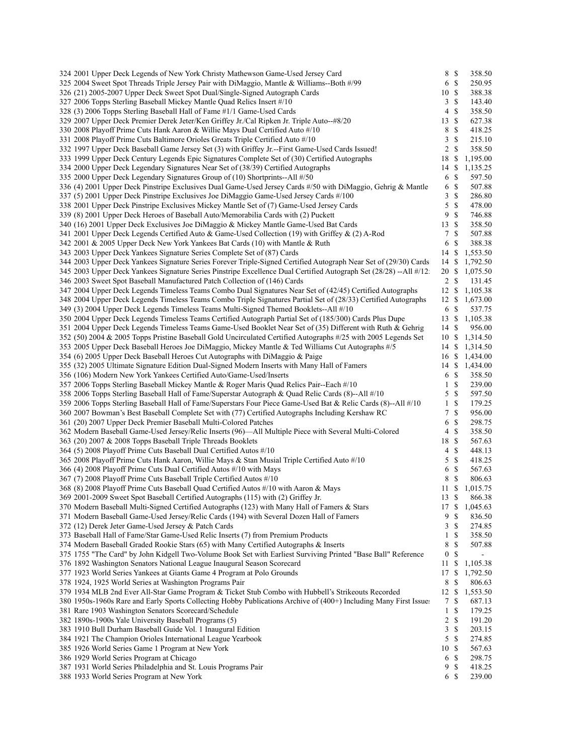| Lot | Description | Bids | | Price |
|---|---|---|---|---|
| 324 | 2001 Upper Deck Legends of New York Christy Mathewson Game-Used Jersey Card | 8 | $ | 358.50 |
| 325 | 2004 Sweet Spot Threads Triple Jersey Pair with DiMaggio, Mantle & Williams--Both #/99 | 6 | $ | 250.95 |
| 326 | (21) 2005-2007 Upper Deck Sweet Spot Dual/Single-Signed Autograph Cards | 10 | $ | 388.38 |
| 327 | 2006 Topps Sterling Baseball Mickey Mantle Quad Relics Insert #/10 | 3 | $ | 143.40 |
| 328 | (3) 2006 Topps Sterling Baseball Hall of Fame #1/1 Game-Used Cards | 4 | $ | 358.50 |
| 329 | 2007 Upper Deck Premier Derek Jeter/Ken Griffey Jr./Cal Ripken Jr. Triple Auto--#8/20 | 13 | $ | 627.38 |
| 330 | 2008 Playoff Prime Cuts Hank Aaron & Willie Mays Dual Certified Auto #/10 | 8 | $ | 418.25 |
| 331 | 2008 Playoff Prime Cuts Baltimore Orioles Greats Triple Certified Auto #/10 | 3 | $ | 215.10 |
| 332 | 1997 Upper Deck Baseball Game Jersey Set (3) with Griffey Jr.--First Game-Used Cards Issued! | 2 | $ | 358.50 |
| 333 | 1999 Upper Deck Century Legends Epic Signatures Complete Set of (30) Certified Autographs | 18 | $ | 1,195.00 |
| 334 | 2000 Upper Deck Legendary Signatures Near Set of (38/39) Certified Autographs | 14 | $ | 1,135.25 |
| 335 | 2000 Upper Deck Legendary Signatures Group of (10) Shortprints--All #/50 | 6 | $ | 597.50 |
| 336 | (4) 2001 Upper Deck Pinstripe Exclusives Dual Game-Used Jersey Cards #/50 with DiMaggio, Gehrig & Mantle | 6 | $ | 507.88 |
| 337 | (5) 2001 Upper Deck Pinstripe Exclusives Joe DiMaggio Game-Used Jersey Cards #/100 | 3 | $ | 286.80 |
| 338 | 2001 Upper Deck Pinstripe Exclusives Mickey Mantle Set of (7) Game-Used Jersey Cards | 5 | $ | 478.00 |
| 339 | (8) 2001 Upper Deck Heroes of Baseball Auto/Memorabilia Cards with (2) Puckett | 9 | $ | 746.88 |
| 340 | (16) 2001 Upper Deck Exclusives Joe DiMaggio & Mickey Mantle Game-Used Bat Cards | 13 | $ | 358.50 |
| 341 | 2001 Upper Deck Legends Certified Auto & Game-Used Collection (19) with Griffey & (2) A-Rod | 7 | $ | 507.88 |
| 342 | 2001 & 2005 Upper Deck New York Yankees Bat Cards (10) with Mantle & Ruth | 6 | $ | 388.38 |
| 343 | 2003 Upper Deck Yankees Signature Series Complete Set of (87) Cards | 14 | $ | 1,553.50 |
| 344 | 2003 Upper Deck Yankees Signature Series Forever Triple-Signed Certified Autograph Near Set of (29/30) Cards | 14 | $ | 1,792.50 |
| 345 | 2003 Upper Deck Yankees Signature Series Pinstripe Excellence Dual Certified Autograph Set (28/28) --All #/12: | 20 | $ | 1,075.50 |
| 346 | 2003 Sweet Spot Baseball Manufactured Patch Collection of (146) Cards | 2 | $ | 131.45 |
| 347 | 2004 Upper Deck Legends Timeless Teams Combo Dual Signatures Near Set of (42/45) Certified Autographs | 12 | $ | 1,105.38 |
| 348 | 2004 Upper Deck Legends Timeless Teams Combo Triple Signatures Partial Set of (28/33) Certified Autographs | 12 | $ | 1,673.00 |
| 349 | (3) 2004 Upper Deck Legends Timeless Teams Multi-Signed Themed Booklets--All #/10 | 6 | $ | 537.75 |
| 350 | 2004 Upper Deck Legends Timeless Teams Certified Autograph Partial Set of (185/300) Cards Plus Dupe | 13 | $ | 1,105.38 |
| 351 | 2004 Upper Deck Legends Timeless Teams Game-Used Booklet Near Set of (35) Different with Ruth & Gehrig | 14 | $ | 956.00 |
| 352 | (50) 2004 & 2005 Topps Pristine Baseball Gold Uncirculated Certified Autographs #/25 with 2005 Legends Set | 10 | $ | 1,314.50 |
| 353 | 2005 Upper Deck Baseball Heroes Joe DiMaggio, Mickey Mantle & Ted Williams Cut Autographs #/5 | 14 | $ | 1,314.50 |
| 354 | (6) 2005 Upper Deck Baseball Heroes Cut Autographs with DiMaggio & Paige | 16 | $ | 1,434.00 |
| 355 | (32) 2005 Ultimate Signature Edition Dual-Signed Modern Inserts with Many Hall of Famers | 14 | $ | 1,434.00 |
| 356 | (106) Modern New York Yankees Certified Auto/Game-Used/Inserts | 6 | $ | 358.50 |
| 357 | 2006 Topps Sterling Baseball Mickey Mantle & Roger Maris Quad Relics Pair--Each #/10 | 1 | $ | 239.00 |
| 358 | 2006 Topps Sterling Baseball Hall of Fame/Superstar Autograph & Quad Relic Cards (8)--All #/10 | 5 | $ | 597.50 |
| 359 | 2006 Topps Sterling Baseball Hall of Fame/Superstars Four Piece Game-Used Bat & Relic Cards (8)--All #/10 | 1 | $ | 179.25 |
| 360 | 2007 Bowman's Best Baseball Complete Set with (77) Certified Autographs Including Kershaw RC | 7 | $ | 956.00 |
| 361 | (20) 2007 Upper Deck Premier Baseball Multi-Colored Patches | 6 | $ | 298.75 |
| 362 | Modern Baseball Game-Used Jersey/Relic Inserts (96)—All Multiple Piece with Several Multi-Colored | 4 | $ | 358.50 |
| 363 | (20) 2007 & 2008 Topps Baseball Triple Threads Booklets | 18 | $ | 567.63 |
| 364 | (5) 2008 Playoff Prime Cuts Baseball Dual Certified Autos #/10 | 4 | $ | 448.13 |
| 365 | 2008 Playoff Prime Cuts Hank Aaron, Willie Mays & Stan Musial Triple Certified Auto #/10 | 5 | $ | 418.25 |
| 366 | (4) 2008 Playoff Prime Cuts Dual Certified Autos #/10 with Mays | 6 | $ | 567.63 |
| 367 | (7) 2008 Playoff Prime Cuts Baseball Triple Certified Autos #/10 | 8 | $ | 806.63 |
| 368 | (8) 2008 Playoff Prime Cuts Baseball Quad Certified Autos #/10 with Aaron & Mays | 11 | $ | 1,015.75 |
| 369 | 2001-2009 Sweet Spot Baseball Certified Autographs (115) with (2) Griffey Jr. | 13 | $ | 866.38 |
| 370 | Modern Baseball Multi-Signed Certified Autographs (123) with Many Hall of Famers & Stars | 17 | $ | 1,045.63 |
| 371 | Modern Baseball Game-Used Jersey/Relic Cards (194) with Several Dozen Hall of Famers | 9 | $ | 836.50 |
| 372 | (12) Derek Jeter Game-Used Jersey & Patch Cards | 3 | $ | 274.85 |
| 373 | Baseball Hall of Fame/Star Game-Used Relic Inserts (7) from Premium Products | 1 | $ | 358.50 |
| 374 | Modern Baseball Graded Rookie Stars (65) with Many Certified Autographs & Inserts | 8 | $ | 507.88 |
| 375 | 1755 "The Card" by John Kidgell Two-Volume Book Set with Earliest Surviving Printed "Base Ball" Reference | 0 | $ | - |
| 376 | 1892 Washington Senators National League Inaugural Season Scorecard | 11 | $ | 1,105.38 |
| 377 | 1923 World Series Yankees at Giants Game 4 Program at Polo Grounds | 17 | $ | 1,792.50 |
| 378 | 1924, 1925 World Series at Washington Programs Pair | 8 | $ | 806.63 |
| 379 | 1934 MLB 2nd Ever All-Star Game Program & Ticket Stub Combo with Hubbell's Strikeouts Recorded | 12 | $ | 1,553.50 |
| 380 | 1950s-1960s Rare and Early Sports Collecting Hobby Publications Archive of (400+) Including Many First Issue: | 7 | $ | 687.13 |
| 381 | Rare 1903 Washington Senators Scorecard/Schedule | 1 | $ | 179.25 |
| 382 | 1890s-1900s Yale University Baseball Programs (5) | 2 | $ | 191.20 |
| 383 | 1910 Bull Durham Baseball Guide Vol. 1 Inaugural Edition | 3 | $ | 203.15 |
| 384 | 1921 The Champion Orioles International League Yearbook | 5 | $ | 274.85 |
| 385 | 1926 World Series Game 1 Program at New York | 10 | $ | 567.63 |
| 386 | 1929 World Series Program at Chicago | 6 | $ | 298.75 |
| 387 | 1931 World Series Philadelphia and St. Louis Programs Pair | 9 | $ | 418.25 |
| 388 | 1933 World Series Program at New York | 6 | $ | 239.00 |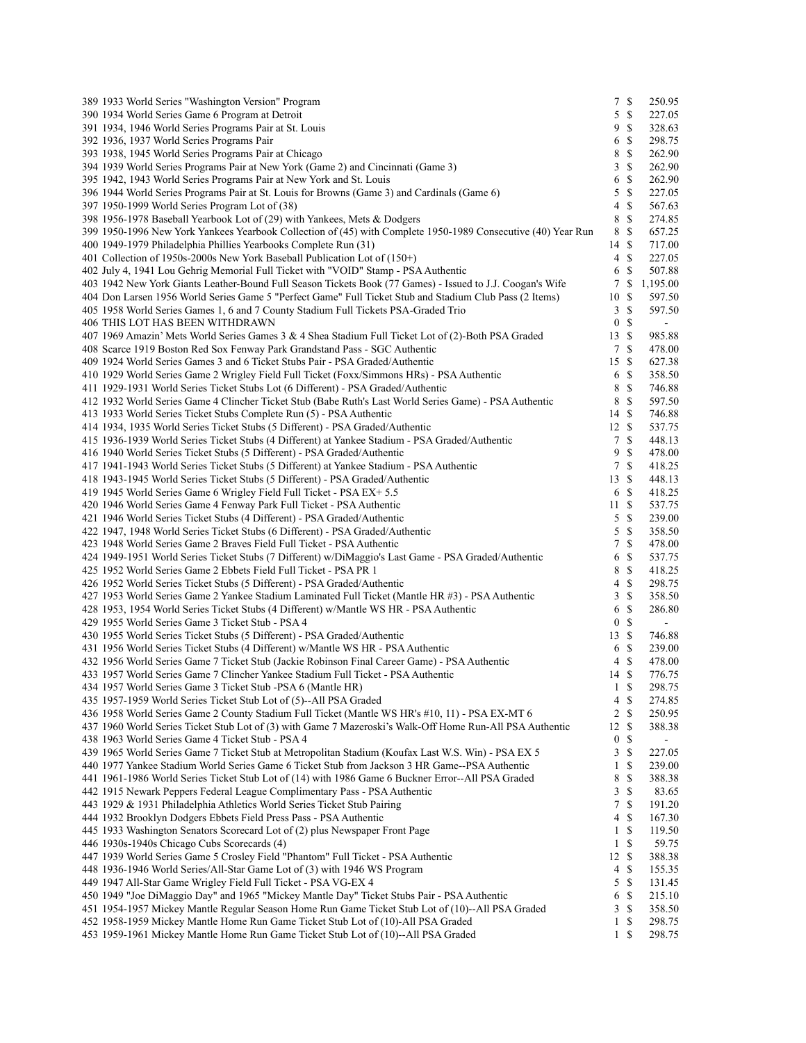| Lot | Description | Bids | | Price |
|---|---|---|---|---|
| 389 | 1933 World Series "Washington Version" Program | 7 | $ | 250.95 |
| 390 | 1934 World Series Game 6 Program at Detroit | 5 | $ | 227.05 |
| 391 | 1934, 1946 World Series Programs Pair at St. Louis | 9 | $ | 328.63 |
| 392 | 1936, 1937 World Series Programs Pair | 6 | $ | 298.75 |
| 393 | 1938, 1945 World Series Programs Pair at Chicago | 8 | $ | 262.90 |
| 394 | 1939 World Series Programs Pair at New York (Game 2) and Cincinnati (Game 3) | 3 | $ | 262.90 |
| 395 | 1942, 1943 World Series Programs Pair at New York and St. Louis | 6 | $ | 262.90 |
| 396 | 1944 World Series Programs Pair at St. Louis for Browns (Game 3) and Cardinals (Game 6) | 5 | $ | 227.05 |
| 397 | 1950-1999 World Series Program Lot of (38) | 4 | $ | 567.63 |
| 398 | 1956-1978 Baseball Yearbook Lot of (29) with Yankees, Mets & Dodgers | 8 | $ | 274.85 |
| 399 | 1950-1996 New York Yankees Yearbook Collection of (45) with Complete 1950-1989 Consecutive (40) Year Run | 8 | $ | 657.25 |
| 400 | 1949-1979 Philadelphia Phillies Yearbooks Complete Run (31) | 14 | $ | 717.00 |
| 401 | Collection of 1950s-2000s New York Baseball Publication Lot of (150+) | 4 | $ | 227.05 |
| 402 | July 4, 1941 Lou Gehrig Memorial Full Ticket with "VOID" Stamp - PSA Authentic | 6 | $ | 507.88 |
| 403 | 1942 New York Giants Leather-Bound Full Season Tickets Book (77 Games) - Issued to J.J. Coogan's Wife | 7 | $ | 1,195.00 |
| 404 | Don Larsen 1956 World Series Game 5 "Perfect Game" Full Ticket Stub and Stadium Club Pass (2 Items) | 10 | $ | 597.50 |
| 405 | 1958 World Series Games 1, 6 and 7 County Stadium Full Tickets PSA-Graded Trio | 3 | $ | 597.50 |
| 406 | THIS LOT HAS BEEN WITHDRAWN | 0 | $ | - |
| 407 | 1969 Amazin' Mets World Series Games 3 & 4 Shea Stadium Full Ticket Lot of (2)-Both PSA Graded | 13 | $ | 985.88 |
| 408 | Scarce 1919 Boston Red Sox Fenway Park Grandstand Pass - SGC Authentic | 7 | $ | 478.00 |
| 409 | 1924 World Series Games 3 and 6 Ticket Stubs Pair - PSA Graded/Authentic | 15 | $ | 627.38 |
| 410 | 1929 World Series Game 2 Wrigley Field Full Ticket (Foxx/Simmons HRs) - PSA Authentic | 6 | $ | 358.50 |
| 411 | 1929-1931 World Series Ticket Stubs Lot (6 Different) - PSA Graded/Authentic | 8 | $ | 746.88 |
| 412 | 1932 World Series Game 4 Clincher Ticket Stub (Babe Ruth's Last World Series Game) - PSA Authentic | 8 | $ | 597.50 |
| 413 | 1933 World Series Ticket Stubs Complete Run (5) - PSA Authentic | 14 | $ | 746.88 |
| 414 | 1934, 1935 World Series Ticket Stubs (5 Different) - PSA Graded/Authentic | 12 | $ | 537.75 |
| 415 | 1936-1939 World Series Ticket Stubs (4 Different) at Yankee Stadium - PSA Graded/Authentic | 7 | $ | 448.13 |
| 416 | 1940 World Series Ticket Stubs (5 Different) - PSA Graded/Authentic | 9 | $ | 478.00 |
| 417 | 1941-1943 World Series Ticket Stubs (5 Different) at Yankee Stadium - PSA Authentic | 7 | $ | 418.25 |
| 418 | 1943-1945 World Series Ticket Stubs (5 Different) - PSA Graded/Authentic | 13 | $ | 448.13 |
| 419 | 1945 World Series Game 6 Wrigley Field Full Ticket - PSA EX+ 5.5 | 6 | $ | 418.25 |
| 420 | 1946 World Series Game 4 Fenway Park Full Ticket - PSA Authentic | 11 | $ | 537.75 |
| 421 | 1946 World Series Ticket Stubs (4 Different) - PSA Graded/Authentic | 5 | $ | 239.00 |
| 422 | 1947, 1948 World Series Ticket Stubs (6 Different) - PSA Graded/Authentic | 5 | $ | 358.50 |
| 423 | 1948 World Series Game 2 Braves Field Full Ticket - PSA Authentic | 7 | $ | 478.00 |
| 424 | 1949-1951 World Series Ticket Stubs (7 Different) w/DiMaggio's Last Game - PSA Graded/Authentic | 6 | $ | 537.75 |
| 425 | 1952 World Series Game 2 Ebbets Field Full Ticket - PSA PR 1 | 8 | $ | 418.25 |
| 426 | 1952 World Series Ticket Stubs (5 Different) - PSA Graded/Authentic | 4 | $ | 298.75 |
| 427 | 1953 World Series Game 2 Yankee Stadium Laminated Full Ticket (Mantle HR #3) - PSA Authentic | 3 | $ | 358.50 |
| 428 | 1953, 1954 World Series Ticket Stubs (4 Different) w/Mantle WS HR - PSA Authentic | 6 | $ | 286.80 |
| 429 | 1955 World Series Game 3 Ticket Stub - PSA 4 | 0 | $ | - |
| 430 | 1955 World Series Ticket Stubs (5 Different) - PSA Graded/Authentic | 13 | $ | 746.88 |
| 431 | 1956 World Series Ticket Stubs (4 Different) w/Mantle WS HR - PSA Authentic | 6 | $ | 239.00 |
| 432 | 1956 World Series Game 7 Ticket Stub (Jackie Robinson Final Career Game) - PSA Authentic | 4 | $ | 478.00 |
| 433 | 1957 World Series Game 7 Clincher Yankee Stadium Full Ticket - PSA Authentic | 14 | $ | 776.75 |
| 434 | 1957 World Series Game 3 Ticket Stub -PSA 6 (Mantle HR) | 1 | $ | 298.75 |
| 435 | 1957-1959 World Series Ticket Stub Lot of (5)--All PSA Graded | 4 | $ | 274.85 |
| 436 | 1958 World Series Game 2 County Stadium Full Ticket (Mantle WS HR's #10, 11) - PSA EX-MT 6 | 2 | $ | 250.95 |
| 437 | 1960 World Series Ticket Stub Lot of (3) with Game 7 Mazeroski's Walk-Off Home Run-All PSA Authentic | 12 | $ | 388.38 |
| 438 | 1963 World Series Game 4 Ticket Stub - PSA 4 | 0 | $ | - |
| 439 | 1965 World Series Game 7 Ticket Stub at Metropolitan Stadium (Koufax Last W.S. Win) - PSA EX 5 | 3 | $ | 227.05 |
| 440 | 1977 Yankee Stadium World Series Game 6 Ticket Stub from Jackson 3 HR Game--PSA Authentic | 1 | $ | 239.00 |
| 441 | 1961-1986 World Series Ticket Stub Lot of (14) with 1986 Game 6 Buckner Error--All PSA Graded | 8 | $ | 388.38 |
| 442 | 1915 Newark Peppers Federal League Complimentary Pass - PSA Authentic | 3 | $ | 83.65 |
| 443 | 1929 & 1931 Philadelphia Athletics World Series Ticket Stub Pairing | 7 | $ | 191.20 |
| 444 | 1932 Brooklyn Dodgers Ebbets Field Press Pass - PSA Authentic | 4 | $ | 167.30 |
| 445 | 1933 Washington Senators Scorecard Lot of (2) plus Newspaper Front Page | 1 | $ | 119.50 |
| 446 | 1930s-1940s Chicago Cubs Scorecards (4) | 1 | $ | 59.75 |
| 447 | 1939 World Series Game 5 Crosley Field "Phantom" Full Ticket - PSA Authentic | 12 | $ | 388.38 |
| 448 | 1936-1946 World Series/All-Star Game Lot of (3) with 1946 WS Program | 4 | $ | 155.35 |
| 449 | 1947 All-Star Game Wrigley Field Full Ticket - PSA VG-EX 4 | 5 | $ | 131.45 |
| 450 | 1949 "Joe DiMaggio Day" and 1965 "Mickey Mantle Day" Ticket Stubs Pair - PSA Authentic | 6 | $ | 215.10 |
| 451 | 1954-1957 Mickey Mantle Regular Season Home Run Game Ticket Stub Lot of (10)--All PSA Graded | 3 | $ | 358.50 |
| 452 | 1958-1959 Mickey Mantle Home Run Game Ticket Stub Lot of (10)-All PSA Graded | 1 | $ | 298.75 |
| 453 | 1959-1961 Mickey Mantle Home Run Game Ticket Stub Lot of (10)--All PSA Graded | 1 | $ | 298.75 |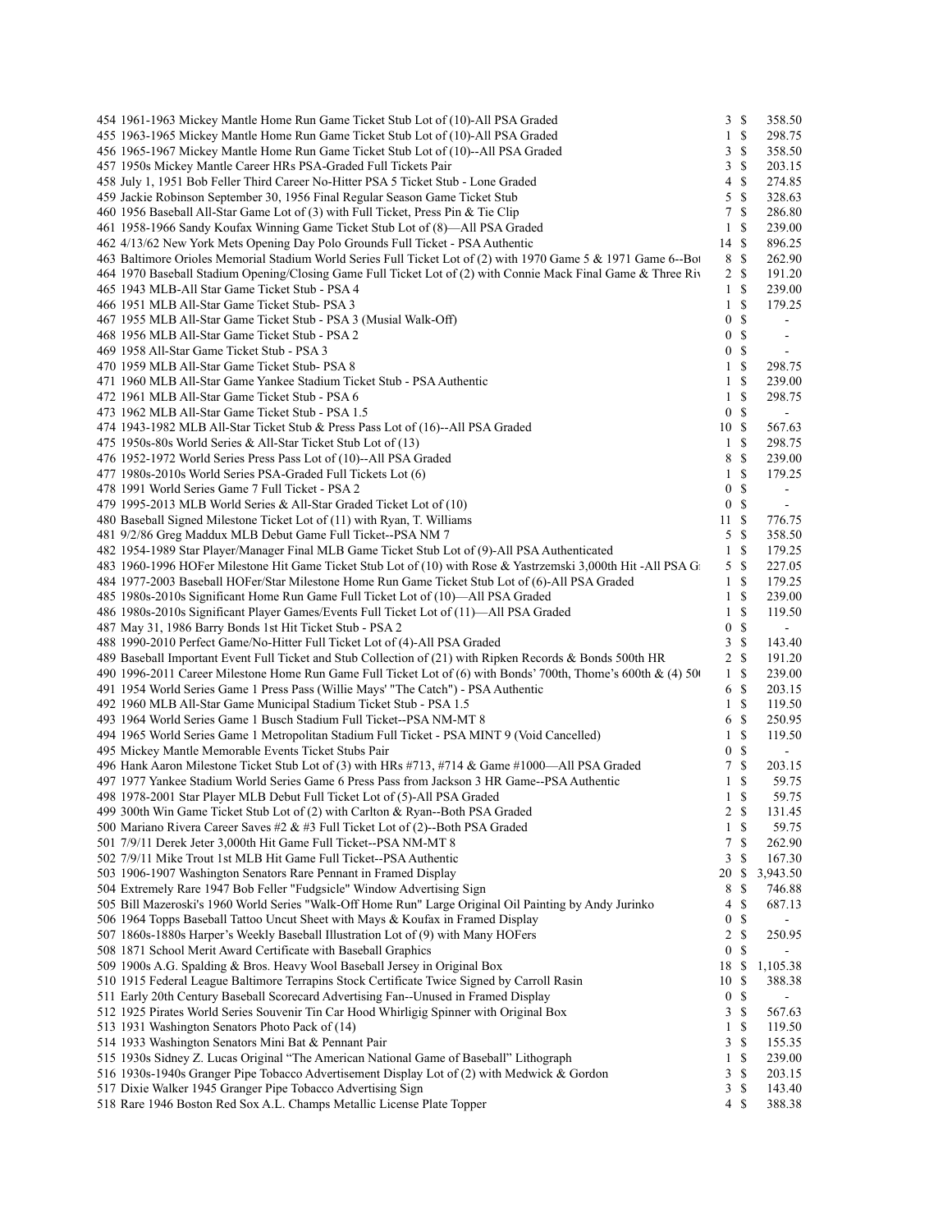| Lot | Description | Bids | | Price |
|---|---|---|---|---|
| 454 | 1961-1963 Mickey Mantle Home Run Game Ticket Stub Lot of (10)-All PSA Graded | 3 | $ | 358.50 |
| 455 | 1963-1965 Mickey Mantle Home Run Game Ticket Stub Lot of (10)-All PSA Graded | 1 | $ | 298.75 |
| 456 | 1965-1967 Mickey Mantle Home Run Game Ticket Stub Lot of (10)--All PSA Graded | 3 | $ | 358.50 |
| 457 | 1950s Mickey Mantle Career HRs PSA-Graded Full Tickets Pair | 3 | $ | 203.15 |
| 458 | July 1, 1951 Bob Feller Third Career No-Hitter PSA 5 Ticket Stub - Lone Graded | 4 | $ | 274.85 |
| 459 | Jackie Robinson September 30, 1956 Final Regular Season Game Ticket Stub | 5 | $ | 328.63 |
| 460 | 1956 Baseball All-Star Game Lot of (3) with Full Ticket, Press Pin & Tie Clip | 7 | $ | 286.80 |
| 461 | 1958-1966 Sandy Koufax Winning Game Ticket Stub Lot of (8)—All PSA Graded | 1 | $ | 239.00 |
| 462 | 4/13/62 New York Mets Opening Day Polo Grounds Full Ticket - PSA Authentic | 14 | $ | 896.25 |
| 463 | Baltimore Orioles Memorial Stadium World Series Full Ticket Lot of (2) with 1970 Game 5 & 1971 Game 6--Bo | 8 | $ | 262.90 |
| 464 | 1970 Baseball Stadium Opening/Closing Game Full Ticket Lot of (2) with Connie Mack Final Game & Three Riv | 2 | $ | 191.20 |
| 465 | 1943 MLB-All Star Game Ticket Stub - PSA 4 | 1 | $ | 239.00 |
| 466 | 1951 MLB All-Star Game Ticket Stub- PSA 3 | 1 | $ | 179.25 |
| 467 | 1955 MLB All-Star Game Ticket Stub - PSA 3 (Musial Walk-Off) | 0 | $ | - |
| 468 | 1956 MLB All-Star Game Ticket Stub - PSA 2 | 0 | $ | - |
| 469 | 1958 All-Star Game Ticket Stub - PSA 3 | 0 | $ | - |
| 470 | 1959 MLB All-Star Game Ticket Stub- PSA 8 | 1 | $ | 298.75 |
| 471 | 1960 MLB All-Star Game Yankee Stadium Ticket Stub - PSA Authentic | 1 | $ | 239.00 |
| 472 | 1961 MLB All-Star Game Ticket Stub - PSA 6 | 1 | $ | 298.75 |
| 473 | 1962 MLB All-Star Game Ticket Stub - PSA 1.5 | 0 | $ | - |
| 474 | 1943-1982 MLB All-Star Ticket Stub & Press Pass Lot of (16)--All PSA Graded | 10 | $ | 567.63 |
| 475 | 1950s-80s World Series & All-Star Ticket Stub Lot of (13) | 1 | $ | 298.75 |
| 476 | 1952-1972 World Series Press Pass Lot of (10)--All PSA Graded | 8 | $ | 239.00 |
| 477 | 1980s-2010s World Series PSA-Graded Full Tickets Lot (6) | 1 | $ | 179.25 |
| 478 | 1991 World Series Game 7 Full Ticket - PSA 2 | 0 | $ | - |
| 479 | 1995-2013 MLB World Series & All-Star Graded Ticket Lot of (10) | 0 | $ | - |
| 480 | Baseball Signed Milestone Ticket Lot of (11) with Ryan, T. Williams | 11 | $ | 776.75 |
| 481 | 9/2/86 Greg Maddux MLB Debut Game Full Ticket--PSA NM 7 | 5 | $ | 358.50 |
| 482 | 1954-1989 Star Player/Manager Final MLB Game Ticket Stub Lot of (9)-All PSA Authenticated | 1 | $ | 179.25 |
| 483 | 1960-1996 HOFer Milestone Hit Game Ticket Stub Lot of (10) with Rose & Yastrzemski 3,000th Hit -All PSA G | 5 | $ | 227.05 |
| 484 | 1977-2003 Baseball HOFer/Star Milestone Home Run Game Ticket Stub Lot of (6)-All PSA Graded | 1 | $ | 179.25 |
| 485 | 1980s-2010s Significant Home Run Game Full Ticket Lot of (10)—All PSA Graded | 1 | $ | 239.00 |
| 486 | 1980s-2010s Significant Player Games/Events Full Ticket Lot of (11)—All PSA Graded | 1 | $ | 119.50 |
| 487 | May 31, 1986 Barry Bonds 1st Hit Ticket Stub - PSA 2 | 0 | $ | - |
| 488 | 1990-2010 Perfect Game/No-Hitter Full Ticket Lot of (4)-All PSA Graded | 3 | $ | 143.40 |
| 489 | Baseball Important Event Full Ticket and Stub Collection of (21) with Ripken Records & Bonds 500th HR | 2 | $ | 191.20 |
| 490 | 1996-2011 Career Milestone Home Run Game Full Ticket Lot of (6) with Bonds' 700th, Thome's 600th & (4) 50 | 1 | $ | 239.00 |
| 491 | 1954 World Series Game 1 Press Pass (Willie Mays' "The Catch") - PSA Authentic | 6 | $ | 203.15 |
| 492 | 1960 MLB All-Star Game Municipal Stadium Ticket Stub - PSA 1.5 | 1 | $ | 119.50 |
| 493 | 1964 World Series Game 1 Busch Stadium Full Ticket--PSA NM-MT 8 | 6 | $ | 250.95 |
| 494 | 1965 World Series Game 1 Metropolitan Stadium Full Ticket - PSA MINT 9 (Void Cancelled) | 1 | $ | 119.50 |
| 495 | Mickey Mantle Memorable Events Ticket Stubs Pair | 0 | $ | - |
| 496 | Hank Aaron Milestone Ticket Stub Lot of (3) with HRs #713, #714 & Game #1000—All PSA Graded | 7 | $ | 203.15 |
| 497 | 1977 Yankee Stadium World Series Game 6 Press Pass from Jackson 3 HR Game--PSA Authentic | 1 | $ | 59.75 |
| 498 | 1978-2001 Star Player MLB Debut Full Ticket Lot of (5)-All PSA Graded | 1 | $ | 59.75 |
| 499 | 300th Win Game Ticket Stub Lot of (2) with Carlton & Ryan--Both PSA Graded | 2 | $ | 131.45 |
| 500 | Mariano Rivera Career Saves #2 & #3 Full Ticket Lot of (2)--Both PSA Graded | 1 | $ | 59.75 |
| 501 | 7/9/11 Derek Jeter 3,000th Hit Game Full Ticket--PSA NM-MT 8 | 7 | $ | 262.90 |
| 502 | 7/9/11 Mike Trout 1st MLB Hit Game Full Ticket--PSA Authentic | 3 | $ | 167.30 |
| 503 | 1906-1907 Washington Senators Rare Pennant in Framed Display | 20 | $ | 3,943.50 |
| 504 | Extremely Rare 1947 Bob Feller "Fudgsicle" Window Advertising Sign | 8 | $ | 746.88 |
| 505 | Bill Mazeroski's 1960 World Series "Walk-Off Home Run" Large Original Oil Painting by Andy Jurinko | 4 | $ | 687.13 |
| 506 | 1964 Topps Baseball Tattoo Uncut Sheet with Mays & Koufax in Framed Display | 0 | $ | - |
| 507 | 1860s-1880s Harper's Weekly Baseball Illustration Lot of (9) with Many HOFers | 2 | $ | 250.95 |
| 508 | 1871 School Merit Award Certificate with Baseball Graphics | 0 | $ | - |
| 509 | 1900s A.G. Spalding & Bros. Heavy Wool Baseball Jersey in Original Box | 18 | $ | 1,105.38 |
| 510 | 1915 Federal League Baltimore Terrapins Stock Certificate Twice Signed by Carroll Rasin | 10 | $ | 388.38 |
| 511 | Early 20th Century Baseball Scorecard Advertising Fan--Unused in Framed Display | 0 | $ | - |
| 512 | 1925 Pirates World Series Souvenir Tin Car Hood Whirligig Spinner with Original Box | 3 | $ | 567.63 |
| 513 | 1931 Washington Senators Photo Pack of (14) | 1 | $ | 119.50 |
| 514 | 1933 Washington Senators Mini Bat & Pennant Pair | 3 | $ | 155.35 |
| 515 | 1930s Sidney Z. Lucas Original "The American National Game of Baseball" Lithograph | 1 | $ | 239.00 |
| 516 | 1930s-1940s Granger Pipe Tobacco Advertisement Display Lot of (2) with Medwick & Gordon | 3 | $ | 203.15 |
| 517 | Dixie Walker 1945 Granger Pipe Tobacco Advertising Sign | 3 | $ | 143.40 |
| 518 | Rare 1946 Boston Red Sox A.L. Champs Metallic License Plate Topper | 4 | $ | 388.38 |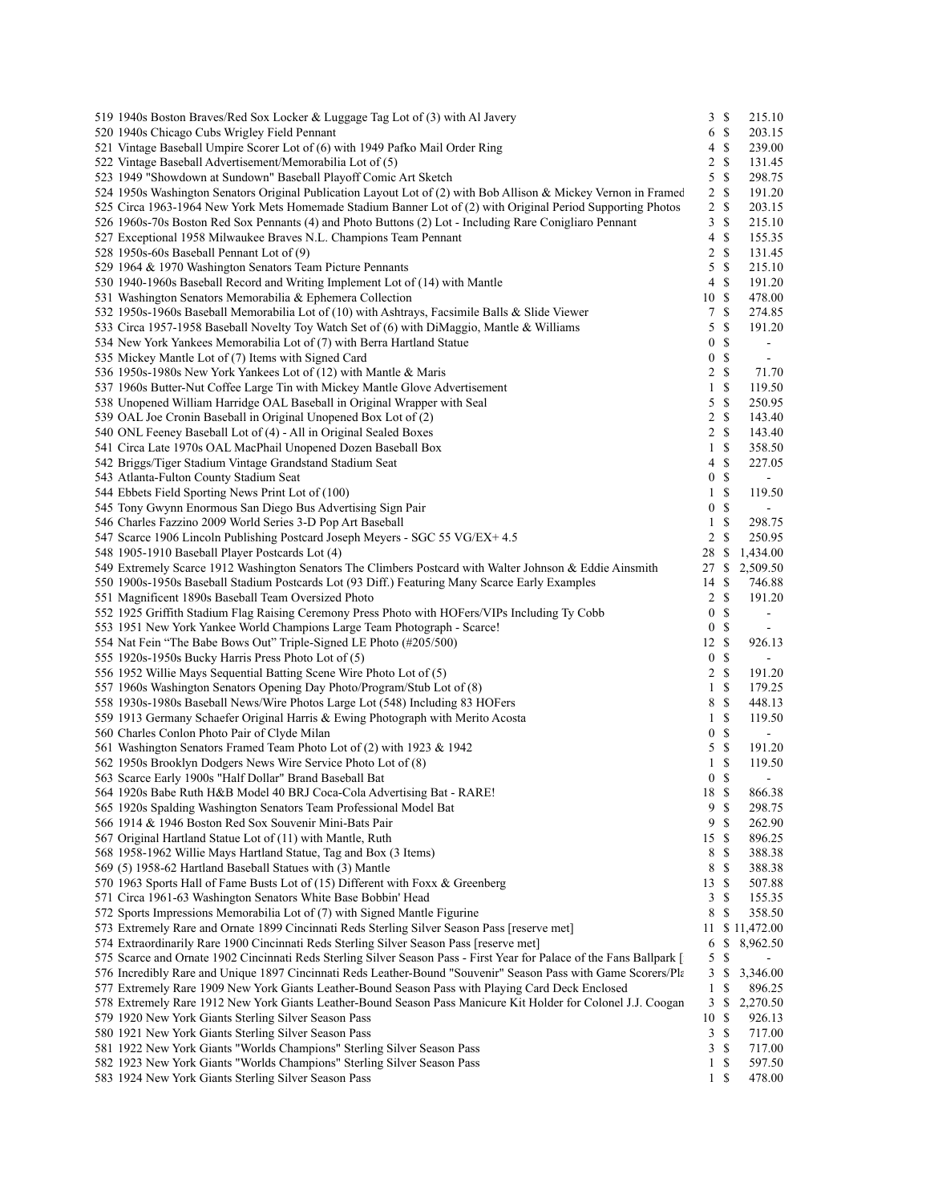| Lot | Description | Bids | | Price |
|---|---|---|---|---|
| 519 | 1940s Boston Braves/Red Sox Locker & Luggage Tag Lot of (3) with Al Javery | 3 | $ | 215.10 |
| 520 | 1940s Chicago Cubs Wrigley Field Pennant | 6 | $ | 203.15 |
| 521 | Vintage Baseball Umpire Scorer Lot of (6) with 1949 Pafko Mail Order Ring | 4 | $ | 239.00 |
| 522 | Vintage Baseball Advertisement/Memorabilia Lot of (5) | 2 | $ | 131.45 |
| 523 | 1949 "Showdown at Sundown" Baseball Playoff Comic Art Sketch | 5 | $ | 298.75 |
| 524 | 1950s Washington Senators Original Publication Layout Lot of (2) with Bob Allison & Mickey Vernon in Framed | 2 | $ | 191.20 |
| 525 | Circa 1963-1964 New York Mets Homemade Stadium Banner Lot of (2) with Original Period Supporting Photos | 2 | $ | 203.15 |
| 526 | 1960s-70s Boston Red Sox Pennants (4) and Photo Buttons (2) Lot - Including Rare Conigliaro Pennant | 3 | $ | 215.10 |
| 527 | Exceptional 1958 Milwaukee Braves N.L. Champions Team Pennant | 4 | $ | 155.35 |
| 528 | 1950s-60s Baseball Pennant Lot of (9) | 2 | $ | 131.45 |
| 529 | 1964 & 1970 Washington Senators Team Picture Pennants | 5 | $ | 215.10 |
| 530 | 1940-1960s Baseball Record and Writing Implement Lot of (14) with Mantle | 4 | $ | 191.20 |
| 531 | Washington Senators Memorabilia & Ephemera Collection | 10 | $ | 478.00 |
| 532 | 1950s-1960s Baseball Memorabilia Lot of (10) with Ashtrays, Facsimile Balls & Slide Viewer | 7 | $ | 274.85 |
| 533 | Circa 1957-1958 Baseball Novelty Toy Watch Set of (6) with DiMaggio, Mantle & Williams | 5 | $ | 191.20 |
| 534 | New York Yankees Memorabilia Lot of (7) with Berra Hartland Statue | 0 | $ | - |
| 535 | Mickey Mantle Lot of (7) Items with Signed Card | 0 | $ | - |
| 536 | 1950s-1980s New York Yankees Lot of (12) with Mantle & Maris | 2 | $ | 71.70 |
| 537 | 1960s Butter-Nut Coffee Large Tin with Mickey Mantle Glove Advertisement | 1 | $ | 119.50 |
| 538 | Unopened William Harridge OAL Baseball in Original Wrapper with Seal | 5 | $ | 250.95 |
| 539 | OAL Joe Cronin Baseball in Original Unopened Box Lot of (2) | 2 | $ | 143.40 |
| 540 | ONL Feeney Baseball Lot of (4) - All in Original Sealed Boxes | 2 | $ | 143.40 |
| 541 | Circa Late 1970s OAL MacPhail Unopened Dozen Baseball Box | 1 | $ | 358.50 |
| 542 | Briggs/Tiger Stadium Vintage Grandstand Stadium Seat | 4 | $ | 227.05 |
| 543 | Atlanta-Fulton County Stadium Seat | 0 | $ | - |
| 544 | Ebbets Field Sporting News Print Lot of (100) | 1 | $ | 119.50 |
| 545 | Tony Gwynn Enormous San Diego Bus Advertising Sign Pair | 0 | $ | - |
| 546 | Charles Fazzino 2009 World Series 3-D Pop Art Baseball | 1 | $ | 298.75 |
| 547 | Scarce 1906 Lincoln Publishing Postcard Joseph Meyers - SGC 55 VG/EX+ 4.5 | 2 | $ | 250.95 |
| 548 | 1905-1910 Baseball Player Postcards Lot (4) | 28 | $ | 1,434.00 |
| 549 | Extremely Scarce 1912 Washington Senators The Climbers Postcard with Walter Johnson & Eddie Ainsmith | 27 | $ | 2,509.50 |
| 550 | 1900s-1950s Baseball Stadium Postcards Lot (93 Diff.) Featuring Many Scarce Early Examples | 14 | $ | 746.88 |
| 551 | Magnificent 1890s Baseball Team Oversized Photo | 2 | $ | 191.20 |
| 552 | 1925 Griffith Stadium Flag Raising Ceremony Press Photo with HOFers/VIPs Including Ty Cobb | 0 | $ | - |
| 553 | 1951 New York Yankee World Champions Large Team Photograph - Scarce! | 0 | $ | - |
| 554 | Nat Fein "The Babe Bows Out" Triple-Signed LE Photo (#205/500) | 12 | $ | 926.13 |
| 555 | 1920s-1950s Bucky Harris Press Photo Lot of (5) | 0 | $ | - |
| 556 | 1952 Willie Mays Sequential Batting Scene Wire Photo Lot of (5) | 2 | $ | 191.20 |
| 557 | 1960s Washington Senators Opening Day Photo/Program/Stub Lot of (8) | 1 | $ | 179.25 |
| 558 | 1930s-1980s Baseball News/Wire Photos Large Lot (548) Including 83 HOFers | 8 | $ | 448.13 |
| 559 | 1913 Germany Schaefer Original Harris & Ewing Photograph with Merito Acosta | 1 | $ | 119.50 |
| 560 | Charles Conlon Photo Pair of Clyde Milan | 0 | $ | - |
| 561 | Washington Senators Framed Team Photo Lot of (2) with 1923 & 1942 | 5 | $ | 191.20 |
| 562 | 1950s Brooklyn Dodgers News Wire Service Photo Lot of (8) | 1 | $ | 119.50 |
| 563 | Scarce Early 1900s "Half Dollar" Brand Baseball Bat | 0 | $ | - |
| 564 | 1920s Babe Ruth H&B Model 40 BRJ Coca-Cola Advertising Bat - RARE! | 18 | $ | 866.38 |
| 565 | 1920s Spalding Washington Senators Team Professional Model Bat | 9 | $ | 298.75 |
| 566 | 1914 & 1946 Boston Red Sox Souvenir Mini-Bats Pair | 9 | $ | 262.90 |
| 567 | Original Hartland Statue Lot of (11) with Mantle, Ruth | 15 | $ | 896.25 |
| 568 | 1958-1962 Willie Mays Hartland Statue, Tag and Box (3 Items) | 8 | $ | 388.38 |
| 569 | (5) 1958-62 Hartland Baseball Statues with (3) Mantle | 8 | $ | 388.38 |
| 570 | 1963 Sports Hall of Fame Busts Lot of (15) Different with Foxx & Greenberg | 13 | $ | 507.88 |
| 571 | Circa 1961-63 Washington Senators White Base Bobbin' Head | 3 | $ | 155.35 |
| 572 | Sports Impressions Memorabilia Lot of (7) with Signed Mantle Figurine | 8 | $ | 358.50 |
| 573 | Extremely Rare and Ornate 1899 Cincinnati Reds Sterling Silver Season Pass [reserve met] | 11 | $ | 11,472.00 |
| 574 | Extraordinarily Rare 1900 Cincinnati Reds Sterling Silver Season Pass [reserve met] | 6 | $ | 8,962.50 |
| 575 | Scarce and Ornate 1902 Cincinnati Reds Sterling Silver Season Pass - First Year for Palace of the Fans Ballpark [ | 5 | $ | - |
| 576 | Incredibly Rare and Unique 1897 Cincinnati Reds Leather-Bound "Souvenir" Season Pass with Game Scorers/Pla | 3 | $ | 3,346.00 |
| 577 | Extremely Rare 1909 New York Giants Leather-Bound Season Pass with Playing Card Deck Enclosed | 1 | $ | 896.25 |
| 578 | Extremely Rare 1912 New York Giants Leather-Bound Season Pass Manicure Kit Holder for Colonel J.J. Coogan | 3 | $ | 2,270.50 |
| 579 | 1920 New York Giants Sterling Silver Season Pass | 10 | $ | 926.13 |
| 580 | 1921 New York Giants Sterling Silver Season Pass | 3 | $ | 717.00 |
| 581 | 1922 New York Giants "Worlds Champions" Sterling Silver Season Pass | 3 | $ | 717.00 |
| 582 | 1923 New York Giants "Worlds Champions" Sterling Silver Season Pass | 1 | $ | 597.50 |
| 583 | 1924 New York Giants Sterling Silver Season Pass | 1 | $ | 478.00 |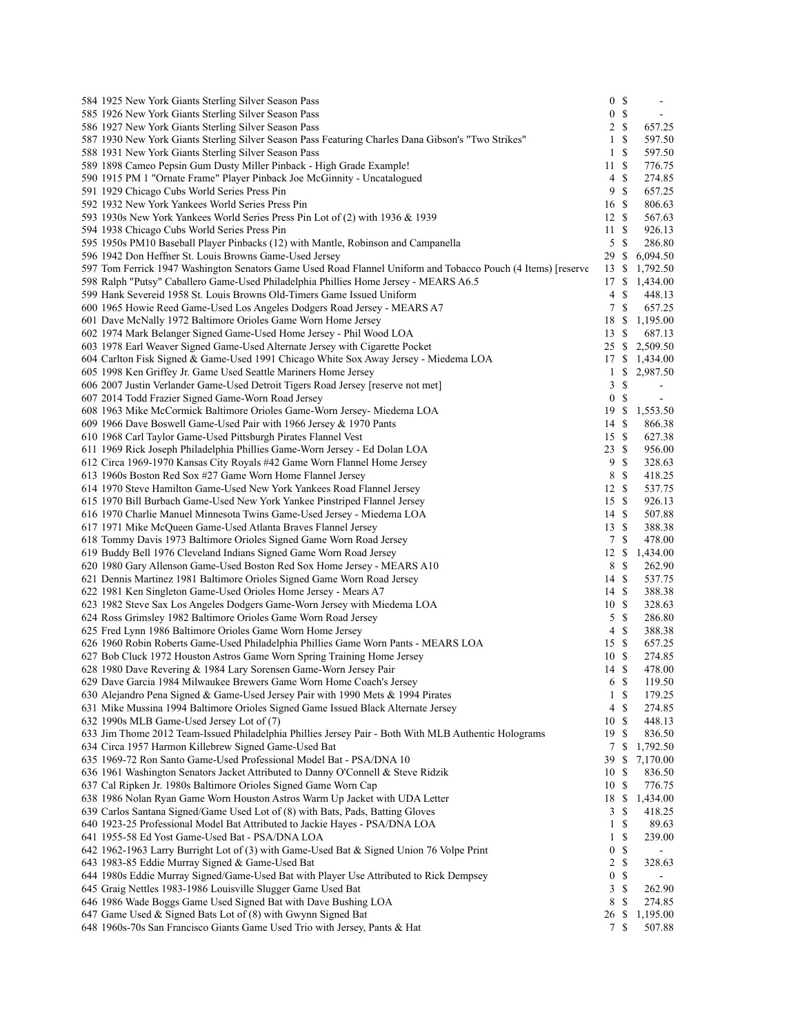| Lot | Description | Bids | Price |
|---|---|---|---|
| 584 | 1925 New York Giants Sterling Silver Season Pass | 0 | $ - |
| 585 | 1926 New York Giants Sterling Silver Season Pass | 0 | $ - |
| 586 | 1927 New York Giants Sterling Silver Season Pass | 2 | $ 657.25 |
| 587 | 1930 New York Giants Sterling Silver Season Pass Featuring Charles Dana Gibson's "Two Strikes" | 1 | $ 597.50 |
| 588 | 1931 New York Giants Sterling Silver Season Pass | 1 | $ 597.50 |
| 589 | 1898 Cameo Pepsin Gum Dusty Miller Pinback - High Grade Example! | 11 | $ 776.75 |
| 590 | 1915 PM 1 "Ornate Frame" Player Pinback Joe McGinnity - Uncatalogued | 4 | $ 274.85 |
| 591 | 1929 Chicago Cubs World Series Press Pin | 9 | $ 657.25 |
| 592 | 1932 New York Yankees World Series Press Pin | 16 | $ 806.63 |
| 593 | 1930s New York Yankees World Series Press Pin Lot of (2) with 1936 & 1939 | 12 | $ 567.63 |
| 594 | 1938 Chicago Cubs World Series Press Pin | 11 | $ 926.13 |
| 595 | 1950s PM10 Baseball Player Pinbacks (12) with Mantle, Robinson and Campanella | 5 | $ 286.80 |
| 596 | 1942 Don Heffner St. Louis Browns Game-Used Jersey | 29 | $ 6,094.50 |
| 597 | Tom Ferrick 1947 Washington Senators Game Used Road Flannel Uniform and Tobacco Pouch (4 Items) [reserve | 13 | $ 1,792.50 |
| 598 | Ralph "Putsy" Caballero Game-Used Philadelphia Phillies Home Jersey - MEARS A6.5 | 17 | $ 1,434.00 |
| 599 | Hank Severeid 1958 St. Louis Browns Old-Timers Game Issued Uniform | 4 | $ 448.13 |
| 600 | 1965 Howie Reed Game-Used Los Angeles Dodgers Road Jersey - MEARS A7 | 7 | $ 657.25 |
| 601 | Dave McNally 1972 Baltimore Orioles Game Worn Home Jersey | 18 | $ 1,195.00 |
| 602 | 1974 Mark Belanger Signed Game-Used Home Jersey - Phil Wood LOA | 13 | $ 687.13 |
| 603 | 1978 Earl Weaver Signed Game-Used Alternate Jersey with Cigarette Pocket | 25 | $ 2,509.50 |
| 604 | Carlton Fisk Signed & Game-Used 1991 Chicago White Sox Away Jersey - Miedema LOA | 17 | $ 1,434.00 |
| 605 | 1998 Ken Griffey Jr. Game Used Seattle Mariners Home Jersey | 1 | $ 2,987.50 |
| 606 | 2007 Justin Verlander Game-Used Detroit Tigers Road Jersey [reserve not met] | 3 | $ - |
| 607 | 2014 Todd Frazier Signed Game-Worn Road Jersey | 0 | $ - |
| 608 | 1963 Mike McCormick Baltimore Orioles Game-Worn Jersey- Miedema LOA | 19 | $ 1,553.50 |
| 609 | 1966 Dave Boswell Game-Used Pair with 1966 Jersey & 1970 Pants | 14 | $ 866.38 |
| 610 | 1968 Carl Taylor Game-Used Pittsburgh Pirates Flannel Vest | 15 | $ 627.38 |
| 611 | 1969 Rick Joseph Philadelphia Phillies Game-Worn Jersey - Ed Dolan LOA | 23 | $ 956.00 |
| 612 | Circa 1969-1970 Kansas City Royals #42 Game Worn Flannel Home Jersey | 9 | $ 328.63 |
| 613 | 1960s Boston Red Sox #27 Game Worn Home Flannel Jersey | 8 | $ 418.25 |
| 614 | 1970 Steve Hamilton Game-Used New York Yankees Road Flannel Jersey | 12 | $ 537.75 |
| 615 | 1970 Bill Burbach Game-Used New York Yankee Pinstriped Flannel Jersey | 15 | $ 926.13 |
| 616 | 1970 Charlie Manuel Minnesota Twins Game-Used Jersey - Miedema LOA | 14 | $ 507.88 |
| 617 | 1971 Mike McQueen Game-Used Atlanta Braves Flannel Jersey | 13 | $ 388.38 |
| 618 | Tommy Davis 1973 Baltimore Orioles Signed Game Worn Road Jersey | 7 | $ 478.00 |
| 619 | Buddy Bell 1976 Cleveland Indians Signed Game Worn Road Jersey | 12 | $ 1,434.00 |
| 620 | 1980 Gary Allenson Game-Used Boston Red Sox Home Jersey - MEARS A10 | 8 | $ 262.90 |
| 621 | Dennis Martinez 1981 Baltimore Orioles Signed Game Worn Road Jersey | 14 | $ 537.75 |
| 622 | 1981 Ken Singleton Game-Used Orioles Home Jersey - Mears A7 | 14 | $ 388.38 |
| 623 | 1982 Steve Sax Los Angeles Dodgers Game-Worn Jersey with Miedema LOA | 10 | $ 328.63 |
| 624 | Ross Grimsley 1982 Baltimore Orioles Game Worn Road Jersey | 5 | $ 286.80 |
| 625 | Fred Lynn 1986 Baltimore Orioles Game Worn Home Jersey | 4 | $ 388.38 |
| 626 | 1960 Robin Roberts Game-Used Philadelphia Phillies Game Worn Pants - MEARS LOA | 15 | $ 657.25 |
| 627 | Bob Cluck 1972 Houston Astros Game Worn Spring Training Home Jersey | 10 | $ 274.85 |
| 628 | 1980 Dave Revering & 1984 Lary Sorensen Game-Worn Jersey Pair | 14 | $ 478.00 |
| 629 | Dave Garcia 1984 Milwaukee Brewers Game Worn Home Coach's Jersey | 6 | $ 119.50 |
| 630 | Alejandro Pena Signed & Game-Used Jersey Pair with 1990 Mets & 1994 Pirates | 1 | $ 179.25 |
| 631 | Mike Mussina 1994 Baltimore Orioles Signed Game Issued Black Alternate Jersey | 4 | $ 274.85 |
| 632 | 1990s MLB Game-Used Jersey Lot of (7) | 10 | $ 448.13 |
| 633 | Jim Thome 2012 Team-Issued Philadelphia Phillies Jersey Pair - Both With MLB Authentic Holograms | 19 | $ 836.50 |
| 634 | Circa 1957 Harmon Killebrew Signed Game-Used Bat | 7 | $ 1,792.50 |
| 635 | 1969-72 Ron Santo Game-Used Professional Model Bat - PSA/DNA 10 | 39 | $ 7,170.00 |
| 636 | 1961 Washington Senators Jacket Attributed to Danny O'Connell & Steve Ridzik | 10 | $ 836.50 |
| 637 | Cal Ripken Jr. 1980s Baltimore Orioles Signed Game Worn Cap | 10 | $ 776.75 |
| 638 | 1986 Nolan Ryan Game Worn Houston Astros Warm Up Jacket with UDA Letter | 18 | $ 1,434.00 |
| 639 | Carlos Santana Signed/Game Used Lot of (8) with Bats, Pads, Batting Gloves | 3 | $ 418.25 |
| 640 | 1923-25 Professional Model Bat Attributed to Jackie Hayes - PSA/DNA LOA | 1 | $ 89.63 |
| 641 | 1955-58 Ed Yost Game-Used Bat - PSA/DNA LOA | 1 | $ 239.00 |
| 642 | 1962-1963 Larry Burright Lot of (3) with Game-Used Bat & Signed Union 76 Volpe Print | 0 | $ - |
| 643 | 1983-85 Eddie Murray Signed & Game-Used Bat | 2 | $ 328.63 |
| 644 | 1980s Eddie Murray Signed/Game-Used Bat with Player Use Attributed to Rick Dempsey | 0 | $ - |
| 645 | Graig Nettles 1983-1986 Louisville Slugger Game Used Bat | 3 | $ 262.90 |
| 646 | 1986 Wade Boggs Game Used Signed Bat with Dave Bushing LOA | 8 | $ 274.85 |
| 647 | Game Used & Signed Bats Lot of (8) with Gwynn Signed Bat | 26 | $ 1,195.00 |
| 648 | 1960s-70s San Francisco Giants Game Used Trio with Jersey, Pants & Hat | 7 | $ 507.88 |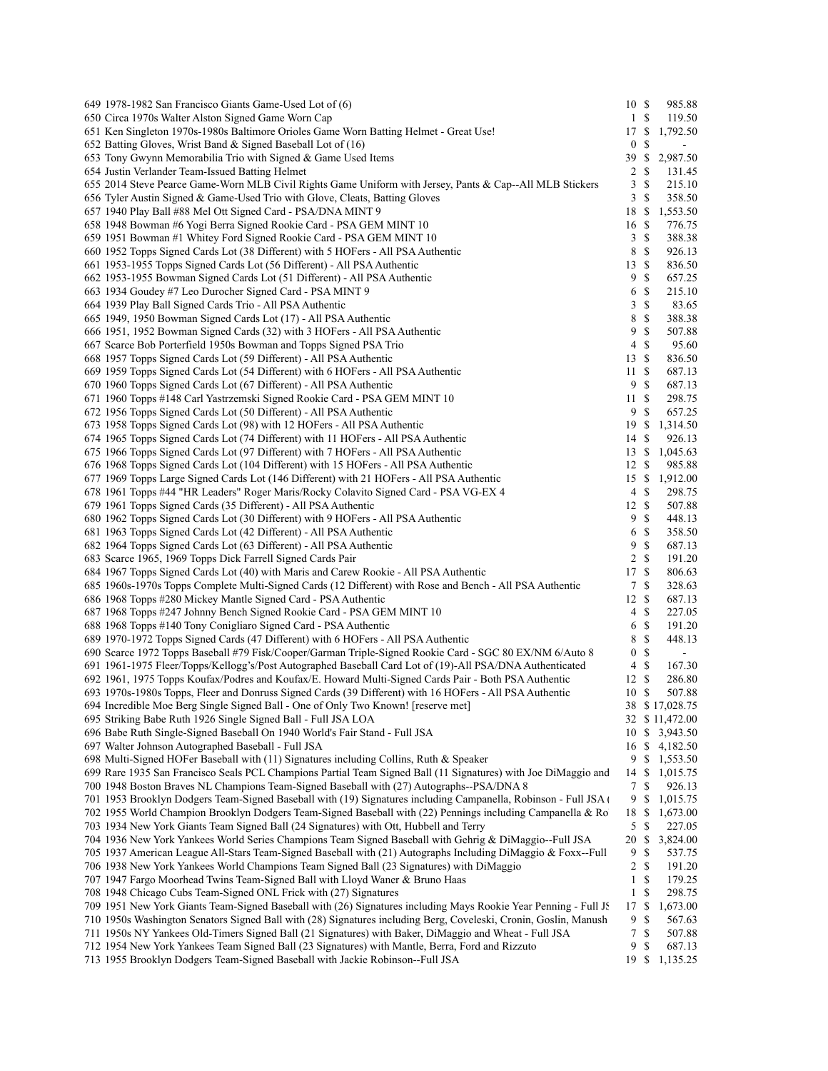| Lot | Description | Bids | Price |
|---|---|---|---|
| 649 | 1978-1982 San Francisco Giants Game-Used Lot of (6) | 10 | $ 985.88 |
| 650 | Circa 1970s Walter Alston Signed Game Worn Cap | 1 | $ 119.50 |
| 651 | Ken Singleton 1970s-1980s Baltimore Orioles Game Worn Batting Helmet - Great Use! | 17 | $ 1,792.50 |
| 652 | Batting Gloves, Wrist Band & Signed Baseball Lot of (16) | 0 | $ - |
| 653 | Tony Gwynn Memorabilia Trio with Signed & Game Used Items | 39 | $ 2,987.50 |
| 654 | Justin Verlander Team-Issued Batting Helmet | 2 | $ 131.45 |
| 655 | 2014 Steve Pearce Game-Worn MLB Civil Rights Game Uniform with Jersey, Pants & Cap--All MLB Stickers | 3 | $ 215.10 |
| 656 | Tyler Austin Signed & Game-Used Trio with Glove, Cleats, Batting Gloves | 3 | $ 358.50 |
| 657 | 1940 Play Ball #88 Mel Ott Signed Card - PSA/DNA MINT 9 | 18 | $ 1,553.50 |
| 658 | 1948 Bowman #6 Yogi Berra Signed Rookie Card - PSA GEM MINT 10 | 16 | $ 776.75 |
| 659 | 1951 Bowman #1 Whitey Ford Signed Rookie Card - PSA GEM MINT 10 | 3 | $ 388.38 |
| 660 | 1952 Topps Signed Cards Lot (38 Different) with 5 HOFers - All PSA Authentic | 8 | $ 926.13 |
| 661 | 1953-1955 Topps Signed Cards Lot (56 Different) - All PSA Authentic | 13 | $ 836.50 |
| 662 | 1953-1955 Bowman Signed Cards Lot (51 Different) - All PSA Authentic | 9 | $ 657.25 |
| 663 | 1934 Goudey #7 Leo Durocher Signed Card - PSA MINT 9 | 6 | $ 215.10 |
| 664 | 1939 Play Ball Signed Cards Trio - All PSA Authentic | 3 | $ 83.65 |
| 665 | 1949, 1950 Bowman Signed Cards Lot (17) - All PSA Authentic | 8 | $ 388.38 |
| 666 | 1951, 1952 Bowman Signed Cards (32) with 3 HOFers - All PSA Authentic | 9 | $ 507.88 |
| 667 | Scarce Bob Porterfield 1950s Bowman and Topps Signed PSA Trio | 4 | $ 95.60 |
| 668 | 1957 Topps Signed Cards Lot (59 Different) - All PSA Authentic | 13 | $ 836.50 |
| 669 | 1959 Topps Signed Cards Lot (54 Different) with 6 HOFers - All PSA Authentic | 11 | $ 687.13 |
| 670 | 1960 Topps Signed Cards Lot (67 Different) - All PSA Authentic | 9 | $ 687.13 |
| 671 | 1960 Topps #148 Carl Yastrzemski Signed Rookie Card - PSA GEM MINT 10 | 11 | $ 298.75 |
| 672 | 1956 Topps Signed Cards Lot (50 Different) - All PSA Authentic | 9 | $ 657.25 |
| 673 | 1958 Topps Signed Cards Lot (98) with 12 HOFers - All PSA Authentic | 19 | $ 1,314.50 |
| 674 | 1965 Topps Signed Cards Lot (74 Different) with 11 HOFers - All PSA Authentic | 14 | $ 926.13 |
| 675 | 1966 Topps Signed Cards Lot (97 Different) with 7 HOFers - All PSA Authentic | 13 | $ 1,045.63 |
| 676 | 1968 Topps Signed Cards Lot (104 Different) with 15 HOFers - All PSA Authentic | 12 | $ 985.88 |
| 677 | 1969 Topps Large Signed Cards Lot (146 Different) with 21 HOFers - All PSA Authentic | 15 | $ 1,912.00 |
| 678 | 1961 Topps #44 "HR Leaders" Roger Maris/Rocky Colavito Signed Card - PSA VG-EX 4 | 4 | $ 298.75 |
| 679 | 1961 Topps Signed Cards (35 Different) - All PSA Authentic | 12 | $ 507.88 |
| 680 | 1962 Topps Signed Cards Lot (30 Different) with 9 HOFers - All PSA Authentic | 9 | $ 448.13 |
| 681 | 1963 Topps Signed Cards Lot (42 Different) - All PSA Authentic | 6 | $ 358.50 |
| 682 | 1964 Topps Signed Cards Lot (63 Different) - All PSA Authentic | 9 | $ 687.13 |
| 683 | Scarce 1965, 1969 Topps Dick Farrell Signed Cards Pair | 2 | $ 191.20 |
| 684 | 1967 Topps Signed Cards Lot (40) with Maris and Carew Rookie - All PSA Authentic | 17 | $ 806.63 |
| 685 | 1960s-1970s Topps Complete Multi-Signed Cards (12 Different) with Rose and Bench - All PSA Authentic | 7 | $ 328.63 |
| 686 | 1968 Topps #280 Mickey Mantle Signed Card - PSA Authentic | 12 | $ 687.13 |
| 687 | 1968 Topps #247 Johnny Bench Signed Rookie Card - PSA GEM MINT 10 | 4 | $ 227.05 |
| 688 | 1968 Topps #140 Tony Conigliaro Signed Card - PSA Authentic | 6 | $ 191.20 |
| 689 | 1970-1972 Topps Signed Cards (47 Different) with 6 HOFers - All PSA Authentic | 8 | $ 448.13 |
| 690 | Scarce 1972 Topps Baseball #79 Fisk/Cooper/Garman Triple-Signed Rookie Card - SGC 80 EX/NM 6/Auto 8 | 0 | $ - |
| 691 | 1961-1975 Fleer/Topps/Kellogg's/Post Autographed Baseball Card Lot of (19)-All PSA/DNA Authenticated | 4 | $ 167.30 |
| 692 | 1961, 1975 Topps Koufax/Podres and Koufax/E. Howard Multi-Signed Cards Pair - Both PSA Authentic | 12 | $ 286.80 |
| 693 | 1970s-1980s Topps, Fleer and Donruss Signed Cards (39 Different) with 16 HOFers - All PSA Authentic | 10 | $ 507.88 |
| 694 | Incredible Moe Berg Single Signed Ball - One of Only Two Known! [reserve met] | 38 | $ 17,028.75 |
| 695 | Striking Babe Ruth 1926 Single Signed Ball - Full JSA LOA | 32 | $ 11,472.00 |
| 696 | Babe Ruth Single-Signed Baseball On 1940 World's Fair Stand - Full JSA | 10 | $ 3,943.50 |
| 697 | Walter Johnson Autographed Baseball - Full JSA | 16 | $ 4,182.50 |
| 698 | Multi-Signed HOFer Baseball with (11) Signatures including Collins, Ruth & Speaker | 9 | $ 1,553.50 |
| 699 | Rare 1935 San Francisco Seals PCL Champions Partial Team Signed Ball (11 Signatures) with Joe DiMaggio and | 14 | $ 1,015.75 |
| 700 | 1948 Boston Braves NL Champions Team-Signed Baseball with (27) Autographs--PSA/DNA 8 | 7 | $ 926.13 |
| 701 | 1953 Brooklyn Dodgers Team-Signed Baseball with (19) Signatures including Campanella, Robinson - Full JSA ( | 9 | $ 1,015.75 |
| 702 | 1955 World Champion Brooklyn Dodgers Team-Signed Baseball with (22) Pennings including Campanella & Ro | 18 | $ 1,673.00 |
| 703 | 1934 New York Giants Team Signed Ball (24 Signatures) with Ott, Hubbell and Terry | 5 | $ 227.05 |
| 704 | 1936 New York Yankees World Series Champions Team Signed Baseball with Gehrig & DiMaggio--Full JSA | 20 | $ 3,824.00 |
| 705 | 1937 American League All-Stars Team-Signed Baseball with (21) Autographs Including DiMaggio & Foxx--Full | 9 | $ 537.75 |
| 706 | 1938 New York Yankees World Champions Team Signed Ball (23 Signatures) with DiMaggio | 2 | $ 191.20 |
| 707 | 1947 Fargo Moorhead Twins Team-Signed Ball with Lloyd Waner & Bruno Haas | 1 | $ 179.25 |
| 708 | 1948 Chicago Cubs Team-Signed ONL Frick with (27) Signatures | 1 | $ 298.75 |
| 709 | 1951 New York Giants Team-Signed Baseball with (26) Signatures including Mays Rookie Year Penning - Full JS | 17 | $ 1,673.00 |
| 710 | 1950s Washington Senators Signed Ball with (28) Signatures including Berg, Coveleski, Cronin, Goslin, Manush | 9 | $ 567.63 |
| 711 | 1950s NY Yankees Old-Timers Signed Ball (21 Signatures) with Baker, DiMaggio and Wheat - Full JSA | 7 | $ 507.88 |
| 712 | 1954 New York Yankees Team Signed Ball (23 Signatures) with Mantle, Berra, Ford and Rizzuto | 9 | $ 687.13 |
| 713 | 1955 Brooklyn Dodgers Team-Signed Baseball with Jackie Robinson--Full JSA | 19 | $ 1,135.25 |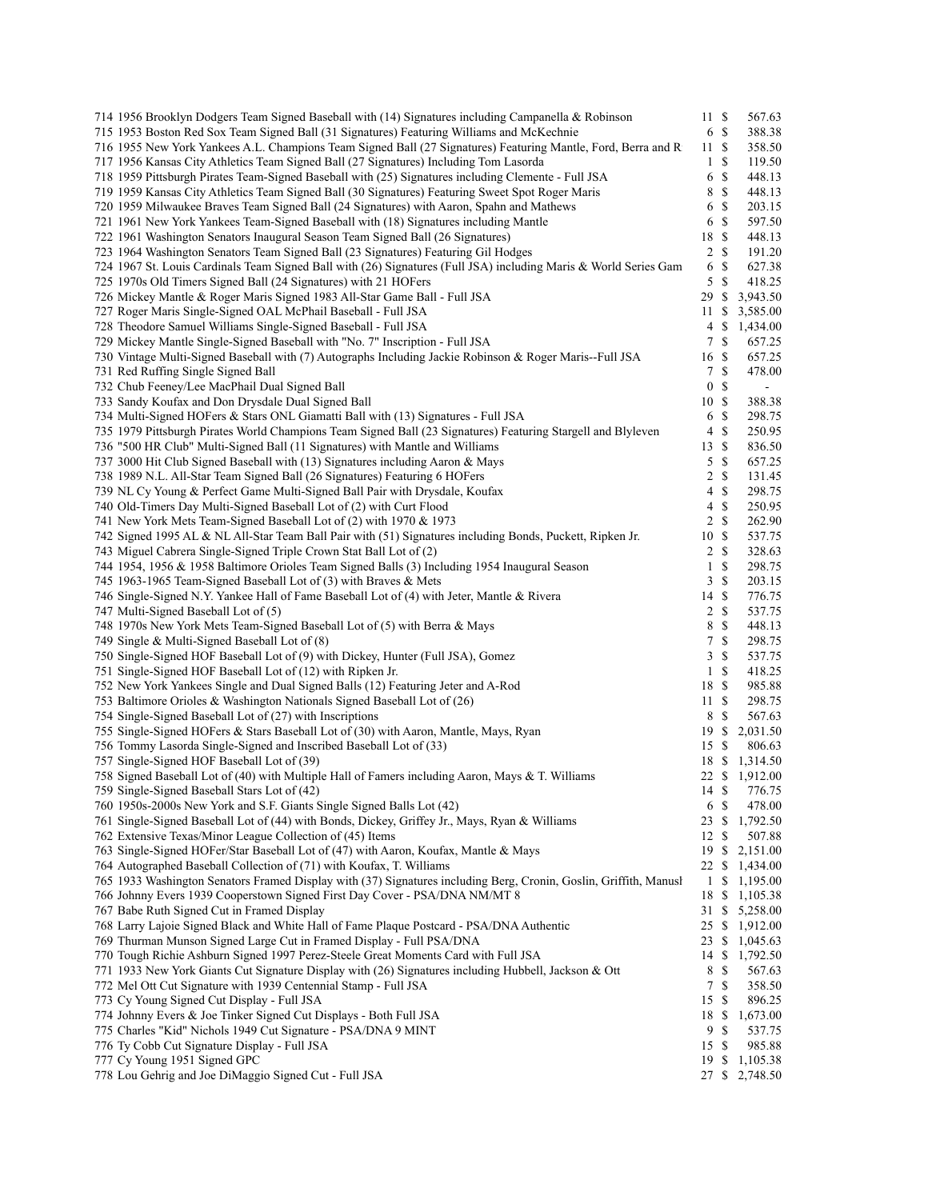| | | | |
|---|---|---|---|
| 714 1956 Brooklyn Dodgers Team Signed Baseball with (14) Signatures including Campanella & Robinson | 11 | $ | 567.63 |
| 715 1953 Boston Red Sox Team Signed Ball (31 Signatures) Featuring Williams and McKechnie | 6 | $ | 388.38 |
| 716 1955 New York Yankees A.L. Champions Team Signed Ball (27 Signatures) Featuring Mantle, Ford, Berra and R | 11 | $ | 358.50 |
| 717 1956 Kansas City Athletics Team Signed Ball (27 Signatures) Including Tom Lasorda | 1 | $ | 119.50 |
| 718 1959 Pittsburgh Pirates Team-Signed Baseball with (25) Signatures including Clemente - Full JSA | 6 | $ | 448.13 |
| 719 1959 Kansas City Athletics Team Signed Ball (30 Signatures) Featuring Sweet Spot Roger Maris | 8 | $ | 448.13 |
| 720 1959 Milwaukee Braves Team Signed Ball (24 Signatures) with Aaron, Spahn and Mathews | 6 | $ | 203.15 |
| 721 1961 New York Yankees Team-Signed Baseball with (18) Signatures including Mantle | 6 | $ | 597.50 |
| 722 1961 Washington Senators Inaugural Season Team Signed Ball (26 Signatures) | 18 | $ | 448.13 |
| 723 1964 Washington Senators Team Signed Ball (23 Signatures) Featuring Gil Hodges | 2 | $ | 191.20 |
| 724 1967 St. Louis Cardinals Team Signed Ball with (26) Signatures (Full JSA) including Maris & World Series Gam | 6 | $ | 627.38 |
| 725 1970s Old Timers Signed Ball (24 Signatures) with 21 HOFers | 5 | $ | 418.25 |
| 726 Mickey Mantle & Roger Maris Signed 1983 All-Star Game Ball - Full JSA | 29 | $ | 3,943.50 |
| 727 Roger Maris Single-Signed OAL McPhail Baseball - Full JSA | 11 | $ | 3,585.00 |
| 728 Theodore Samuel Williams Single-Signed Baseball - Full JSA | 4 | $ | 1,434.00 |
| 729 Mickey Mantle Single-Signed Baseball with "No. 7" Inscription - Full JSA | 7 | $ | 657.25 |
| 730 Vintage Multi-Signed Baseball with (7) Autographs Including Jackie Robinson & Roger Maris--Full JSA | 16 | $ | 657.25 |
| 731 Red Ruffing Single Signed Ball | 7 | $ | 478.00 |
| 732 Chub Feeney/Lee MacPhail Dual Signed Ball | 0 | $ | - |
| 733 Sandy Koufax and Don Drysdale Dual Signed Ball | 10 | $ | 388.38 |
| 734 Multi-Signed HOFers & Stars ONL Giamatti Ball with (13) Signatures - Full JSA | 6 | $ | 298.75 |
| 735 1979 Pittsburgh Pirates World Champions Team Signed Ball (23 Signatures) Featuring Stargell and Blyleven | 4 | $ | 250.95 |
| 736 "500 HR Club" Multi-Signed Ball (11 Signatures) with Mantle and Williams | 13 | $ | 836.50 |
| 737 3000 Hit Club Signed Baseball with (13) Signatures including Aaron & Mays | 5 | $ | 657.25 |
| 738 1989 N.L. All-Star Team Signed Ball (26 Signatures) Featuring 6 HOFers | 2 | $ | 131.45 |
| 739 NL Cy Young & Perfect Game Multi-Signed Ball Pair with Drysdale, Koufax | 4 | $ | 298.75 |
| 740 Old-Timers Day Multi-Signed Baseball Lot of (2) with Curt Flood | 4 | $ | 250.95 |
| 741 New York Mets Team-Signed Baseball Lot of (2) with 1970 & 1973 | 2 | $ | 262.90 |
| 742 Signed 1995 AL & NL All-Star Team Ball Pair with (51) Signatures including Bonds, Puckett, Ripken Jr. | 10 | $ | 537.75 |
| 743 Miguel Cabrera Single-Signed Triple Crown Stat Ball Lot of (2) | 2 | $ | 328.63 |
| 744 1954, 1956 & 1958 Baltimore Orioles Team Signed Balls (3) Including 1954 Inaugural Season | 1 | $ | 298.75 |
| 745 1963-1965 Team-Signed Baseball Lot of (3) with Braves & Mets | 3 | $ | 203.15 |
| 746 Single-Signed N.Y. Yankee Hall of Fame Baseball Lot of (4) with Jeter, Mantle & Rivera | 14 | $ | 776.75 |
| 747 Multi-Signed Baseball Lot of (5) | 2 | $ | 537.75 |
| 748 1970s New York Mets Team-Signed Baseball Lot of (5) with Berra & Mays | 8 | $ | 448.13 |
| 749 Single & Multi-Signed Baseball Lot of (8) | 7 | $ | 298.75 |
| 750 Single-Signed HOF Baseball Lot of (9) with Dickey, Hunter (Full JSA), Gomez | 3 | $ | 537.75 |
| 751 Single-Signed HOF Baseball Lot of (12) with Ripken Jr. | 1 | $ | 418.25 |
| 752 New York Yankees Single and Dual Signed Balls (12) Featuring Jeter and A-Rod | 18 | $ | 985.88 |
| 753 Baltimore Orioles & Washington Nationals Signed Baseball Lot of (26) | 11 | $ | 298.75 |
| 754 Single-Signed Baseball Lot of (27) with Inscriptions | 8 | $ | 567.63 |
| 755 Single-Signed HOFers & Stars Baseball Lot of (30) with Aaron, Mantle, Mays, Ryan | 19 | $ | 2,031.50 |
| 756 Tommy Lasorda Single-Signed and Inscribed Baseball Lot of (33) | 15 | $ | 806.63 |
| 757 Single-Signed HOF Baseball Lot of (39) | 18 | $ | 1,314.50 |
| 758 Signed Baseball Lot of (40) with Multiple Hall of Famers including Aaron, Mays & T. Williams | 22 | $ | 1,912.00 |
| 759 Single-Signed Baseball Stars Lot of (42) | 14 | $ | 776.75 |
| 760 1950s-2000s New York and S.F. Giants Single Signed Balls Lot (42) | 6 | $ | 478.00 |
| 761 Single-Signed Baseball Lot of (44) with Bonds, Dickey, Griffey Jr., Mays, Ryan & Williams | 23 | $ | 1,792.50 |
| 762 Extensive Texas/Minor League Collection of (45) Items | 12 | $ | 507.88 |
| 763 Single-Signed HOFer/Star Baseball Lot of (47) with Aaron, Koufax, Mantle & Mays | 19 | $ | 2,151.00 |
| 764 Autographed Baseball Collection of (71) with Koufax, T. Williams | 22 | $ | 1,434.00 |
| 765 1933 Washington Senators Framed Display with (37) Signatures including Berg, Cronin, Goslin, Griffith, Manush | 1 | $ | 1,195.00 |
| 766 Johnny Evers 1939 Cooperstown Signed First Day Cover - PSA/DNA NM/MT 8 | 18 | $ | 1,105.38 |
| 767 Babe Ruth Signed Cut in Framed Display | 31 | $ | 5,258.00 |
| 768 Larry Lajoie Signed Black and White Hall of Fame Plaque Postcard - PSA/DNA Authentic | 25 | $ | 1,912.00 |
| 769 Thurman Munson Signed Large Cut in Framed Display - Full PSA/DNA | 23 | $ | 1,045.63 |
| 770 Tough Richie Ashburn Signed 1997 Perez-Steele Great Moments Card with Full JSA | 14 | $ | 1,792.50 |
| 771 1933 New York Giants Cut Signature Display with (26) Signatures including Hubbell, Jackson & Ott | 8 | $ | 567.63 |
| 772 Mel Ott Cut Signature with 1939 Centennial Stamp - Full JSA | 7 | $ | 358.50 |
| 773 Cy Young Signed Cut Display - Full JSA | 15 | $ | 896.25 |
| 774 Johnny Evers & Joe Tinker Signed Cut Displays - Both Full JSA | 18 | $ | 1,673.00 |
| 775 Charles "Kid" Nichols 1949 Cut Signature - PSA/DNA 9 MINT | 9 | $ | 537.75 |
| 776 Ty Cobb Cut Signature Display - Full JSA | 15 | $ | 985.88 |
| 777 Cy Young 1951 Signed GPC | 19 | $ | 1,105.38 |
| 778 Lou Gehrig and Joe DiMaggio Signed Cut - Full JSA | 27 | $ | 2,748.50 |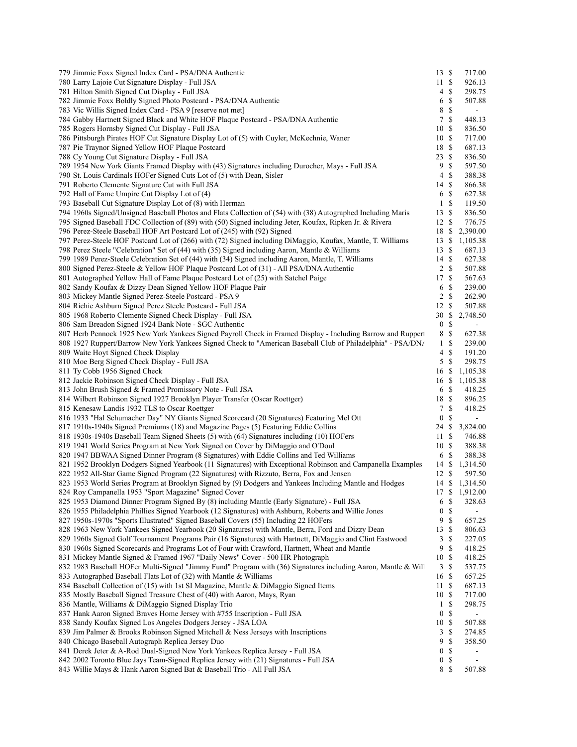| Lot | Description | Bids | | Price |
|---|---|---|---|---|
| 779 | Jimmie Foxx Signed Index Card - PSA/DNA Authentic | 13 | $ | 717.00 |
| 780 | Larry Lajoie Cut Signature Display - Full JSA | 11 | $ | 926.13 |
| 781 | Hilton Smith Signed Cut Display - Full JSA | 4 | $ | 298.75 |
| 782 | Jimmie Foxx Boldly Signed Photo Postcard - PSA/DNA Authentic | 6 | $ | 507.88 |
| 783 | Vic Willis Signed Index Card - PSA 9 [reserve not met] | 8 | $ | - |
| 784 | Gabby Hartnett Signed Black and White HOF Plaque Postcard - PSA/DNA Authentic | 7 | $ | 448.13 |
| 785 | Rogers Hornsby Signed Cut Display - Full JSA | 10 | $ | 836.50 |
| 786 | Pittsburgh Pirates HOF Cut Signature Display Lot of (5) with Cuyler, McKechnie, Waner | 10 | $ | 717.00 |
| 787 | Pie Traynor Signed Yellow HOF Plaque Postcard | 18 | $ | 687.13 |
| 788 | Cy Young Cut Signature Display - Full JSA | 23 | $ | 836.50 |
| 789 | 1954 New York Giants Framed Display with (43) Signatures including Durocher, Mays - Full JSA | 9 | $ | 597.50 |
| 790 | St. Louis Cardinals HOFer Signed Cuts Lot of (5) with Dean, Sisler | 4 | $ | 388.38 |
| 791 | Roberto Clemente Signature Cut with Full JSA | 14 | $ | 866.38 |
| 792 | Hall of Fame Umpire Cut Display Lot of (4) | 6 | $ | 627.38 |
| 793 | Baseball Cut Signature Display Lot of (8) with Herman | 1 | $ | 119.50 |
| 794 | 1960s Signed/Unsigned Baseball Photos and Flats Collection of (54) with (38) Autographed Including Maris | 13 | $ | 836.50 |
| 795 | Signed Baseball FDC Collection of (89) with (50) Signed including Jeter, Koufax, Ripken Jr. & Rivera | 12 | $ | 776.75 |
| 796 | Perez-Steele Baseball HOF Art Postcard Lot of (245) with (92) Signed | 18 | $ | 2,390.00 |
| 797 | Perez-Steele HOF Postcard Lot of (266) with (72) Signed including DiMaggio, Koufax, Mantle, T. Williams | 13 | $ | 1,105.38 |
| 798 | Perez Steele "Celebration" Set of (44) with (35) Signed including Aaron, Mantle & Williams | 13 | $ | 687.13 |
| 799 | 1989 Perez-Steele Celebration Set of (44) with (34) Signed including Aaron, Mantle, T. Williams | 14 | $ | 627.38 |
| 800 | Signed Perez-Steele & Yellow HOF Plaque Postcard Lot of (31) - All PSA/DNA Authentic | 2 | $ | 507.88 |
| 801 | Autographed Yellow Hall of Fame Plaque Postcard Lot of (25) with Satchel Paige | 17 | $ | 567.63 |
| 802 | Sandy Koufax & Dizzy Dean Signed Yellow HOF Plaque Pair | 6 | $ | 239.00 |
| 803 | Mickey Mantle Signed Perez-Steele Postcard - PSA 9 | 2 | $ | 262.90 |
| 804 | Richie Ashburn Signed Perez Steele Postcard - Full JSA | 12 | $ | 507.88 |
| 805 | 1968 Roberto Clemente Signed Check Display - Full JSA | 30 | $ | 2,748.50 |
| 806 | Sam Breadon Signed 1924 Bank Note - SGC Authentic | 0 | $ | - |
| 807 | Herb Pennock 1925 New York Yankees Signed Payroll Check in Framed Display - Including Barrow and Ruppert | 8 | $ | 627.38 |
| 808 | 1927 Ruppert/Barrow New York Yankees Signed Check to "American Baseball Club of Philadelphia" - PSA/DNA | 1 | $ | 239.00 |
| 809 | Waite Hoyt Signed Check Display | 4 | $ | 191.20 |
| 810 | Moe Berg Signed Check Display - Full JSA | 5 | $ | 298.75 |
| 811 | Ty Cobb 1956 Signed Check | 16 | $ | 1,105.38 |
| 812 | Jackie Robinson Signed Check Display - Full JSA | 16 | $ | 1,105.38 |
| 813 | John Brush Signed & Framed Promissory Note - Full JSA | 6 | $ | 418.25 |
| 814 | Wilbert Robinson Signed 1927 Brooklyn Player Transfer (Oscar Roettger) | 18 | $ | 896.25 |
| 815 | Kenesaw Landis 1932 TLS to Oscar Roettger | 7 | $ | 418.25 |
| 816 | 1933 "Hal Schumacher Day" NY Giants Signed Scorecard (20 Signatures) Featuring Mel Ott | 0 | $ | - |
| 817 | 1910s-1940s Signed Premiums (18) and Magazine Pages (5) Featuring Eddie Collins | 24 | $ | 3,824.00 |
| 818 | 1930s-1940s Baseball Team Signed Sheets (5) with (64) Signatures including (10) HOFers | 11 | $ | 746.88 |
| 819 | 1941 World Series Program at New York Signed on Cover by DiMaggio and O'Doul | 10 | $ | 388.38 |
| 820 | 1947 BBWAA Signed Dinner Program (8 Signatures) with Eddie Collins and Ted Williams | 6 | $ | 388.38 |
| 821 | 1952 Brooklyn Dodgers Signed Yearbook (11 Signatures) with Exceptional Robinson and Campanella Examples | 14 | $ | 1,314.50 |
| 822 | 1952 All-Star Game Signed Program (22 Signatures) with Rizzuto, Berra, Fox and Jensen | 12 | $ | 597.50 |
| 823 | 1953 World Series Program at Brooklyn Signed by (9) Dodgers and Yankees Including Mantle and Hodges | 14 | $ | 1,314.50 |
| 824 | Roy Campanella 1953 "Sport Magazine" Signed Cover | 17 | $ | 1,912.00 |
| 825 | 1953 Diamond Dinner Program Signed By (8) including Mantle (Early Signature) - Full JSA | 6 | $ | 328.63 |
| 826 | 1955 Philadelphia Phillies Signed Yearbook (12 Signatures) with Ashburn, Roberts and Willie Jones | 0 | $ | - |
| 827 | 1950s-1970s "Sports Illustrated" Signed Baseball Covers (55) Including 22 HOFers | 9 | $ | 657.25 |
| 828 | 1963 New York Yankees Signed Yearbook (20 Signatures) with Mantle, Berra, Ford and Dizzy Dean | 13 | $ | 806.63 |
| 829 | 1960s Signed Golf Tournament Programs Pair (16 Signatures) with Hartnett, DiMaggio and Clint Eastwood | 3 | $ | 227.05 |
| 830 | 1960s Signed Scorecards and Programs Lot of Four with Crawford, Hartnett, Wheat and Mantle | 9 | $ | 418.25 |
| 831 | Mickey Mantle Signed & Framed 1967 "Daily News" Cover - 500 HR Photograph | 10 | $ | 418.25 |
| 832 | 1983 Baseball HOFer Multi-Signed "Jimmy Fund" Program with (36) Signatures including Aaron, Mantle & Will | 3 | $ | 537.75 |
| 833 | Autographed Baseball Flats Lot of (32) with Mantle & Williams | 16 | $ | 657.25 |
| 834 | Baseball Collection of (15) with 1st SI Magazine, Mantle & DiMaggio Signed Items | 11 | $ | 687.13 |
| 835 | Mostly Baseball Signed Treasure Chest of (40) with Aaron, Mays, Ryan | 10 | $ | 717.00 |
| 836 | Mantle, Williams & DiMaggio Signed Display Trio | 1 | $ | 298.75 |
| 837 | Hank Aaron Signed Braves Home Jersey with #755 Inscription - Full JSA | 0 | $ | - |
| 838 | Sandy Koufax Signed Los Angeles Dodgers Jersey - JSA LOA | 10 | $ | 507.88 |
| 839 | Jim Palmer & Brooks Robinson Signed Mitchell & Ness Jerseys with Inscriptions | 3 | $ | 274.85 |
| 840 | Chicago Baseball Autograph Replica Jersey Duo | 9 | $ | 358.50 |
| 841 | Derek Jeter & A-Rod Dual-Signed New York Yankees Replica Jersey - Full JSA | 0 | $ | - |
| 842 | 2002 Toronto Blue Jays Team-Signed Replica Jersey with (21) Signatures - Full JSA | 0 | $ | - |
| 843 | Willie Mays & Hank Aaron Signed Bat & Baseball Trio - All Full JSA | 8 | $ | 507.88 |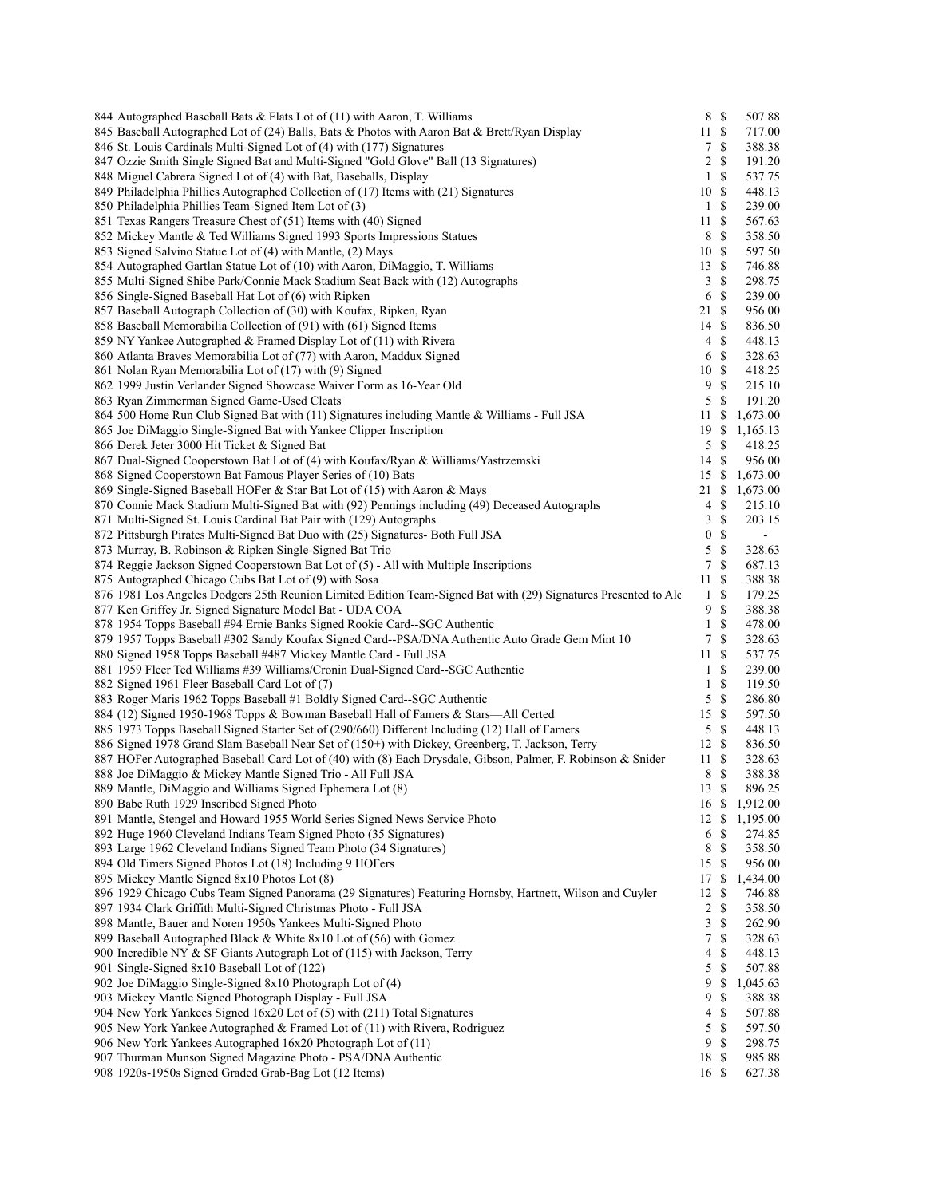| | | | |
|---|---|---|---|
| 844 Autographed Baseball Bats & Flats Lot of (11) with Aaron, T. Williams | 8 | $ | 507.88 |
| 845 Baseball Autographed Lot of (24) Balls, Bats & Photos with Aaron Bat & Brett/Ryan Display | 11 | $ | 717.00 |
| 846 St. Louis Cardinals Multi-Signed Lot of (4) with (177) Signatures | 7 | $ | 388.38 |
| 847 Ozzie Smith Single Signed Bat and Multi-Signed "Gold Glove" Ball (13 Signatures) | 2 | $ | 191.20 |
| 848 Miguel Cabrera Signed Lot of (4) with Bat, Baseballs, Display | 1 | $ | 537.75 |
| 849 Philadelphia Phillies Autographed Collection of (17) Items with (21) Signatures | 10 | $ | 448.13 |
| 850 Philadelphia Phillies Team-Signed Item Lot of (3) | 1 | $ | 239.00 |
| 851 Texas Rangers Treasure Chest of (51) Items with (40) Signed | 11 | $ | 567.63 |
| 852 Mickey Mantle & Ted Williams Signed 1993 Sports Impressions Statues | 8 | $ | 358.50 |
| 853 Signed Salvino Statue Lot of (4) with Mantle, (2) Mays | 10 | $ | 597.50 |
| 854 Autographed Gartlan Statue Lot of (10) with Aaron, DiMaggio, T. Williams | 13 | $ | 746.88 |
| 855 Multi-Signed Shibe Park/Connie Mack Stadium Seat Back with (12) Autographs | 3 | $ | 298.75 |
| 856 Single-Signed Baseball Hat Lot of (6) with Ripken | 6 | $ | 239.00 |
| 857 Baseball Autograph Collection of (30) with Koufax, Ripken, Ryan | 21 | $ | 956.00 |
| 858 Baseball Memorabilia Collection of (91) with (61) Signed Items | 14 | $ | 836.50 |
| 859 NY Yankee Autographed & Framed Display Lot of (11) with Rivera | 4 | $ | 448.13 |
| 860 Atlanta Braves Memorabilia Lot of (77) with Aaron, Maddux Signed | 6 | $ | 328.63 |
| 861 Nolan Ryan Memorabilia Lot of (17) with (9) Signed | 10 | $ | 418.25 |
| 862 1999 Justin Verlander Signed Showcase Waiver Form as 16-Year Old | 9 | $ | 215.10 |
| 863 Ryan Zimmerman Signed Game-Used Cleats | 5 | $ | 191.20 |
| 864 500 Home Run Club Signed Bat with (11) Signatures including Mantle & Williams - Full JSA | 11 | $ | 1,673.00 |
| 865 Joe DiMaggio Single-Signed Bat with Yankee Clipper Inscription | 19 | $ | 1,165.13 |
| 866 Derek Jeter 3000 Hit Ticket & Signed Bat | 5 | $ | 418.25 |
| 867 Dual-Signed Cooperstown Bat Lot of (4) with Koufax/Ryan & Williams/Yastrzemski | 14 | $ | 956.00 |
| 868 Signed Cooperstown Bat Famous Player Series of (10) Bats | 15 | $ | 1,673.00 |
| 869 Single-Signed Baseball HOFer & Star Bat Lot of (15) with Aaron & Mays | 21 | $ | 1,673.00 |
| 870 Connie Mack Stadium Multi-Signed Bat with (92) Pennings including (49) Deceased Autographs | 4 | $ | 215.10 |
| 871 Multi-Signed St. Louis Cardinal Bat Pair with (129) Autographs | 3 | $ | 203.15 |
| 872 Pittsburgh Pirates Multi-Signed Bat Duo with (25) Signatures- Both Full JSA | 0 | $ | - |
| 873 Murray, B. Robinson & Ripken Single-Signed Bat Trio | 5 | $ | 328.63 |
| 874 Reggie Jackson Signed Cooperstown Bat Lot of (5) - All with Multiple Inscriptions | 7 | $ | 687.13 |
| 875 Autographed Chicago Cubs Bat Lot of (9) with Sosa | 11 | $ | 388.38 |
| 876 1981 Los Angeles Dodgers 25th Reunion Limited Edition Team-Signed Bat with (29) Signatures Presented to Ale | 1 | $ | 179.25 |
| 877 Ken Griffey Jr. Signed Signature Model Bat - UDA COA | 9 | $ | 388.38 |
| 878 1954 Topps Baseball #94 Ernie Banks Signed Rookie Card--SGC Authentic | 1 | $ | 478.00 |
| 879 1957 Topps Baseball #302 Sandy Koufax Signed Card--PSA/DNA Authentic Auto Grade Gem Mint 10 | 7 | $ | 328.63 |
| 880 Signed 1958 Topps Baseball #487 Mickey Mantle Card - Full JSA | 11 | $ | 537.75 |
| 881 1959 Fleer Ted Williams #39 Williams/Cronin Dual-Signed Card--SGC Authentic | 1 | $ | 239.00 |
| 882 Signed 1961 Fleer Baseball Card Lot of (7) | 1 | $ | 119.50 |
| 883 Roger Maris 1962 Topps Baseball #1 Boldly Signed Card--SGC Authentic | 5 | $ | 286.80 |
| 884 (12) Signed 1950-1968 Topps & Bowman Baseball Hall of Famers & Stars—All Certed | 15 | $ | 597.50 |
| 885 1973 Topps Baseball Signed Starter Set of (290/660) Different Including (12) Hall of Famers | 5 | $ | 448.13 |
| 886 Signed 1978 Grand Slam Baseball Near Set of (150+) with Dickey, Greenberg, T. Jackson, Terry | 12 | $ | 836.50 |
| 887 HOFer Autographed Baseball Card Lot of (40) with (8) Each Drysdale, Gibson, Palmer, F. Robinson & Snider | 11 | $ | 328.63 |
| 888 Joe DiMaggio & Mickey Mantle Signed Trio - All Full JSA | 8 | $ | 388.38 |
| 889 Mantle, DiMaggio and Williams Signed Ephemera Lot (8) | 13 | $ | 896.25 |
| 890 Babe Ruth 1929 Inscribed Signed Photo | 16 | $ | 1,912.00 |
| 891 Mantle, Stengel and Howard 1955 World Series Signed News Service Photo | 12 | $ | 1,195.00 |
| 892 Huge 1960 Cleveland Indians Team Signed Photo (35 Signatures) | 6 | $ | 274.85 |
| 893 Large 1962 Cleveland Indians Signed Team Photo (34 Signatures) | 8 | $ | 358.50 |
| 894 Old Timers Signed Photos Lot (18) Including 9 HOFers | 15 | $ | 956.00 |
| 895 Mickey Mantle Signed 8x10 Photos Lot (8) | 17 | $ | 1,434.00 |
| 896 1929 Chicago Cubs Team Signed Panorama (29 Signatures) Featuring Hornsby, Hartnett, Wilson and Cuyler | 12 | $ | 746.88 |
| 897 1934 Clark Griffith Multi-Signed Christmas Photo - Full JSA | 2 | $ | 358.50 |
| 898 Mantle, Bauer and Noren 1950s Yankees Multi-Signed Photo | 3 | $ | 262.90 |
| 899 Baseball Autographed Black & White 8x10 Lot of (56) with Gomez | 7 | $ | 328.63 |
| 900 Incredible NY & SF Giants Autograph Lot of (115) with Jackson, Terry | 4 | $ | 448.13 |
| 901 Single-Signed 8x10 Baseball Lot of (122) | 5 | $ | 507.88 |
| 902 Joe DiMaggio Single-Signed 8x10 Photograph Lot of (4) | 9 | $ | 1,045.63 |
| 903 Mickey Mantle Signed Photograph Display - Full JSA | 9 | $ | 388.38 |
| 904 New York Yankees Signed 16x20 Lot of (5) with (211) Total Signatures | 4 | $ | 507.88 |
| 905 New York Yankee Autographed & Framed Lot of (11) with Rivera, Rodriguez | 5 | $ | 597.50 |
| 906 New York Yankees Autographed 16x20 Photograph Lot of (11) | 9 | $ | 298.75 |
| 907 Thurman Munson Signed Magazine Photo - PSA/DNA Authentic | 18 | $ | 985.88 |
| 908 1920s-1950s Signed Graded Grab-Bag Lot (12 Items) | 16 | $ | 627.38 |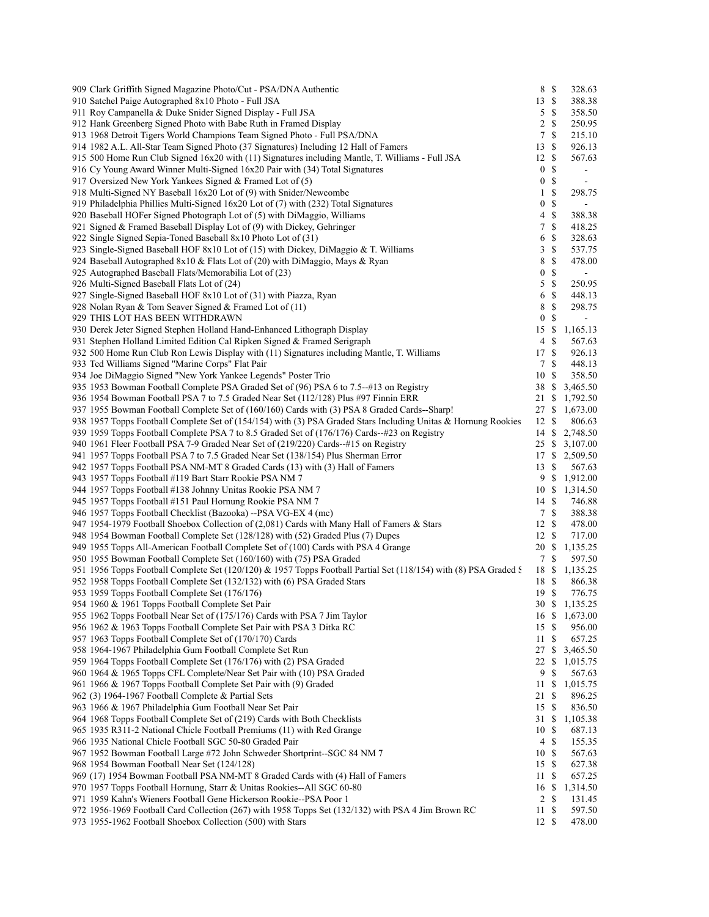| Lot | Description | Bids | | Price |
|---|---|---|---|---|
| 909 | Clark Griffith Signed Magazine Photo/Cut - PSA/DNA Authentic | 8 | $ | 328.63 |
| 910 | Satchel Paige Autographed 8x10 Photo - Full JSA | 13 | $ | 388.38 |
| 911 | Roy Campanella & Duke Snider Signed Display - Full JSA | 5 | $ | 358.50 |
| 912 | Hank Greenberg Signed Photo with Babe Ruth in Framed Display | 2 | $ | 250.95 |
| 913 | 1968 Detroit Tigers World Champions Team Signed Photo - Full PSA/DNA | 7 | $ | 215.10 |
| 914 | 1982 A.L. All-Star Team Signed Photo (37 Signatures) Including 12 Hall of Famers | 13 | $ | 926.13 |
| 915 | 500 Home Run Club Signed 16x20 with (11) Signatures including Mantle, T. Williams - Full JSA | 12 | $ | 567.63 |
| 916 | Cy Young Award Winner Multi-Signed 16x20 Pair with (34) Total Signatures | 0 | $ | - |
| 917 | Oversized New York Yankees Signed & Framed Lot of (5) | 0 | $ | - |
| 918 | Multi-Signed NY Baseball 16x20 Lot of (9) with Snider/Newcombe | 1 | $ | 298.75 |
| 919 | Philadelphia Phillies Multi-Signed 16x20 Lot of (7) with (232) Total Signatures | 0 | $ | - |
| 920 | Baseball HOFer Signed Photograph Lot of (5) with DiMaggio, Williams | 4 | $ | 388.38 |
| 921 | Signed & Framed Baseball Display Lot of (9) with Dickey, Gehringer | 7 | $ | 418.25 |
| 922 | Single Signed Sepia-Toned Baseball 8x10 Photo Lot of (31) | 6 | $ | 328.63 |
| 923 | Single-Signed Baseball HOF 8x10 Lot of (15) with Dickey, DiMaggio & T. Williams | 3 | $ | 537.75 |
| 924 | Baseball Autographed 8x10 & Flats Lot of (20) with DiMaggio, Mays & Ryan | 8 | $ | 478.00 |
| 925 | Autographed Baseball Flats/Memorabilia Lot of (23) | 0 | $ | - |
| 926 | Multi-Signed Baseball Flats Lot of (24) | 5 | $ | 250.95 |
| 927 | Single-Signed Baseball HOF 8x10 Lot of (31) with Piazza, Ryan | 6 | $ | 448.13 |
| 928 | Nolan Ryan & Tom Seaver Signed & Framed Lot of (11) | 8 | $ | 298.75 |
| 929 | THIS LOT HAS BEEN WITHDRAWN | 0 | $ | - |
| 930 | Derek Jeter Signed Stephen Holland Hand-Enhanced Lithograph Display | 15 | $ | 1,165.13 |
| 931 | Stephen Holland Limited Edition Cal Ripken Signed & Framed Serigraph | 4 | $ | 567.63 |
| 932 | 500 Home Run Club Ron Lewis Display with (11) Signatures including Mantle, T. Williams | 17 | $ | 926.13 |
| 933 | Ted Williams Signed "Marine Corps" Flat Pair | 7 | $ | 448.13 |
| 934 | Joe DiMaggio Signed "New York Yankee Legends" Poster Trio | 10 | $ | 358.50 |
| 935 | 1953 Bowman Football Complete PSA Graded Set of (96) PSA 6 to 7.5--#13 on Registry | 38 | $ | 3,465.50 |
| 936 | 1954 Bowman Football PSA 7 to 7.5 Graded Near Set (112/128) Plus #97 Finnin ERR | 21 | $ | 1,792.50 |
| 937 | 1955 Bowman Football Complete Set of (160/160) Cards with (3) PSA 8 Graded Cards--Sharp! | 27 | $ | 1,673.00 |
| 938 | 1957 Topps Football Complete Set of (154/154) with (3) PSA Graded Stars Including Unitas & Hornung Rookies | 12 | $ | 806.63 |
| 939 | 1959 Topps Football Complete PSA 7 to 8.5 Graded Set of (176/176) Cards--#23 on Registry | 14 | $ | 2,748.50 |
| 940 | 1961 Fleer Football PSA 7-9 Graded Near Set of (219/220) Cards--#15 on Registry | 25 | $ | 3,107.00 |
| 941 | 1957 Topps Football PSA 7 to 7.5 Graded Near Set (138/154) Plus Sherman Error | 17 | $ | 2,509.50 |
| 942 | 1957 Topps Football PSA NM-MT 8 Graded Cards (13) with (3) Hall of Famers | 13 | $ | 567.63 |
| 943 | 1957 Topps Football #119 Bart Starr Rookie PSA NM 7 | 9 | $ | 1,912.00 |
| 944 | 1957 Topps Football #138 Johnny Unitas Rookie PSA NM 7 | 10 | $ | 1,314.50 |
| 945 | 1957 Topps Football #151 Paul Hornung Rookie PSA NM 7 | 14 | $ | 746.88 |
| 946 | 1957 Topps Football Checklist (Bazooka) --PSA VG-EX 4 (mc) | 7 | $ | 388.38 |
| 947 | 1954-1979 Football Shoebox Collection of (2,081) Cards with Many Hall of Famers & Stars | 12 | $ | 478.00 |
| 948 | 1954 Bowman Football Complete Set (128/128) with (52) Graded Plus (7) Dupes | 12 | $ | 717.00 |
| 949 | 1955 Topps All-American Football Complete Set of (100) Cards with PSA 4 Grange | 20 | $ | 1,135.25 |
| 950 | 1955 Bowman Football Complete Set (160/160) with (75) PSA Graded | 7 | $ | 597.50 |
| 951 | 1956 Topps Football Complete Set (120/120) & 1957 Topps Football Partial Set (118/154) with (8) PSA Graded S | 18 | $ | 1,135.25 |
| 952 | 1958 Topps Football Complete Set (132/132) with (6) PSA Graded Stars | 18 | $ | 866.38 |
| 953 | 1959 Topps Football Complete Set (176/176) | 19 | $ | 776.75 |
| 954 | 1960 & 1961 Topps Football Complete Set Pair | 30 | $ | 1,135.25 |
| 955 | 1962 Topps Football Near Set of (175/176) Cards with PSA 7 Jim Taylor | 16 | $ | 1,673.00 |
| 956 | 1962 & 1963 Topps Football Complete Set Pair with PSA 3 Ditka RC | 15 | $ | 956.00 |
| 957 | 1963 Topps Football Complete Set of (170/170) Cards | 11 | $ | 657.25 |
| 958 | 1964-1967 Philadelphia Gum Football Complete Set Run | 27 | $ | 3,465.50 |
| 959 | 1964 Topps Football Complete Set (176/176) with (2) PSA Graded | 22 | $ | 1,015.75 |
| 960 | 1964 & 1965 Topps CFL Complete/Near Set Pair with (10) PSA Graded | 9 | $ | 567.63 |
| 961 | 1966 & 1967 Topps Football Complete Set Pair with (9) Graded | 11 | $ | 1,015.75 |
| 962 | (3) 1964-1967 Football Complete & Partial Sets | 21 | $ | 896.25 |
| 963 | 1966 & 1967 Philadelphia Gum Football Near Set Pair | 15 | $ | 836.50 |
| 964 | 1968 Topps Football Complete Set of (219) Cards with Both Checklists | 31 | $ | 1,105.38 |
| 965 | 1935 R311-2 National Chicle Football Premiums (11) with Red Grange | 10 | $ | 687.13 |
| 966 | 1935 National Chicle Football SGC 50-80 Graded Pair | 4 | $ | 155.35 |
| 967 | 1952 Bowman Football Large #72 John Schweder Shortprint--SGC 84 NM 7 | 10 | $ | 567.63 |
| 968 | 1954 Bowman Football Near Set (124/128) | 15 | $ | 627.38 |
| 969 | (17) 1954 Bowman Football PSA NM-MT 8 Graded Cards with (4) Hall of Famers | 11 | $ | 657.25 |
| 970 | 1957 Topps Football Hornung, Starr & Unitas Rookies--All SGC 60-80 | 16 | $ | 1,314.50 |
| 971 | 1959 Kahn's Wieners Football Gene Hickerson Rookie--PSA Poor 1 | 2 | $ | 131.45 |
| 972 | 1956-1969 Football Card Collection (267) with 1958 Topps Set (132/132) with PSA 4 Jim Brown RC | 11 | $ | 597.50 |
| 973 | 1955-1962 Football Shoebox Collection (500) with Stars | 12 | $ | 478.00 |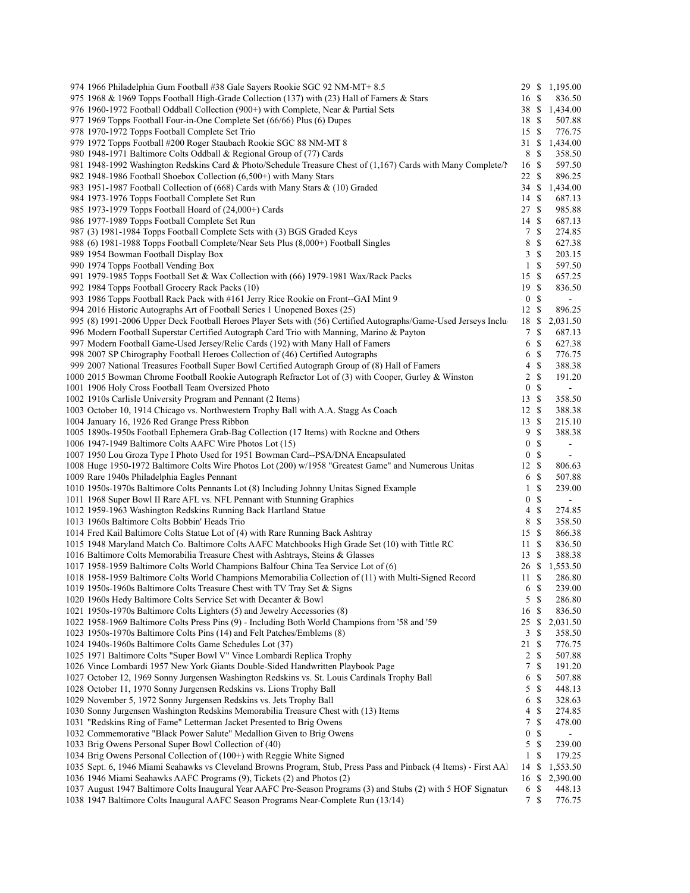| Lot | Description | Bids | | Price |
|---|---|---|---|---|
| 974 | 1966 Philadelphia Gum Football #38 Gale Sayers Rookie SGC 92 NM-MT+ 8.5 | 29 | $ | 1,195.00 |
| 975 | 1968 & 1969 Topps Football High-Grade Collection (137) with (23) Hall of Famers & Stars | 16 | $ | 836.50 |
| 976 | 1960-1972 Football Oddball Collection (900+) with Complete, Near & Partial Sets | 38 | $ | 1,434.00 |
| 977 | 1969 Topps Football Four-in-One Complete Set (66/66) Plus (6) Dupes | 18 | $ | 507.88 |
| 978 | 1970-1972 Topps Football Complete Set Trio | 15 | $ | 776.75 |
| 979 | 1972 Topps Football #200 Roger Staubach Rookie SGC 88 NM-MT 8 | 31 | $ | 1,434.00 |
| 980 | 1948-1971 Baltimore Colts Oddball & Regional Group of (77) Cards | 8 | $ | 358.50 |
| 981 | 1948-1992 Washington Redskins Card & Photo/Schedule Treasure Chest of (1,167) Cards with Many Complete/N | 16 | $ | 597.50 |
| 982 | 1948-1986 Football Shoebox Collection (6,500+) with Many Stars | 22 | $ | 896.25 |
| 983 | 1951-1987 Football Collection of (668) Cards with Many Stars & (10) Graded | 34 | $ | 1,434.00 |
| 984 | 1973-1976 Topps Football Complete Set Run | 14 | $ | 687.13 |
| 985 | 1973-1979 Topps Football Hoard of (24,000+) Cards | 27 | $ | 985.88 |
| 986 | 1977-1989 Topps Football Complete Set Run | 14 | $ | 687.13 |
| 987 | (3) 1981-1984 Topps Football Complete Sets with (3) BGS Graded Keys | 7 | $ | 274.85 |
| 988 | (6) 1981-1988 Topps Football Complete/Near Sets Plus (8,000+) Football Singles | 8 | $ | 627.38 |
| 989 | 1954 Bowman Football Display Box | 3 | $ | 203.15 |
| 990 | 1974 Topps Football Vending Box | 1 | $ | 597.50 |
| 991 | 1979-1985 Topps Football Set & Wax Collection with (66) 1979-1981 Wax/Rack Packs | 15 | $ | 657.25 |
| 992 | 1984 Topps Football Grocery Rack Packs (10) | 19 | $ | 836.50 |
| 993 | 1986 Topps Football Rack Pack with #161 Jerry Rice Rookie on Front--GAI Mint 9 | 0 | $ | - |
| 994 | 2016 Historic Autographs Art of Football Series 1 Unopened Boxes (25) | 12 | $ | 896.25 |
| 995 | (8) 1991-2006 Upper Deck Football Heroes Player Sets with (56) Certified Autographs/Game-Used Jerseys Inclu | 18 | $ | 2,031.50 |
| 996 | Modern Football Superstar Certified Autograph Card Trio with Manning, Marino & Payton | 7 | $ | 687.13 |
| 997 | Modern Football Game-Used Jersey/Relic Cards (192) with Many Hall of Famers | 6 | $ | 627.38 |
| 998 | 2007 SP Chirography Football Heroes Collection of (46) Certified Autographs | 6 | $ | 776.75 |
| 999 | 2007 National Treasures Football Super Bowl Certified Autograph Group of (8) Hall of Famers | 4 | $ | 388.38 |
| 1000 | 2015 Bowman Chrome Football Rookie Autograph Refractor Lot of (3) with Cooper, Gurley & Winston | 2 | $ | 191.20 |
| 1001 | 1906 Holy Cross Football Team Oversized Photo | 0 | $ | - |
| 1002 | 1910s Carlisle University Program and Pennant (2 Items) | 13 | $ | 358.50 |
| 1003 | October 10, 1914 Chicago vs. Northwestern Trophy Ball with A.A. Stagg As Coach | 12 | $ | 388.38 |
| 1004 | January 16, 1926 Red Grange Press Ribbon | 13 | $ | 215.10 |
| 1005 | 1890s-1950s Football Ephemera Grab-Bag Collection (17 Items) with Rockne and Others | 9 | $ | 388.38 |
| 1006 | 1947-1949 Baltimore Colts AAFC Wire Photos Lot (15) | 0 | $ | - |
| 1007 | 1950 Lou Groza Type I Photo Used for 1951 Bowman Card--PSA/DNA Encapsulated | 0 | $ | - |
| 1008 | Huge 1950-1972 Baltimore Colts Wire Photos Lot (200) w/1958 "Greatest Game" and Numerous Unitas | 12 | $ | 806.63 |
| 1009 | Rare 1940s Philadelphia Eagles Pennant | 6 | $ | 507.88 |
| 1010 | 1950s-1970s Baltimore Colts Pennants Lot (8) Including Johnny Unitas Signed Example | 1 | $ | 239.00 |
| 1011 | 1968 Super Bowl II Rare AFL vs. NFL Pennant with Stunning Graphics | 0 | $ | - |
| 1012 | 1959-1963 Washington Redskins Running Back Hartland Statue | 4 | $ | 274.85 |
| 1013 | 1960s Baltimore Colts Bobbin' Heads Trio | 8 | $ | 358.50 |
| 1014 | Fred Kail Baltimore Colts Statue Lot of (4) with Rare Running Back Ashtray | 15 | $ | 866.38 |
| 1015 | 1948 Maryland Match Co. Baltimore Colts AAFC Matchbooks High Grade Set (10) with Tittle RC | 11 | $ | 836.50 |
| 1016 | Baltimore Colts Memorabilia Treasure Chest with Ashtrays, Steins & Glasses | 13 | $ | 388.38 |
| 1017 | 1958-1959 Baltimore Colts World Champions Balfour China Tea Service Lot of (6) | 26 | $ | 1,553.50 |
| 1018 | 1958-1959 Baltimore Colts World Champions Memorabilia Collection of (11) with Multi-Signed Record | 11 | $ | 286.80 |
| 1019 | 1950s-1960s Baltimore Colts Treasure Chest with TV Tray Set & Signs | 6 | $ | 239.00 |
| 1020 | 1960s Hedy Baltimore Colts Service Set with Decanter & Bowl | 5 | $ | 286.80 |
| 1021 | 1950s-1970s Baltimore Colts Lighters (5) and Jewelry Accessories (8) | 16 | $ | 836.50 |
| 1022 | 1958-1969 Baltimore Colts Press Pins (9) - Including Both World Champions from '58 and '59 | 25 | $ | 2,031.50 |
| 1023 | 1950s-1970s Baltimore Colts Pins (14) and Felt Patches/Emblems (8) | 3 | $ | 358.50 |
| 1024 | 1940s-1960s Baltimore Colts Game Schedules Lot (37) | 21 | $ | 776.75 |
| 1025 | 1971 Baltimore Colts "Super Bowl V" Vince Lombardi Replica Trophy | 2 | $ | 507.88 |
| 1026 | Vince Lombardi 1957 New York Giants Double-Sided Handwritten Playbook Page | 7 | $ | 191.20 |
| 1027 | October 12, 1969 Sonny Jurgensen Washington Redskins vs. St. Louis Cardinals Trophy Ball | 6 | $ | 507.88 |
| 1028 | October 11, 1970 Sonny Jurgensen Redskins vs. Lions Trophy Ball | 5 | $ | 448.13 |
| 1029 | November 5, 1972 Sonny Jurgensen Redskins vs. Jets Trophy Ball | 6 | $ | 328.63 |
| 1030 | Sonny Jurgensen Washington Redskins Memorabilia Treasure Chest with (13) Items | 4 | $ | 274.85 |
| 1031 | "Redskins Ring of Fame" Letterman Jacket Presented to Brig Owens | 7 | $ | 478.00 |
| 1032 | Commemorative "Black Power Salute" Medallion Given to Brig Owens | 0 | $ | - |
| 1033 | Brig Owens Personal Super Bowl Collection of (40) | 5 | $ | 239.00 |
| 1034 | Brig Owens Personal Collection of (100+) with Reggie White Signed | 1 | $ | 179.25 |
| 1035 | Sept. 6, 1946 Miami Seahawks vs Cleveland Browns Program, Stub, Press Pass and Pinback (4 Items) - First AAl | 14 | $ | 1,553.50 |
| 1036 | 1946 Miami Seahawks AAFC Programs (9), Tickets (2) and Photos (2) | 16 | $ | 2,390.00 |
| 1037 | August 1947 Baltimore Colts Inaugural Year AAFC Pre-Season Programs (3) and Stubs (2) with 5 HOF Signature | 6 | $ | 448.13 |
| 1038 | 1947 Baltimore Colts Inaugural AAFC Season Programs Near-Complete Run (13/14) | 7 | $ | 776.75 |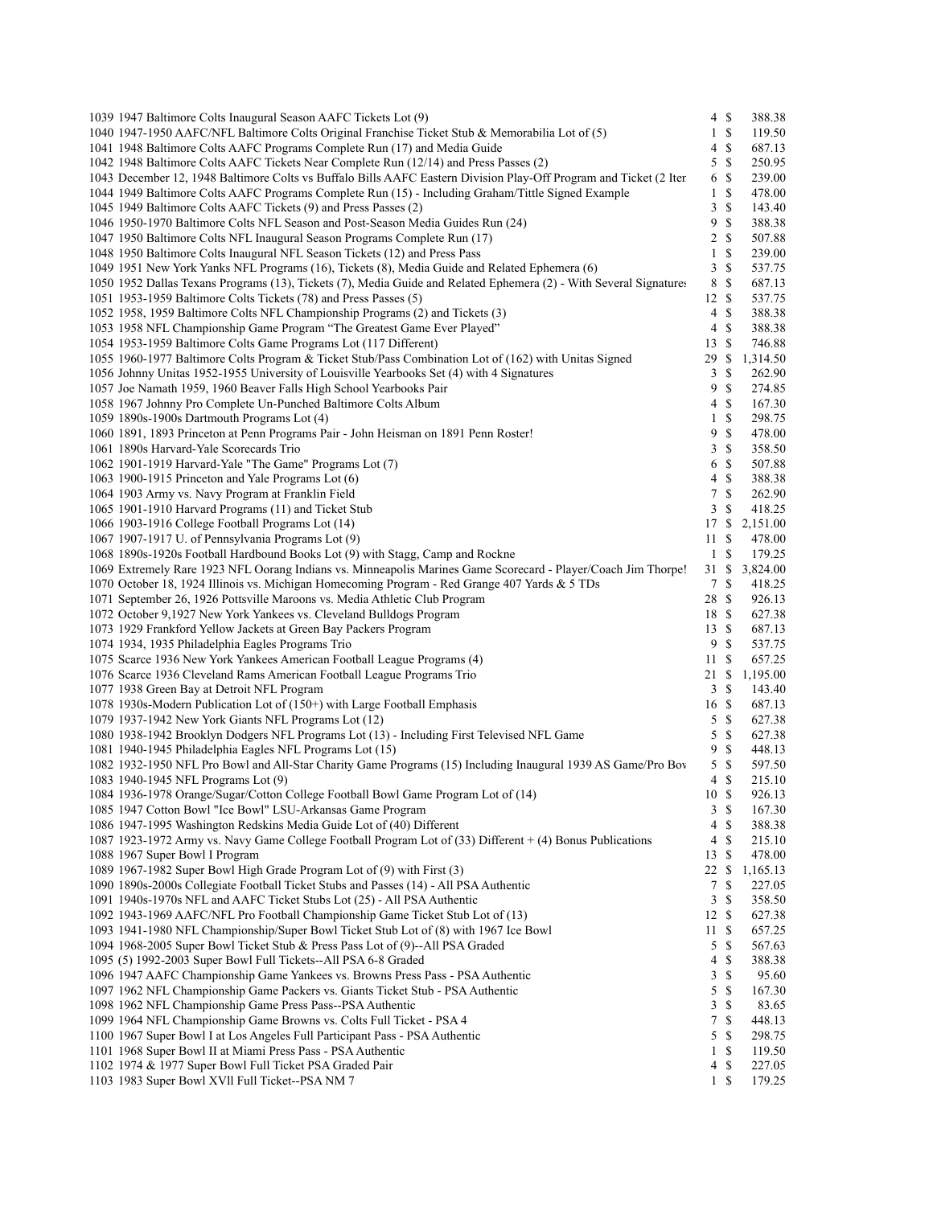| Lot | Description | Bids | | Price |
|---|---|---|---|---|
| 1039 | 1947 Baltimore Colts Inaugural Season AAFC Tickets Lot (9) | 4 | $ | 388.38 |
| 1040 | 1947-1950 AAFC/NFL Baltimore Colts Original Franchise Ticket Stub & Memorabilia Lot of (5) | 1 | $ | 119.50 |
| 1041 | 1948 Baltimore Colts AAFC Programs Complete Run (17) and Media Guide | 4 | $ | 687.13 |
| 1042 | 1948 Baltimore Colts AAFC Tickets Near Complete Run (12/14) and Press Passes (2) | 5 | $ | 250.95 |
| 1043 | December 12, 1948 Baltimore Colts vs Buffalo Bills AAFC Eastern Division Play-Off Program and Ticket (2 Iter | 6 | $ | 239.00 |
| 1044 | 1949 Baltimore Colts AAFC Programs Complete Run (15) - Including Graham/Tittle Signed Example | 1 | $ | 478.00 |
| 1045 | 1949 Baltimore Colts AAFC Tickets (9) and Press Passes (2) | 3 | $ | 143.40 |
| 1046 | 1950-1970 Baltimore Colts NFL Season and Post-Season Media Guides Run (24) | 9 | $ | 388.38 |
| 1047 | 1950 Baltimore Colts NFL Inaugural Season Programs Complete Run (17) | 2 | $ | 507.88 |
| 1048 | 1950 Baltimore Colts Inaugural NFL Season Tickets (12) and Press Pass | 1 | $ | 239.00 |
| 1049 | 1951 New York Yanks NFL Programs (16), Tickets (8), Media Guide and Related Ephemera (6) | 3 | $ | 537.75 |
| 1050 | 1952 Dallas Texans Programs (13), Tickets (7), Media Guide and Related Ephemera (2) - With Several Signatures | 8 | $ | 687.13 |
| 1051 | 1953-1959 Baltimore Colts Tickets (78) and Press Passes (5) | 12 | $ | 537.75 |
| 1052 | 1958, 1959 Baltimore Colts NFL Championship Programs (2) and Tickets (3) | 4 | $ | 388.38 |
| 1053 | 1958 NFL Championship Game Program "The Greatest Game Ever Played" | 4 | $ | 388.38 |
| 1054 | 1953-1959 Baltimore Colts Game Programs Lot (117 Different) | 13 | $ | 746.88 |
| 1055 | 1960-1977 Baltimore Colts Program & Ticket Stub/Pass Combination Lot of (162) with Unitas Signed | 29 | $ | 1,314.50 |
| 1056 | Johnny Unitas 1952-1955 University of Louisville Yearbooks Set (4) with 4 Signatures | 3 | $ | 262.90 |
| 1057 | Joe Namath 1959, 1960 Beaver Falls High School Yearbooks Pair | 9 | $ | 274.85 |
| 1058 | 1967 Johnny Pro Complete Un-Punched Baltimore Colts Album | 4 | $ | 167.30 |
| 1059 | 1890s-1900s Dartmouth Programs Lot (4) | 1 | $ | 298.75 |
| 1060 | 1891, 1893 Princeton at Penn Programs Pair - John Heisman on 1891 Penn Roster! | 9 | $ | 478.00 |
| 1061 | 1890s Harvard-Yale Scorecards Trio | 3 | $ | 358.50 |
| 1062 | 1901-1919 Harvard-Yale "The Game" Programs Lot (7) | 6 | $ | 507.88 |
| 1063 | 1900-1915 Princeton and Yale Programs Lot (6) | 4 | $ | 388.38 |
| 1064 | 1903 Army vs. Navy Program at Franklin Field | 7 | $ | 262.90 |
| 1065 | 1901-1910 Harvard Programs (11) and Ticket Stub | 3 | $ | 418.25 |
| 1066 | 1903-1916 College Football Programs Lot (14) | 17 | $ | 2,151.00 |
| 1067 | 1907-1917 U. of Pennsylvania Programs Lot (9) | 11 | $ | 478.00 |
| 1068 | 1890s-1920s Football Hardbound Books Lot (9) with Stagg, Camp and Rockne | 1 | $ | 179.25 |
| 1069 | Extremely Rare 1923 NFL Oorang Indians vs. Minneapolis Marines Game Scorecard - Player/Coach Jim Thorpe! | 31 | $ | 3,824.00 |
| 1070 | October 18, 1924 Illinois vs. Michigan Homecoming Program - Red Grange 407 Yards & 5 TDs | 7 | $ | 418.25 |
| 1071 | September 26, 1926 Pottsville Maroons vs. Media Athletic Club Program | 28 | $ | 926.13 |
| 1072 | October 9,1927 New York Yankees vs. Cleveland Bulldogs Program | 18 | $ | 627.38 |
| 1073 | 1929 Frankford Yellow Jackets at Green Bay Packers Program | 13 | $ | 687.13 |
| 1074 | 1934, 1935 Philadelphia Eagles Programs Trio | 9 | $ | 537.75 |
| 1075 | Scarce 1936 New York Yankees American Football League Programs (4) | 11 | $ | 657.25 |
| 1076 | Scarce 1936 Cleveland Rams American Football League Programs Trio | 21 | $ | 1,195.00 |
| 1077 | 1938 Green Bay at Detroit NFL Program | 3 | $ | 143.40 |
| 1078 | 1930s-Modern Publication Lot of (150+) with Large Football Emphasis | 16 | $ | 687.13 |
| 1079 | 1937-1942 New York Giants NFL Programs Lot (12) | 5 | $ | 627.38 |
| 1080 | 1938-1942 Brooklyn Dodgers NFL Programs Lot (13) - Including First Televised NFL Game | 5 | $ | 627.38 |
| 1081 | 1940-1945 Philadelphia Eagles NFL Programs Lot (15) | 9 | $ | 448.13 |
| 1082 | 1932-1950 NFL Pro Bowl and All-Star Charity Game Programs (15) Including Inaugural 1939 AS Game/Pro Bov | 5 | $ | 597.50 |
| 1083 | 1940-1945 NFL Programs Lot (9) | 4 | $ | 215.10 |
| 1084 | 1936-1978 Orange/Sugar/Cotton College Football Bowl Game Program Lot of (14) | 10 | $ | 926.13 |
| 1085 | 1947 Cotton Bowl "Ice Bowl" LSU-Arkansas Game Program | 3 | $ | 167.30 |
| 1086 | 1947-1995 Washington Redskins Media Guide Lot of (40) Different | 4 | $ | 388.38 |
| 1087 | 1923-1972 Army vs. Navy Game College Football Program Lot of (33) Different + (4) Bonus Publications | 4 | $ | 215.10 |
| 1088 | 1967 Super Bowl I Program | 13 | $ | 478.00 |
| 1089 | 1967-1982 Super Bowl High Grade Program Lot of (9) with First (3) | 22 | $ | 1,165.13 |
| 1090 | 1890s-2000s Collegiate Football Ticket Stubs and Passes (14) - All PSA Authentic | 7 | $ | 227.05 |
| 1091 | 1940s-1970s NFL and AAFC Ticket Stubs Lot (25) - All PSA Authentic | 3 | $ | 358.50 |
| 1092 | 1943-1969 AAFC/NFL Pro Football Championship Game Ticket Stub Lot of (13) | 12 | $ | 627.38 |
| 1093 | 1941-1980 NFL Championship/Super Bowl Ticket Stub Lot of (8) with 1967 Ice Bowl | 11 | $ | 657.25 |
| 1094 | 1968-2005 Super Bowl Ticket Stub & Press Pass Lot of (9)--All PSA Graded | 5 | $ | 567.63 |
| 1095 | (5) 1992-2003 Super Bowl Full Tickets--All PSA 6-8 Graded | 4 | $ | 388.38 |
| 1096 | 1947 AAFC Championship Game Yankees vs. Browns Press Pass - PSA Authentic | 3 | $ | 95.60 |
| 1097 | 1962 NFL Championship Game Packers vs. Giants Ticket Stub - PSA Authentic | 5 | $ | 167.30 |
| 1098 | 1962 NFL Championship Game Press Pass--PSA Authentic | 3 | $ | 83.65 |
| 1099 | 1964 NFL Championship Game Browns vs. Colts Full Ticket - PSA 4 | 7 | $ | 448.13 |
| 1100 | 1967 Super Bowl I at Los Angeles Full Participant Pass - PSA Authentic | 5 | $ | 298.75 |
| 1101 | 1968 Super Bowl II at Miami Press Pass - PSA Authentic | 1 | $ | 119.50 |
| 1102 | 1974 & 1977 Super Bowl Full Ticket PSA Graded Pair | 4 | $ | 227.05 |
| 1103 | 1983 Super Bowl XVll Full Ticket--PSA NM 7 | 1 | $ | 179.25 |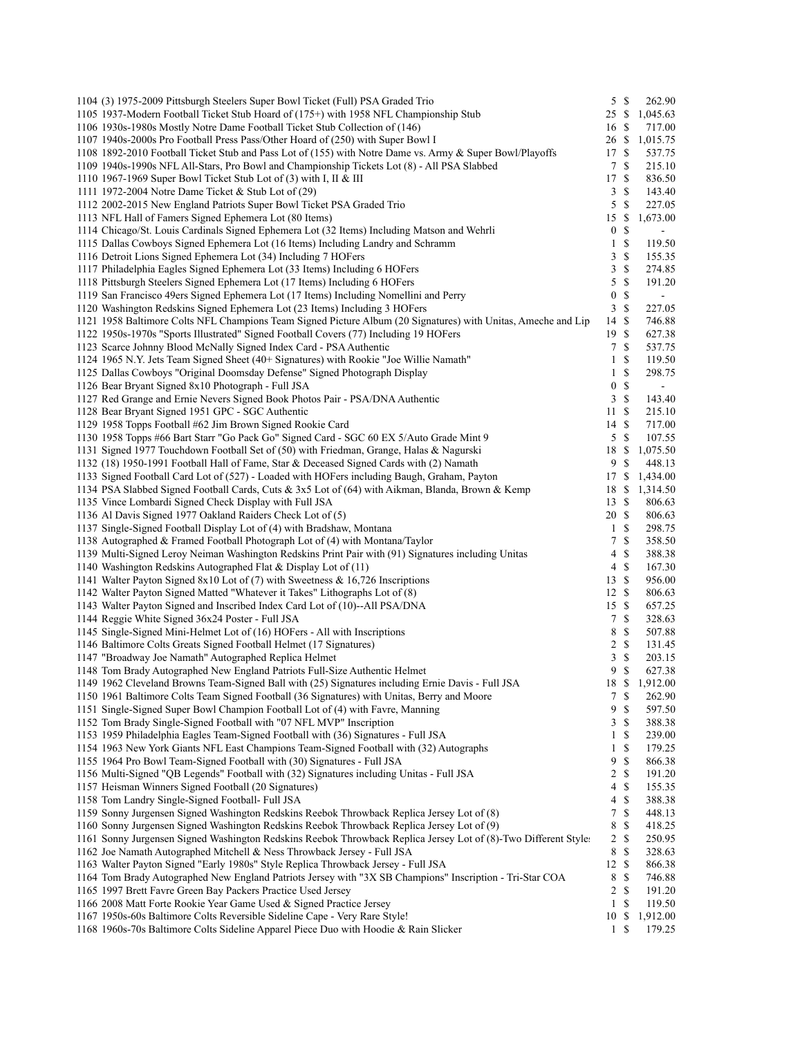| Lot | Description | Bids | | Price |
|---|---|---|---|---|
| 1104 | (3) 1975-2009 Pittsburgh Steelers Super Bowl Ticket (Full) PSA Graded Trio | 5 | $ | 262.90 |
| 1105 | 1937-Modern Football Ticket Stub Hoard of (175+) with 1958 NFL Championship Stub | 25 | $ | 1,045.63 |
| 1106 | 1930s-1980s Mostly Notre Dame Football Ticket Stub Collection of (146) | 16 | $ | 717.00 |
| 1107 | 1940s-2000s Pro Football Press Pass/Other Hoard of (250) with Super Bowl I | 26 | $ | 1,015.75 |
| 1108 | 1892-2010 Football Ticket Stub and Pass Lot of (155) with Notre Dame vs. Army & Super Bowl/Playoffs | 17 | $ | 537.75 |
| 1109 | 1940s-1990s NFL All-Stars, Pro Bowl and Championship Tickets Lot (8) - All PSA Slabbed | 7 | $ | 215.10 |
| 1110 | 1967-1969 Super Bowl Ticket Stub Lot of (3) with I, II & III | 17 | $ | 836.50 |
| 1111 | 1972-2004 Notre Dame Ticket & Stub Lot of (29) | 3 | $ | 143.40 |
| 1112 | 2002-2015 New England Patriots Super Bowl Ticket PSA Graded Trio | 5 | $ | 227.05 |
| 1113 | NFL Hall of Famers Signed Ephemera Lot (80 Items) | 15 | $ | 1,673.00 |
| 1114 | Chicago/St. Louis Cardinals Signed Ephemera Lot (32 Items) Including Matson and Wehrli | 0 | $ | - |
| 1115 | Dallas Cowboys Signed Ephemera Lot (16 Items) Including Landry and Schramm | 1 | $ | 119.50 |
| 1116 | Detroit Lions Signed Ephemera Lot (34) Including 7 HOFers | 3 | $ | 155.35 |
| 1117 | Philadelphia Eagles Signed Ephemera Lot (33 Items) Including 6 HOFers | 3 | $ | 274.85 |
| 1118 | Pittsburgh Steelers Signed Ephemera Lot (17 Items) Including 6 HOFers | 5 | $ | 191.20 |
| 1119 | San Francisco 49ers Signed Ephemera Lot (17 Items) Including Nomellini and Perry | 0 | $ | - |
| 1120 | Washington Redskins Signed Ephemera Lot (23 Items) Including 3 HOFers | 3 | $ | 227.05 |
| 1121 | 1958 Baltimore Colts NFL Champions Team Signed Picture Album (20 Signatures) with Unitas, Ameche and Lip | 14 | $ | 746.88 |
| 1122 | 1950s-1970s "Sports Illustrated" Signed Football Covers (77) Including 19 HOFers | 19 | $ | 627.38 |
| 1123 | Scarce Johnny Blood McNally Signed Index Card - PSA Authentic | 7 | $ | 537.75 |
| 1124 | 1965 N.Y. Jets Team Signed Sheet (40+ Signatures) with Rookie "Joe Willie Namath" | 1 | $ | 119.50 |
| 1125 | Dallas Cowboys "Original Doomsday Defense" Signed Photograph Display | 1 | $ | 298.75 |
| 1126 | Bear Bryant Signed 8x10 Photograph - Full JSA | 0 | $ | - |
| 1127 | Red Grange and Ernie Nevers Signed Book Photos Pair - PSA/DNA Authentic | 3 | $ | 143.40 |
| 1128 | Bear Bryant Signed 1951 GPC - SGC Authentic | 11 | $ | 215.10 |
| 1129 | 1958 Topps Football #62 Jim Brown Signed Rookie Card | 14 | $ | 717.00 |
| 1130 | 1958 Topps #66 Bart Starr "Go Pack Go" Signed Card - SGC 60 EX 5/Auto Grade Mint 9 | 5 | $ | 107.55 |
| 1131 | Signed 1977 Touchdown Football Set of (50) with Friedman, Grange, Halas & Nagurski | 18 | $ | 1,075.50 |
| 1132 | (18) 1950-1991 Football Hall of Fame, Star & Deceased Signed Cards with (2) Namath | 9 | $ | 448.13 |
| 1133 | Signed Football Card Lot of (527) - Loaded with HOFers including Baugh, Graham, Payton | 17 | $ | 1,434.00 |
| 1134 | PSA Slabbed Signed Football Cards, Cuts & 3x5 Lot of (64) with Aikman, Blanda, Brown & Kemp | 18 | $ | 1,314.50 |
| 1135 | Vince Lombardi Signed Check Display with Full JSA | 13 | $ | 806.63 |
| 1136 | Al Davis Signed 1977 Oakland Raiders Check Lot of (5) | 20 | $ | 806.63 |
| 1137 | Single-Signed Football Display Lot of (4) with Bradshaw, Montana | 1 | $ | 298.75 |
| 1138 | Autographed & Framed Football Photograph Lot of (4) with Montana/Taylor | 7 | $ | 358.50 |
| 1139 | Multi-Signed Leroy Neiman Washington Redskins Print Pair with (91) Signatures including Unitas | 4 | $ | 388.38 |
| 1140 | Washington Redskins Autographed Flat & Display Lot of (11) | 4 | $ | 167.30 |
| 1141 | Walter Payton Signed 8x10 Lot of (7) with Sweetness & 16,726 Inscriptions | 13 | $ | 956.00 |
| 1142 | Walter Payton Signed Matted "Whatever it Takes" Lithographs Lot of (8) | 12 | $ | 806.63 |
| 1143 | Walter Payton Signed and Inscribed Index Card Lot of (10)--All PSA/DNA | 15 | $ | 657.25 |
| 1144 | Reggie White Signed 36x24 Poster - Full JSA | 7 | $ | 328.63 |
| 1145 | Single-Signed Mini-Helmet Lot of (16) HOFers - All with Inscriptions | 8 | $ | 507.88 |
| 1146 | Baltimore Colts Greats Signed Football Helmet (17 Signatures) | 2 | $ | 131.45 |
| 1147 | "Broadway Joe Namath" Autographed Replica Helmet | 3 | $ | 203.15 |
| 1148 | Tom Brady Autographed New England Patriots Full-Size Authentic Helmet | 9 | $ | 627.38 |
| 1149 | 1962 Cleveland Browns Team-Signed Ball with (25) Signatures including Ernie Davis - Full JSA | 18 | $ | 1,912.00 |
| 1150 | 1961 Baltimore Colts Team Signed Football (36 Signatures) with Unitas, Berry and Moore | 7 | $ | 262.90 |
| 1151 | Single-Signed Super Bowl Champion Football Lot of (4) with Favre, Manning | 9 | $ | 597.50 |
| 1152 | Tom Brady Single-Signed Football with "07 NFL MVP" Inscription | 3 | $ | 388.38 |
| 1153 | 1959 Philadelphia Eagles Team-Signed Football with (36) Signatures - Full JSA | 1 | $ | 239.00 |
| 1154 | 1963 New York Giants NFL East Champions Team-Signed Football with (32) Autographs | 1 | $ | 179.25 |
| 1155 | 1964 Pro Bowl Team-Signed Football with (30) Signatures - Full JSA | 9 | $ | 866.38 |
| 1156 | Multi-Signed "QB Legends" Football with (32) Signatures including Unitas - Full JSA | 2 | $ | 191.20 |
| 1157 | Heisman Winners Signed Football (20 Signatures) | 4 | $ | 155.35 |
| 1158 | Tom Landry Single-Signed Football- Full JSA | 4 | $ | 388.38 |
| 1159 | Sonny Jurgensen Signed Washington Redskins Reebok Throwback Replica Jersey Lot of (8) | 7 | $ | 448.13 |
| 1160 | Sonny Jurgensen Signed Washington Redskins Reebok Throwback Replica Jersey Lot of (9) | 8 | $ | 418.25 |
| 1161 | Sonny Jurgensen Signed Washington Redskins Reebok Throwback Replica Jersey Lot of (8)-Two Different Style | 2 | $ | 250.95 |
| 1162 | Joe Namath Autographed Mitchell & Ness Throwback Jersey - Full JSA | 8 | $ | 328.63 |
| 1163 | Walter Payton Signed "Early 1980s" Style Replica Throwback Jersey - Full JSA | 12 | $ | 866.38 |
| 1164 | Tom Brady Autographed New England Patriots Jersey with "3X SB Champions" Inscription - Tri-Star COA | 8 | $ | 746.88 |
| 1165 | 1997 Brett Favre Green Bay Packers Practice Used Jersey | 2 | $ | 191.20 |
| 1166 | 2008 Matt Forte Rookie Year Game Used & Signed Practice Jersey | 1 | $ | 119.50 |
| 1167 | 1950s-60s Baltimore Colts Reversible Sideline Cape - Very Rare Style! | 10 | $ | 1,912.00 |
| 1168 | 1960s-70s Baltimore Colts Sideline Apparel Piece Duo with Hoodie & Rain Slicker | 1 | $ | 179.25 |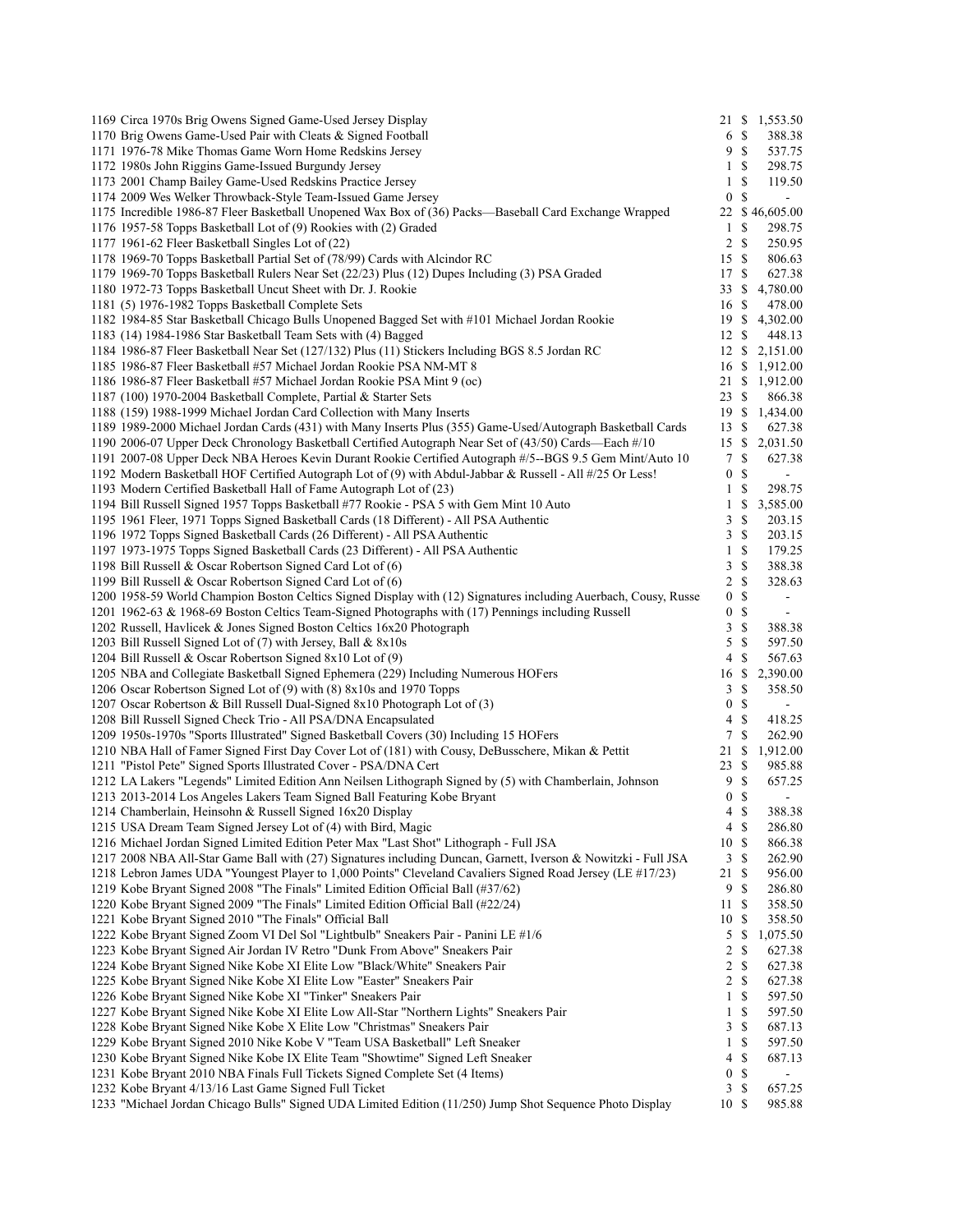| Lot | Description | Bids | Price |
|---|---|---|---|
| 1169 | Circa 1970s Brig Owens Signed Game-Used Jersey Display | 21 | $ 1,553.50 |
| 1170 | Brig Owens Game-Used Pair with Cleats & Signed Football | 6 | $ 388.38 |
| 1171 | 1976-78 Mike Thomas Game Worn Home Redskins Jersey | 9 | $ 537.75 |
| 1172 | 1980s John Riggins Game-Issued Burgundy Jersey | 1 | $ 298.75 |
| 1173 | 2001 Champ Bailey Game-Used Redskins Practice Jersey | 1 | $ 119.50 |
| 1174 | 2009 Wes Welker Throwback-Style Team-Issued Game Jersey | 0 | $ - |
| 1175 | Incredible 1986-87 Fleer Basketball Unopened Wax Box of (36) Packs—Baseball Card Exchange Wrapped | 22 | $ 46,605.00 |
| 1176 | 1957-58 Topps Basketball Lot of (9) Rookies with (2) Graded | 1 | $ 298.75 |
| 1177 | 1961-62 Fleer Basketball Singles Lot of (22) | 2 | $ 250.95 |
| 1178 | 1969-70 Topps Basketball Partial Set of (78/99) Cards with Alcindor RC | 15 | $ 806.63 |
| 1179 | 1969-70 Topps Basketball Rulers Near Set (22/23) Plus (12) Dupes Including (3) PSA Graded | 17 | $ 627.38 |
| 1180 | 1972-73 Topps Basketball Uncut Sheet with Dr. J. Rookie | 33 | $ 4,780.00 |
| 1181 | (5) 1976-1982 Topps Basketball Complete Sets | 16 | $ 478.00 |
| 1182 | 1984-85 Star Basketball Chicago Bulls Unopened Bagged Set with #101 Michael Jordan Rookie | 19 | $ 4,302.00 |
| 1183 | (14) 1984-1986 Star Basketball Team Sets with (4) Bagged | 12 | $ 448.13 |
| 1184 | 1986-87 Fleer Basketball Near Set (127/132) Plus (11) Stickers Including BGS 8.5 Jordan RC | 12 | $ 2,151.00 |
| 1185 | 1986-87 Fleer Basketball #57 Michael Jordan Rookie PSA NM-MT 8 | 16 | $ 1,912.00 |
| 1186 | 1986-87 Fleer Basketball #57 Michael Jordan Rookie PSA Mint 9 (oc) | 21 | $ 1,912.00 |
| 1187 | (100) 1970-2004 Basketball Complete, Partial & Starter Sets | 23 | $ 866.38 |
| 1188 | (159) 1988-1999 Michael Jordan Card Collection with Many Inserts | 19 | $ 1,434.00 |
| 1189 | 1989-2000 Michael Jordan Cards (431) with Many Inserts Plus (355) Game-Used/Autograph Basketball Cards | 13 | $ 627.38 |
| 1190 | 2006-07 Upper Deck Chronology Basketball Certified Autograph Near Set of (43/50) Cards—Each #/10 | 15 | $ 2,031.50 |
| 1191 | 2007-08 Upper Deck NBA Heroes Kevin Durant Rookie Certified Autograph #/5--BGS 9.5 Gem Mint/Auto 10 | 7 | $ 627.38 |
| 1192 | Modern Basketball HOF Certified Autograph Lot of (9) with Abdul-Jabbar & Russell - All #/25 Or Less! | 0 | $ - |
| 1193 | Modern Certified Basketball Hall of Fame Autograph Lot of (23) | 1 | $ 298.75 |
| 1194 | Bill Russell Signed 1957 Topps Basketball #77 Rookie - PSA 5 with Gem Mint 10 Auto | 1 | $ 3,585.00 |
| 1195 | 1961 Fleer, 1971 Topps Signed Basketball Cards (18 Different) - All PSA Authentic | 3 | $ 203.15 |
| 1196 | 1972 Topps Signed Basketball Cards (26 Different) - All PSA Authentic | 3 | $ 203.15 |
| 1197 | 1973-1975 Topps Signed Basketball Cards (23 Different) - All PSA Authentic | 1 | $ 179.25 |
| 1198 | Bill Russell & Oscar Robertson Signed Card Lot of (6) | 3 | $ 388.38 |
| 1199 | Bill Russell & Oscar Robertson Signed Card Lot of (6) | 2 | $ 328.63 |
| 1200 | 1958-59 World Champion Boston Celtics Signed Display with (12) Signatures including Auerbach, Cousy, Russe | 0 | $ - |
| 1201 | 1962-63 & 1968-69 Boston Celtics Team-Signed Photographs with (17) Pennings including Russell | 0 | $ - |
| 1202 | Russell, Havlicek & Jones Signed Boston Celtics 16x20 Photograph | 3 | $ 388.38 |
| 1203 | Bill Russell Signed Lot of (7) with Jersey, Ball & 8x10s | 5 | $ 597.50 |
| 1204 | Bill Russell & Oscar Robertson Signed 8x10 Lot of (9) | 4 | $ 567.63 |
| 1205 | NBA and Collegiate Basketball Signed Ephemera (229) Including Numerous HOFers | 16 | $ 2,390.00 |
| 1206 | Oscar Robertson Signed Lot of (9) with (8) 8x10s and 1970 Topps | 3 | $ 358.50 |
| 1207 | Oscar Robertson & Bill Russell Dual-Signed 8x10 Photograph Lot of (3) | 0 | $ - |
| 1208 | Bill Russell Signed Check Trio - All PSA/DNA Encapsulated | 4 | $ 418.25 |
| 1209 | 1950s-1970s "Sports Illustrated" Signed Basketball Covers (30) Including 15 HOFers | 7 | $ 262.90 |
| 1210 | NBA Hall of Famer Signed First Day Cover Lot of (181) with Cousy, DeBusschere, Mikan & Pettit | 21 | $ 1,912.00 |
| 1211 | "Pistol Pete" Signed Sports Illustrated Cover - PSA/DNA Cert | 23 | $ 985.88 |
| 1212 | LA Lakers "Legends" Limited Edition Ann Neilsen Lithograph Signed by (5) with Chamberlain, Johnson | 9 | $ 657.25 |
| 1213 | 2013-2014 Los Angeles Lakers Team Signed Ball Featuring Kobe Bryant | 0 | $ - |
| 1214 | Chamberlain, Heinsohn & Russell Signed 16x20 Display | 4 | $ 388.38 |
| 1215 | USA Dream Team Signed Jersey Lot of (4) with Bird, Magic | 4 | $ 286.80 |
| 1216 | Michael Jordan Signed Limited Edition Peter Max "Last Shot" Lithograph - Full JSA | 10 | $ 866.38 |
| 1217 | 2008 NBA All-Star Game Ball with (27) Signatures including Duncan, Garnett, Iverson & Nowitzki - Full JSA | 3 | $ 262.90 |
| 1218 | Lebron James UDA "Youngest Player to 1,000 Points" Cleveland Cavaliers Signed Road Jersey (LE #17/23) | 21 | $ 956.00 |
| 1219 | Kobe Bryant Signed 2008 "The Finals" Limited Edition Official Ball (#37/62) | 9 | $ 286.80 |
| 1220 | Kobe Bryant Signed 2009 "The Finals" Limited Edition Official Ball (#22/24) | 11 | $ 358.50 |
| 1221 | Kobe Bryant Signed 2010 "The Finals" Official Ball | 10 | $ 358.50 |
| 1222 | Kobe Bryant Signed Zoom VI Del Sol "Lightbulb" Sneakers Pair - Panini LE #1/6 | 5 | $ 1,075.50 |
| 1223 | Kobe Bryant Signed Air Jordan IV Retro "Dunk From Above" Sneakers Pair | 2 | $ 627.38 |
| 1224 | Kobe Bryant Signed Nike Kobe XI Elite Low "Black/White" Sneakers Pair | 2 | $ 627.38 |
| 1225 | Kobe Bryant Signed Nike Kobe XI Elite Low "Easter" Sneakers Pair | 2 | $ 627.38 |
| 1226 | Kobe Bryant Signed Nike Kobe XI "Tinker" Sneakers Pair | 1 | $ 597.50 |
| 1227 | Kobe Bryant Signed Nike Kobe XI Elite Low All-Star "Northern Lights" Sneakers Pair | 1 | $ 597.50 |
| 1228 | Kobe Bryant Signed Nike Kobe X Elite Low "Christmas" Sneakers Pair | 3 | $ 687.13 |
| 1229 | Kobe Bryant Signed 2010 Nike Kobe V "Team USA Basketball" Left Sneaker | 1 | $ 597.50 |
| 1230 | Kobe Bryant Signed Nike Kobe IX Elite Team "Showtime" Signed Left Sneaker | 4 | $ 687.13 |
| 1231 | Kobe Bryant 2010 NBA Finals Full Tickets Signed Complete Set (4 Items) | 0 | $ - |
| 1232 | Kobe Bryant 4/13/16 Last Game Signed Full Ticket | 3 | $ 657.25 |
| 1233 | "Michael Jordan Chicago Bulls" Signed UDA Limited Edition (11/250) Jump Shot Sequence Photo Display | 10 | $ 985.88 |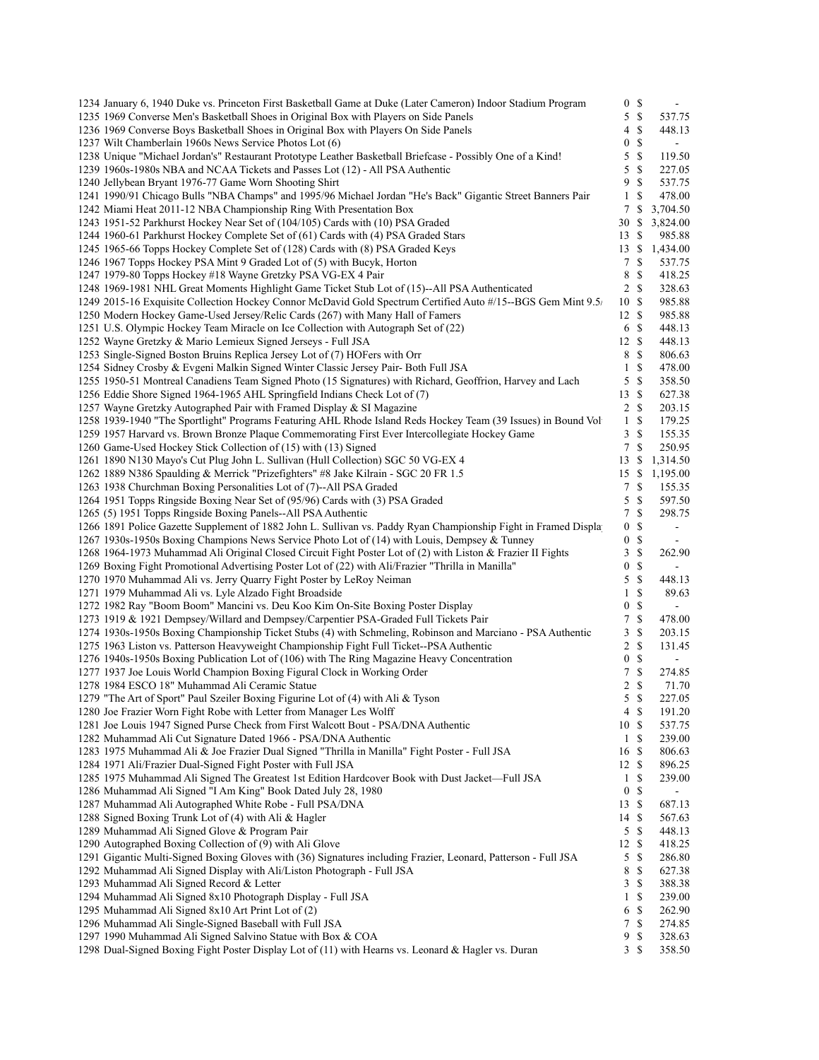| Lot | Description | Bids | | Price |
|---|---|---|---|---|
| 1234 | January 6, 1940 Duke vs. Princeton First Basketball Game at Duke (Later Cameron) Indoor Stadium Program | 0 | $ | - |
| 1235 | 1969 Converse Men's Basketball Shoes in Original Box with Players on Side Panels | 5 | $ | 537.75 |
| 1236 | 1969 Converse Boys Basketball Shoes in Original Box with Players On Side Panels | 4 | $ | 448.13 |
| 1237 | Wilt Chamberlain 1960s News Service Photos Lot (6) | 0 | $ | - |
| 1238 | Unique "Michael Jordan's" Restaurant Prototype Leather Basketball Briefcase - Possibly One of a Kind! | 5 | $ | 119.50 |
| 1239 | 1960s-1980s NBA and NCAA Tickets and Passes Lot (12) - All PSA Authentic | 5 | $ | 227.05 |
| 1240 | Jellybean Bryant 1976-77 Game Worn Shooting Shirt | 9 | $ | 537.75 |
| 1241 | 1990/91 Chicago Bulls "NBA Champs" and 1995/96 Michael Jordan "He's Back" Gigantic Street Banners Pair | 1 | $ | 478.00 |
| 1242 | Miami Heat 2011-12 NBA Championship Ring With Presentation Box | 7 | $ | 3,704.50 |
| 1243 | 1951-52 Parkhurst Hockey Near Set of (104/105) Cards with (10) PSA Graded | 30 | $ | 3,824.00 |
| 1244 | 1960-61 Parkhurst Hockey Complete Set of (61) Cards with (4) PSA Graded Stars | 13 | $ | 985.88 |
| 1245 | 1965-66 Topps Hockey Complete Set of (128) Cards with (8) PSA Graded Keys | 13 | $ | 1,434.00 |
| 1246 | 1967 Topps Hockey PSA Mint 9 Graded Lot of (5) with Bucyk, Horton | 7 | $ | 537.75 |
| 1247 | 1979-80 Topps Hockey #18 Wayne Gretzky PSA VG-EX 4 Pair | 8 | $ | 418.25 |
| 1248 | 1969-1981 NHL Great Moments Highlight Game Ticket Stub Lot of (15)--All PSA Authenticated | 2 | $ | 328.63 |
| 1249 | 2015-16 Exquisite Collection Hockey Connor McDavid Gold Spectrum Certified Auto #/15--BGS Gem Mint 9.5/ | 10 | $ | 985.88 |
| 1250 | Modern Hockey Game-Used Jersey/Relic Cards (267) with Many Hall of Famers | 12 | $ | 985.88 |
| 1251 | U.S. Olympic Hockey Team Miracle on Ice Collection with Autograph Set of (22) | 6 | $ | 448.13 |
| 1252 | Wayne Gretzky & Mario Lemieux Signed Jerseys - Full JSA | 12 | $ | 448.13 |
| 1253 | Single-Signed Boston Bruins Replica Jersey Lot of (7) HOFers with Orr | 8 | $ | 806.63 |
| 1254 | Sidney Crosby & Evgeni Malkin Signed Winter Classic Jersey Pair- Both Full JSA | 1 | $ | 478.00 |
| 1255 | 1950-51 Montreal Canadiens Team Signed Photo (15 Signatures) with Richard, Geoffrion, Harvey and Lach | 5 | $ | 358.50 |
| 1256 | Eddie Shore Signed 1964-1965 AHL Springfield Indians Check Lot of (7) | 13 | $ | 627.38 |
| 1257 | Wayne Gretzky Autographed Pair with Framed Display & SI Magazine | 2 | $ | 203.15 |
| 1258 | 1939-1940 "The Sportlight" Programs Featuring AHL Rhode Island Reds Hockey Team (39 Issues) in Bound Vol | 1 | $ | 179.25 |
| 1259 | 1957 Harvard vs. Brown Bronze Plaque Commemorating First Ever Intercollegiate Hockey Game | 3 | $ | 155.35 |
| 1260 | Game-Used Hockey Stick Collection of (15) with (13) Signed | 7 | $ | 250.95 |
| 1261 | 1890 N130 Mayo's Cut Plug John L. Sullivan (Hull Collection) SGC 50 VG-EX 4 | 13 | $ | 1,314.50 |
| 1262 | 1889 N386 Spaulding & Merrick "Prizefighters" #8 Jake Kilrain - SGC 20 FR 1.5 | 15 | $ | 1,195.00 |
| 1263 | 1938 Churchman Boxing Personalities Lot of (7)--All PSA Graded | 7 | $ | 155.35 |
| 1264 | 1951 Topps Ringside Boxing Near Set of (95/96) Cards with (3) PSA Graded | 5 | $ | 597.50 |
| 1265 | (5) 1951 Topps Ringside Boxing Panels--All PSA Authentic | 7 | $ | 298.75 |
| 1266 | 1891 Police Gazette Supplement of 1882 John L. Sullivan vs. Paddy Ryan Championship Fight in Framed Displa | 0 | $ | - |
| 1267 | 1930s-1950s Boxing Champions News Service Photo Lot of (14) with Louis, Dempsey & Tunney | 0 | $ | - |
| 1268 | 1964-1973 Muhammad Ali Original Closed Circuit Fight Poster Lot of (2) with Liston & Frazier II Fights | 3 | $ | 262.90 |
| 1269 | Boxing Fight Promotional Advertising Poster Lot of (22) with Ali/Frazier "Thrilla in Manilla" | 0 | $ | - |
| 1270 | 1970 Muhammad Ali vs. Jerry Quarry Fight Poster by LeRoy Neiman | 5 | $ | 448.13 |
| 1271 | 1979 Muhammad Ali vs. Lyle Alzado Fight Broadside | 1 | $ | 89.63 |
| 1272 | 1982 Ray "Boom Boom" Mancini vs. Deu Koo Kim On-Site Boxing Poster Display | 0 | $ | - |
| 1273 | 1919 & 1921 Dempsey/Willard and Dempsey/Carpentier PSA-Graded Full Tickets Pair | 7 | $ | 478.00 |
| 1274 | 1930s-1950s Boxing Championship Ticket Stubs (4) with Schmeling, Robinson and Marciano - PSA Authentic | 3 | $ | 203.15 |
| 1275 | 1963 Liston vs. Patterson Heavyweight Championship Fight Full Ticket--PSA Authentic | 2 | $ | 131.45 |
| 1276 | 1940s-1950s Boxing Publication Lot of (106) with The Ring Magazine Heavy Concentration | 0 | $ | - |
| 1277 | 1937 Joe Louis World Champion Boxing Figural Clock in Working Order | 7 | $ | 274.85 |
| 1278 | 1984 ESCO 18" Muhammad Ali Ceramic Statue | 2 | $ | 71.70 |
| 1279 | "The Art of Sport" Paul Szeiler Boxing Figurine Lot of (4) with Ali & Tyson | 5 | $ | 227.05 |
| 1280 | Joe Frazier Worn Fight Robe with Letter from Manager Les Wolff | 4 | $ | 191.20 |
| 1281 | Joe Louis 1947 Signed Purse Check from First Walcott Bout - PSA/DNA Authentic | 10 | $ | 537.75 |
| 1282 | Muhammad Ali Cut Signature Dated 1966 - PSA/DNA Authentic | 1 | $ | 239.00 |
| 1283 | 1975 Muhammad Ali & Joe Frazier Dual Signed "Thrilla in Manilla" Fight Poster - Full JSA | 16 | $ | 806.63 |
| 1284 | 1971 Ali/Frazier Dual-Signed Fight Poster with Full JSA | 12 | $ | 896.25 |
| 1285 | 1975 Muhammad Ali Signed The Greatest 1st Edition Hardcover Book with Dust Jacket—Full JSA | 1 | $ | 239.00 |
| 1286 | Muhammad Ali Signed "I Am King" Book Dated July 28, 1980 | 0 | $ | - |
| 1287 | Muhammad Ali Autographed White Robe - Full PSA/DNA | 13 | $ | 687.13 |
| 1288 | Signed Boxing Trunk Lot of (4) with Ali & Hagler | 14 | $ | 567.63 |
| 1289 | Muhammad Ali Signed Glove & Program Pair | 5 | $ | 448.13 |
| 1290 | Autographed Boxing Collection of (9) with Ali Glove | 12 | $ | 418.25 |
| 1291 | Gigantic Multi-Signed Boxing Gloves with (36) Signatures including Frazier, Leonard, Patterson - Full JSA | 5 | $ | 286.80 |
| 1292 | Muhammad Ali Signed Display with Ali/Liston Photograph - Full JSA | 8 | $ | 627.38 |
| 1293 | Muhammad Ali Signed Record & Letter | 3 | $ | 388.38 |
| 1294 | Muhammad Ali Signed 8x10 Photograph Display - Full JSA | 1 | $ | 239.00 |
| 1295 | Muhammad Ali Signed 8x10 Art Print Lot of (2) | 6 | $ | 262.90 |
| 1296 | Muhammad Ali Single-Signed Baseball with Full JSA | 7 | $ | 274.85 |
| 1297 | 1990 Muhammad Ali Signed Salvino Statue with Box & COA | 9 | $ | 328.63 |
| 1298 | Dual-Signed Boxing Fight Poster Display Lot of (11) with Hearns vs. Leonard & Hagler vs. Duran | 3 | $ | 358.50 |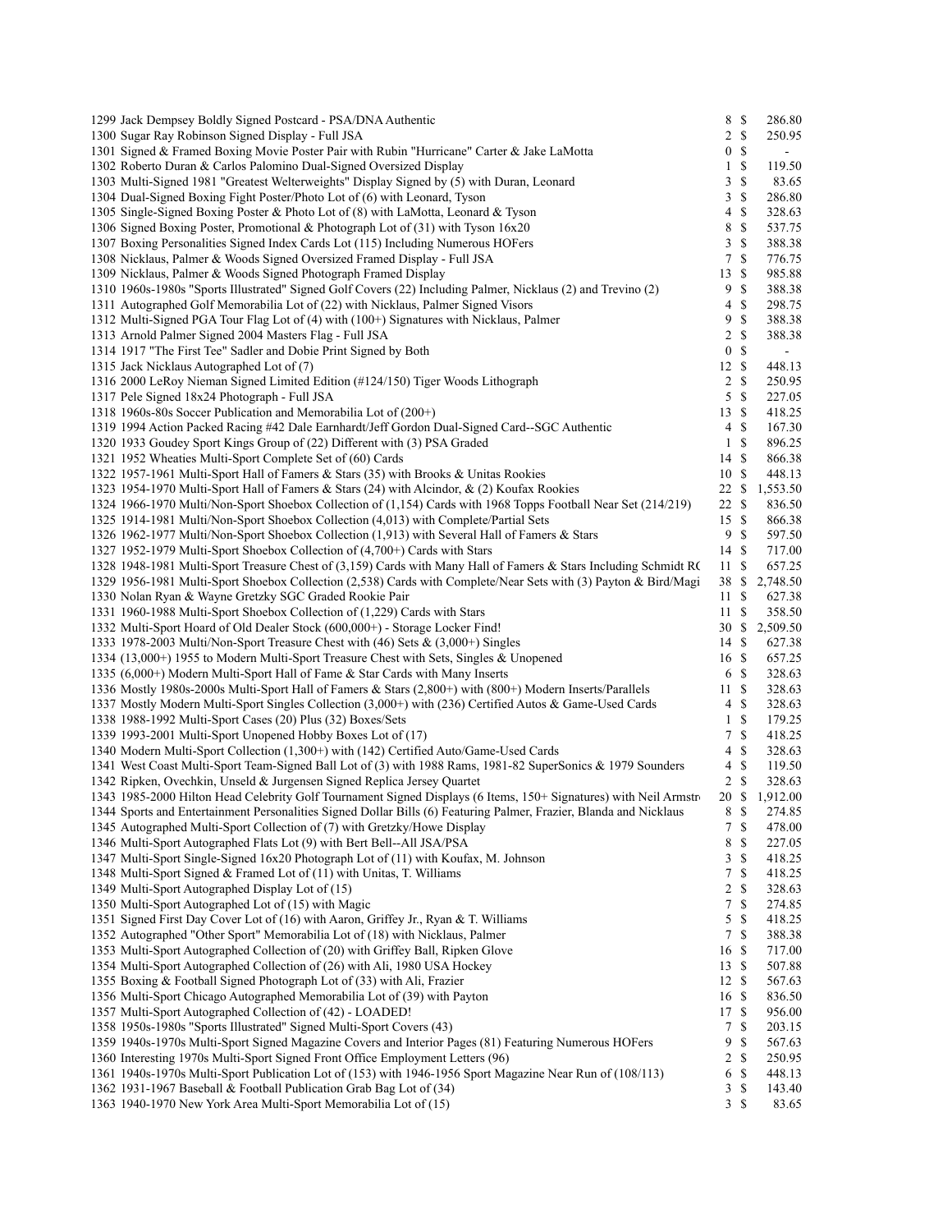| Lot | Description | Bids | | Price |
|---|---|---|---|---|
| 1299 | Jack Dempsey Boldly Signed Postcard - PSA/DNA Authentic | 8 | $ | 286.80 |
| 1300 | Sugar Ray Robinson Signed Display - Full JSA | 2 | $ | 250.95 |
| 1301 | Signed & Framed Boxing Movie Poster Pair with Rubin "Hurricane" Carter & Jake LaMotta | 0 | $ | - |
| 1302 | Roberto Duran & Carlos Palomino Dual-Signed Oversized Display | 1 | $ | 119.50 |
| 1303 | Multi-Signed 1981 "Greatest Welterweights" Display Signed by (5) with Duran, Leonard | 3 | $ | 83.65 |
| 1304 | Dual-Signed Boxing Fight Poster/Photo Lot of (6) with Leonard, Tyson | 3 | $ | 286.80 |
| 1305 | Single-Signed Boxing Poster & Photo Lot of (8) with LaMotta, Leonard & Tyson | 4 | $ | 328.63 |
| 1306 | Signed Boxing Poster, Promotional & Photograph Lot of (31) with Tyson 16x20 | 8 | $ | 537.75 |
| 1307 | Boxing Personalities Signed Index Cards Lot (115) Including Numerous HOFers | 3 | $ | 388.38 |
| 1308 | Nicklaus, Palmer & Woods Signed Oversized Framed Display - Full JSA | 7 | $ | 776.75 |
| 1309 | Nicklaus, Palmer & Woods Signed Photograph Framed Display | 13 | $ | 985.88 |
| 1310 | 1960s-1980s "Sports Illustrated" Signed Golf Covers (22) Including Palmer, Nicklaus (2) and Trevino (2) | 9 | $ | 388.38 |
| 1311 | Autographed Golf Memorabilia Lot of (22) with Nicklaus, Palmer Signed Visors | 4 | $ | 298.75 |
| 1312 | Multi-Signed PGA Tour Flag Lot of (4) with (100+) Signatures with Nicklaus, Palmer | 9 | $ | 388.38 |
| 1313 | Arnold Palmer Signed 2004 Masters Flag - Full JSA | 2 | $ | 388.38 |
| 1314 | 1917 "The First Tee" Sadler and Dobie Print Signed by Both | 0 | $ | - |
| 1315 | Jack Nicklaus Autographed Lot of (7) | 12 | $ | 448.13 |
| 1316 | 2000 LeRoy Nieman Signed Limited Edition (#124/150) Tiger Woods Lithograph | 2 | $ | 250.95 |
| 1317 | Pele Signed 18x24 Photograph - Full JSA | 5 | $ | 227.05 |
| 1318 | 1960s-80s Soccer Publication and Memorabilia Lot of (200+) | 13 | $ | 418.25 |
| 1319 | 1994 Action Packed Racing #42 Dale Earnhardt/Jeff Gordon Dual-Signed Card--SGC Authentic | 4 | $ | 167.30 |
| 1320 | 1933 Goudey Sport Kings Group of (22) Different with (3) PSA Graded | 1 | $ | 896.25 |
| 1321 | 1952 Wheaties Multi-Sport Complete Set of (60) Cards | 14 | $ | 866.38 |
| 1322 | 1957-1961 Multi-Sport Hall of Famers & Stars (35) with Brooks & Unitas Rookies | 10 | $ | 448.13 |
| 1323 | 1954-1970 Multi-Sport Hall of Famers & Stars (24) with Alcindor, & (2) Koufax Rookies | 22 | $ | 1,553.50 |
| 1324 | 1966-1970 Multi/Non-Sport Shoebox Collection of (1,154) Cards with 1968 Topps Football Near Set (214/219) | 22 | $ | 836.50 |
| 1325 | 1914-1981 Multi/Non-Sport Shoebox Collection (4,013) with Complete/Partial Sets | 15 | $ | 866.38 |
| 1326 | 1962-1977 Multi/Non-Sport Shoebox Collection (1,913) with Several Hall of Famers & Stars | 9 | $ | 597.50 |
| 1327 | 1952-1979 Multi-Sport Shoebox Collection of (4,700+) Cards with Stars | 14 | $ | 717.00 |
| 1328 | 1948-1981 Multi-Sport Treasure Chest of (3,159) Cards with Many Hall of Famers & Stars Including Schmidt RC | 11 | $ | 657.25 |
| 1329 | 1956-1981 Multi-Sport Shoebox Collection (2,538) Cards with Complete/Near Sets with (3) Payton & Bird/Magi | 38 | $ | 2,748.50 |
| 1330 | Nolan Ryan & Wayne Gretzky SGC Graded Rookie Pair | 11 | $ | 627.38 |
| 1331 | 1960-1988 Multi-Sport Shoebox Collection of (1,229) Cards with Stars | 11 | $ | 358.50 |
| 1332 | Multi-Sport Hoard of Old Dealer Stock (600,000+) - Storage Locker Find! | 30 | $ | 2,509.50 |
| 1333 | 1978-2003 Multi/Non-Sport Treasure Chest with (46) Sets & (3,000+) Singles | 14 | $ | 627.38 |
| 1334 | (13,000+) 1955 to Modern Multi-Sport Treasure Chest with Sets, Singles & Unopened | 16 | $ | 657.25 |
| 1335 | (6,000+) Modern Multi-Sport Hall of Fame & Star Cards with Many Inserts | 6 | $ | 328.63 |
| 1336 | Mostly 1980s-2000s Multi-Sport Hall of Famers & Stars (2,800+) with (800+) Modern Inserts/Parallels | 11 | $ | 328.63 |
| 1337 | Mostly Modern Multi-Sport Singles Collection (3,000+) with (236) Certified Autos & Game-Used Cards | 4 | $ | 328.63 |
| 1338 | 1988-1992 Multi-Sport Cases (20) Plus (32) Boxes/Sets | 1 | $ | 179.25 |
| 1339 | 1993-2001 Multi-Sport Unopened Hobby Boxes Lot of (17) | 7 | $ | 418.25 |
| 1340 | Modern Multi-Sport Collection (1,300+) with (142) Certified Auto/Game-Used Cards | 4 | $ | 328.63 |
| 1341 | West Coast Multi-Sport Team-Signed Ball Lot of (3) with 1988 Rams, 1981-82 SuperSonics & 1979 Sounders | 4 | $ | 119.50 |
| 1342 | Ripken, Ovechkin, Unseld & Jurgensen Signed Replica Jersey Quartet | 2 | $ | 328.63 |
| 1343 | 1985-2000 Hilton Head Celebrity Golf Tournament Signed Displays (6 Items, 150+ Signatures) with Neil Armstr | 20 | $ | 1,912.00 |
| 1344 | Sports and Entertainment Personalities Signed Dollar Bills (6) Featuring Palmer, Frazier, Blanda and Nicklaus | 8 | $ | 274.85 |
| 1345 | Autographed Multi-Sport Collection of (7) with Gretzky/Howe Display | 7 | $ | 478.00 |
| 1346 | Multi-Sport Autographed Flats Lot (9) with Bert Bell--All JSA/PSA | 8 | $ | 227.05 |
| 1347 | Multi-Sport Single-Signed 16x20 Photograph Lot of (11) with Koufax, M. Johnson | 3 | $ | 418.25 |
| 1348 | Multi-Sport Signed & Framed Lot of (11) with Unitas, T. Williams | 7 | $ | 418.25 |
| 1349 | Multi-Sport Autographed Display Lot of (15) | 2 | $ | 328.63 |
| 1350 | Multi-Sport Autographed Lot of (15) with Magic | 7 | $ | 274.85 |
| 1351 | Signed First Day Cover Lot of (16) with Aaron, Griffey Jr., Ryan & T. Williams | 5 | $ | 418.25 |
| 1352 | Autographed "Other Sport" Memorabilia Lot of (18) with Nicklaus, Palmer | 7 | $ | 388.38 |
| 1353 | Multi-Sport Autographed Collection of (20) with Griffey Ball, Ripken Glove | 16 | $ | 717.00 |
| 1354 | Multi-Sport Autographed Collection of (26) with Ali, 1980 USA Hockey | 13 | $ | 507.88 |
| 1355 | Boxing & Football Signed Photograph Lot of (33) with Ali, Frazier | 12 | $ | 567.63 |
| 1356 | Multi-Sport Chicago Autographed Memorabilia Lot of (39) with Payton | 16 | $ | 836.50 |
| 1357 | Multi-Sport Autographed Collection of (42) - LOADED! | 17 | $ | 956.00 |
| 1358 | 1950s-1980s "Sports Illustrated" Signed Multi-Sport Covers (43) | 7 | $ | 203.15 |
| 1359 | 1940s-1970s Multi-Sport Signed Magazine Covers and Interior Pages (81) Featuring Numerous HOFers | 9 | $ | 567.63 |
| 1360 | Interesting 1970s Multi-Sport Signed Front Office Employment Letters (96) | 2 | $ | 250.95 |
| 1361 | 1940s-1970s Multi-Sport Publication Lot of (153) with 1946-1956 Sport Magazine Near Run of (108/113) | 6 | $ | 448.13 |
| 1362 | 1931-1967 Baseball & Football Publication Grab Bag Lot of (34) | 3 | $ | 143.40 |
| 1363 | 1940-1970 New York Area Multi-Sport Memorabilia Lot of (15) | 3 | $ | 83.65 |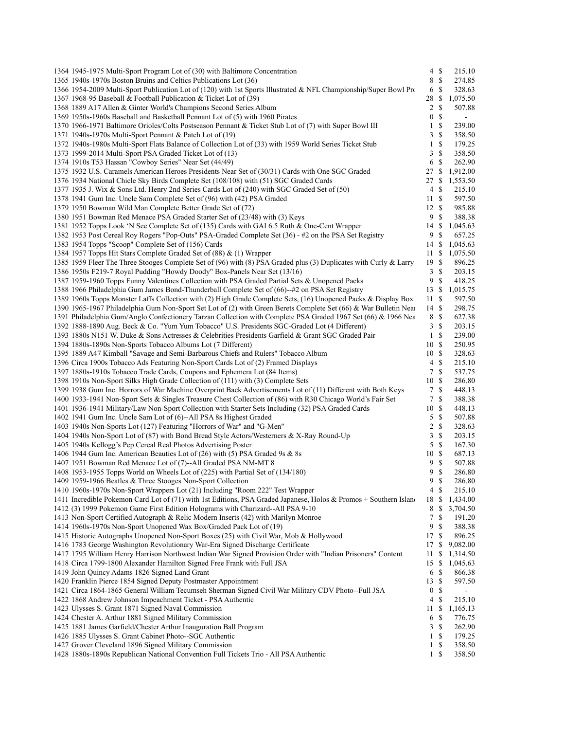| Lot | Description | Bids | | Price |
|---|---|---|---|---|
| 1364 | 1945-1975 Multi-Sport Program Lot of (30) with Baltimore Concentration | 4 | $ | 215.10 |
| 1365 | 1940s-1970s Boston Bruins and Celtics Publications Lot (36) | 8 | $ | 274.85 |
| 1366 | 1954-2009 Multi-Sport Publication Lot of (120) with 1st Sports Illustrated & NFL Championship/Super Bowl Pro | 6 | $ | 328.63 |
| 1367 | 1968-95 Baseball & Football Publication & Ticket Lot of (39) | 28 | $ | 1,075.50 |
| 1368 | 1889 A17 Allen & Ginter World's Champions Second Series Album | 2 | $ | 507.88 |
| 1369 | 1950s-1960s Baseball and Basketball Pennant Lot of (5) with 1960 Pirates | 0 | $ | - |
| 1370 | 1966-1971 Baltimore Orioles/Colts Postseason Pennant & Ticket Stub Lot of (7) with Super Bowl III | 1 | $ | 239.00 |
| 1371 | 1940s-1970s Multi-Sport Pennant & Patch Lot of (19) | 3 | $ | 358.50 |
| 1372 | 1940s-1980s Multi-Sport Flats Balance of Collection Lot of (33) with 1959 World Series Ticket Stub | 1 | $ | 179.25 |
| 1373 | 1999-2014 Multi-Sport PSA Graded Ticket Lot of (13) | 3 | $ | 358.50 |
| 1374 | 1910s T53 Hassan "Cowboy Series" Near Set (44/49) | 6 | $ | 262.90 |
| 1375 | 1932 U.S. Caramels American Heroes Presidents Near Set of (30/31) Cards with One SGC Graded | 27 | $ | 1,912.00 |
| 1376 | 1934 National Chicle Sky Birds Complete Set (108/108) with (51) SGC Graded Cards | 27 | $ | 1,553.50 |
| 1377 | 1935 J. Wix & Sons Ltd. Henry 2nd Series Cards Lot of (240) with SGC Graded Set of (50) | 4 | $ | 215.10 |
| 1378 | 1941 Gum Inc. Uncle Sam Complete Set of (96) with (42) PSA Graded | 11 | $ | 597.50 |
| 1379 | 1950 Bowman Wild Man Complete Better Grade Set of (72) | 12 | $ | 985.88 |
| 1380 | 1951 Bowman Red Menace PSA Graded Starter Set of (23/48) with (3) Keys | 9 | $ | 388.38 |
| 1381 | 1952 Topps Look 'N See Complete Set of (135) Cards with GAI 6.5 Ruth & One-Cent Wrapper | 14 | $ | 1,045.63 |
| 1382 | 1953 Post Cereal Roy Rogers "Pop-Outs" PSA-Graded Complete Set (36) - #2 on the PSA Set Registry | 9 | $ | 657.25 |
| 1383 | 1954 Topps "Scoop" Complete Set of (156) Cards | 14 | $ | 1,045.63 |
| 1384 | 1957 Topps Hit Stars Complete Graded Set of (88) & (1) Wrapper | 11 | $ | 1,075.50 |
| 1385 | 1959 Fleer The Three Stooges Complete Set of (96) with (8) PSA Graded plus (3) Duplicates with Curly & Larry | 19 | $ | 896.25 |
| 1386 | 1950s F219-7 Royal Pudding "Howdy Doody" Box-Panels Near Set (13/16) | 3 | $ | 203.15 |
| 1387 | 1959-1960 Topps Funny Valentines Collection with PSA Graded Partial Sets & Unopened Packs | 9 | $ | 418.25 |
| 1388 | 1966 Philadelphia Gum James Bond-Thunderball Complete Set of (66)--#2 on PSA Set Registry | 13 | $ | 1,015.75 |
| 1389 | 1960s Topps Monster Laffs Collection with (2) High Grade Complete Sets, (16) Unopened Packs & Display Box | 11 | $ | 597.50 |
| 1390 | 1965-1967 Philadelphia Gum Non-Sport Set Lot of (2) with Green Berets Complete Set (66) & War Bulletin Nea | 14 | $ | 298.75 |
| 1391 | Philadelphia Gum/Anglo Confectionery Tarzan Collection with Complete PSA Graded 1967 Set (66) & 1966 Nea | 8 | $ | 627.38 |
| 1392 | 1888-1890 Aug. Beck & Co. "Yum Yum Tobacco" U.S. Presidents SGC-Graded Lot (4 Different) | 3 | $ | 203.15 |
| 1393 | 1880s N151 W. Duke & Sons Actresses & Celebrities Presidents Garfield & Grant SGC Graded Pair | 1 | $ | 239.00 |
| 1394 | 1880s-1890s Non-Sports Tobacco Albums Lot (7 Different) | 10 | $ | 250.95 |
| 1395 | 1889 A47 Kimball "Savage and Semi-Barbarous Chiefs and Rulers" Tobacco Album | 10 | $ | 328.63 |
| 1396 | Circa 1900s Tobacco Ads Featuring Non-Sport Cards Lot of (2) Framed Displays | 4 | $ | 215.10 |
| 1397 | 1880s-1910s Tobacco Trade Cards, Coupons and Ephemera Lot (84 Items) | 7 | $ | 537.75 |
| 1398 | 1910s Non-Sport Silks High Grade Collection of (111) with (3) Complete Sets | 10 | $ | 286.80 |
| 1399 | 1938 Gum Inc. Horrors of War Machine Overprint Back Advertisements Lot of (11) Different with Both Keys | 7 | $ | 448.13 |
| 1400 | 1933-1941 Non-Sport Sets & Singles Treasure Chest Collection of (86) with R30 Chicago World's Fair Set | 7 | $ | 388.38 |
| 1401 | 1936-1941 Military/Law Non-Sport Collection with Starter Sets Including (32) PSA Graded Cards | 10 | $ | 448.13 |
| 1402 | 1941 Gum Inc. Uncle Sam Lot of (6)--All PSA 8s Highest Graded | 5 | $ | 507.88 |
| 1403 | 1940s Non-Sports Lot (127) Featuring "Horrors of War" and "G-Men" | 2 | $ | 328.63 |
| 1404 | 1940s Non-Sport Lot of (87) with Bond Bread Style Actors/Westerners & X-Ray Round-Up | 3 | $ | 203.15 |
| 1405 | 1940s Kellogg's Pep Cereal Real Photos Advertising Poster | 5 | $ | 167.30 |
| 1406 | 1944 Gum Inc. American Beauties Lot of (26) with (5) PSA Graded 9s & 8s | 10 | $ | 687.13 |
| 1407 | 1951 Bowman Red Menace Lot of (7)--All Graded PSA NM-MT 8 | 9 | $ | 507.88 |
| 1408 | 1953-1955 Topps World on Wheels Lot of (225) with Partial Set of (134/180) | 9 | $ | 286.80 |
| 1409 | 1959-1966 Beatles & Three Stooges Non-Sport Collection | 9 | $ | 286.80 |
| 1410 | 1960s-1970s Non-Sport Wrappers Lot (21) Including "Room 222" Test Wrapper | 4 | $ | 215.10 |
| 1411 | Incredible Pokemon Card Lot of (71) with 1st Editions, PSA Graded Japanese, Holos & Promos + Southern Islan | 18 | $ | 1,434.00 |
| 1412 | (3) 1999 Pokemon Game First Edition Holograms with Charizard--All PSA 9-10 | 8 | $ | 3,704.50 |
| 1413 | Non-Sport Certified Autograph & Relic Modern Inserts (42) with Marilyn Monroe | 7 | $ | 191.20 |
| 1414 | 1960s-1970s Non-Sport Unopened Wax Box/Graded Pack Lot of (19) | 9 | $ | 388.38 |
| 1415 | Historic Autographs Unopened Non-Sport Boxes (25) with Civil War, Mob & Hollywood | 17 | $ | 896.25 |
| 1416 | 1783 George Washington Revolutionary War-Era Signed Discharge Certificate | 17 | $ | 9,082.00 |
| 1417 | 1795 William Henry Harrison Northwest Indian War Signed Provision Order with "Indian Prisoners" Content | 11 | $ | 1,314.50 |
| 1418 | Circa 1799-1800 Alexander Hamilton Signed Free Frank with Full JSA | 15 | $ | 1,045.63 |
| 1419 | John Quincy Adams 1826 Signed Land Grant | 6 | $ | 866.38 |
| 1420 | Franklin Pierce 1854 Signed Deputy Postmaster Appointment | 13 | $ | 597.50 |
| 1421 | Circa 1864-1865 General William Tecumseh Sherman Signed Civil War Military CDV Photo--Full JSA | 0 | $ | - |
| 1422 | 1868 Andrew Johnson Impeachment Ticket - PSA Authentic | 4 | $ | 215.10 |
| 1423 | Ulysses S. Grant 1871 Signed Naval Commission | 11 | $ | 1,165.13 |
| 1424 | Chester A. Arthur 1881 Signed Military Commission | 6 | $ | 776.75 |
| 1425 | 1881 James Garfield/Chester Arthur Inauguration Ball Program | 3 | $ | 262.90 |
| 1426 | 1885 Ulysses S. Grant Cabinet Photo--SGC Authentic | 1 | $ | 179.25 |
| 1427 | Grover Cleveland 1896 Signed Military Commission | 1 | $ | 358.50 |
| 1428 | 1880s-1890s Republican National Convention Full Tickets Trio - All PSA Authentic | 1 | $ | 358.50 |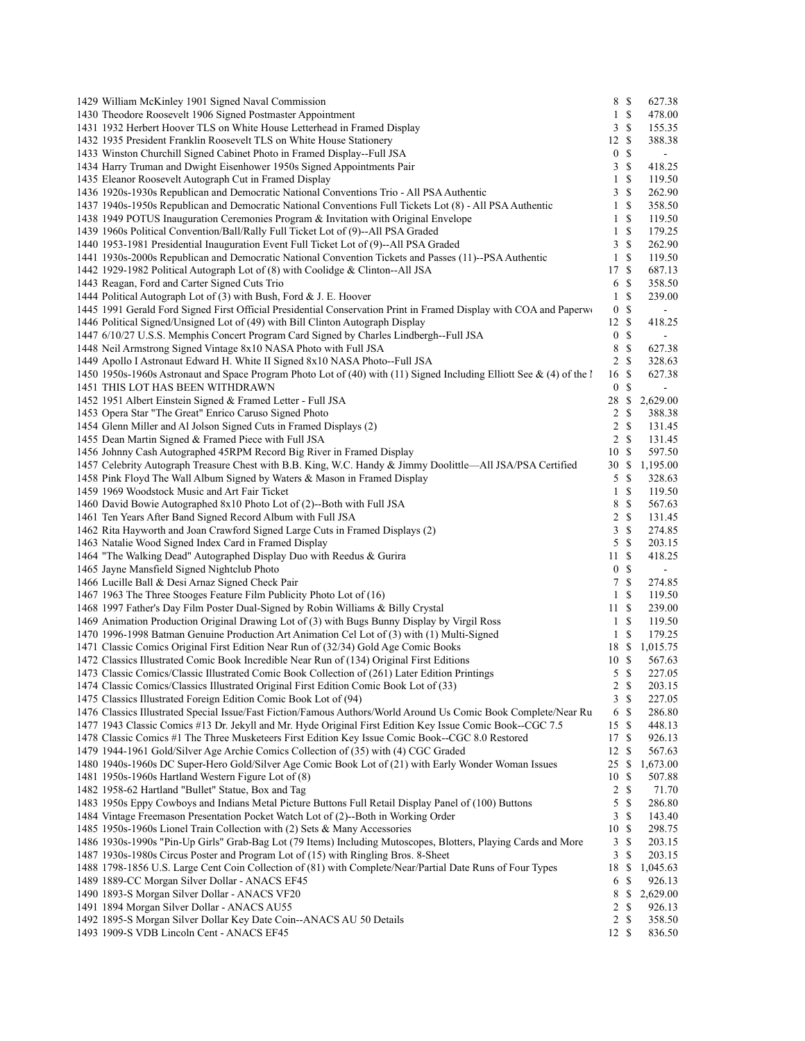| Lot | Description | Bids | | Price |
|---|---|---|---|---|
| 1429 | William McKinley 1901 Signed Naval Commission | 8 | $ | 627.38 |
| 1430 | Theodore Roosevelt 1906 Signed Postmaster Appointment | 1 | $ | 478.00 |
| 1431 | 1932 Herbert Hoover TLS on White House Letterhead in Framed Display | 3 | $ | 155.35 |
| 1432 | 1935 President Franklin Roosevelt TLS on White House Stationery | 12 | $ | 388.38 |
| 1433 | Winston Churchill Signed Cabinet Photo in Framed Display--Full JSA | 0 | $ | - |
| 1434 | Harry Truman and Dwight Eisenhower 1950s Signed Appointments Pair | 3 | $ | 418.25 |
| 1435 | Eleanor Roosevelt Autograph Cut in Framed Display | 1 | $ | 119.50 |
| 1436 | 1920s-1930s Republican and Democratic National Conventions Trio - All PSA Authentic | 3 | $ | 262.90 |
| 1437 | 1940s-1950s Republican and Democratic National Conventions Full Tickets Lot (8) - All PSA Authentic | 1 | $ | 358.50 |
| 1438 | 1949 POTUS Inauguration Ceremonies Program & Invitation with Original Envelope | 1 | $ | 119.50 |
| 1439 | 1960s Political Convention/Ball/Rally Full Ticket Lot of (9)--All PSA Graded | 1 | $ | 179.25 |
| 1440 | 1953-1981 Presidential Inauguration Event Full Ticket Lot of (9)--All PSA Graded | 3 | $ | 262.90 |
| 1441 | 1930s-2000s Republican and Democratic National Convention Tickets and Passes (11)--PSA Authentic | 1 | $ | 119.50 |
| 1442 | 1929-1982 Political Autograph Lot of (8) with Coolidge & Clinton--All JSA | 17 | $ | 687.13 |
| 1443 | Reagan, Ford and Carter Signed Cuts Trio | 6 | $ | 358.50 |
| 1444 | Political Autograph Lot of (3) with Bush, Ford & J. E. Hoover | 1 | $ | 239.00 |
| 1445 | 1991 Gerald Ford Signed First Official Presidential Conservation Print in Framed Display with COA and Paperw | 0 | $ | - |
| 1446 | Political Signed/Unsigned Lot of (49) with Bill Clinton Autograph Display | 12 | $ | 418.25 |
| 1447 | 6/10/27 U.S.S. Memphis Concert Program Card Signed by Charles Lindbergh--Full JSA | 0 | $ | - |
| 1448 | Neil Armstrong Signed Vintage 8x10 NASA Photo with Full JSA | 8 | $ | 627.38 |
| 1449 | Apollo I Astronaut Edward H. White II Signed 8x10 NASA Photo--Full JSA | 2 | $ | 328.63 |
| 1450 | 1950s-1960s Astronaut and Space Program Photo Lot of (40) with (11) Signed Including Elliott See & (4) of the I | 16 | $ | 627.38 |
| 1451 | THIS LOT HAS BEEN WITHDRAWN | 0 | $ | - |
| 1452 | 1951 Albert Einstein Signed & Framed Letter - Full JSA | 28 | $ | 2,629.00 |
| 1453 | Opera Star "The Great" Enrico Caruso Signed Photo | 2 | $ | 388.38 |
| 1454 | Glenn Miller and Al Jolson Signed Cuts in Framed Displays (2) | 2 | $ | 131.45 |
| 1455 | Dean Martin Signed & Framed Piece with Full JSA | 2 | $ | 131.45 |
| 1456 | Johnny Cash Autographed 45RPM Record Big River in Framed Display | 10 | $ | 597.50 |
| 1457 | Celebrity Autograph Treasure Chest with B.B. King, W.C. Handy & Jimmy Doolittle—All JSA/PSA Certified | 30 | $ | 1,195.00 |
| 1458 | Pink Floyd The Wall Album Signed by Waters & Mason in Framed Display | 5 | $ | 328.63 |
| 1459 | 1969 Woodstock Music and Art Fair Ticket | 1 | $ | 119.50 |
| 1460 | David Bowie Autographed 8x10 Photo Lot of (2)--Both with Full JSA | 8 | $ | 567.63 |
| 1461 | Ten Years After Band Signed Record Album with Full JSA | 2 | $ | 131.45 |
| 1462 | Rita Hayworth and Joan Crawford Signed Large Cuts in Framed Displays (2) | 3 | $ | 274.85 |
| 1463 | Natalie Wood Signed Index Card in Framed Display | 5 | $ | 203.15 |
| 1464 | "The Walking Dead" Autographed Display Duo with Reedus & Gurira | 11 | $ | 418.25 |
| 1465 | Jayne Mansfield Signed Nightclub Photo | 0 | $ | - |
| 1466 | Lucille Ball & Desi Arnaz Signed Check Pair | 7 | $ | 274.85 |
| 1467 | 1963 The Three Stooges Feature Film Publicity Photo Lot of (16) | 1 | $ | 119.50 |
| 1468 | 1997 Father's Day Film Poster Dual-Signed by Robin Williams & Billy Crystal | 11 | $ | 239.00 |
| 1469 | Animation Production Original Drawing Lot of (3) with Bugs Bunny Display by Virgil Ross | 1 | $ | 119.50 |
| 1470 | 1996-1998 Batman Genuine Production Art Animation Cel Lot of (3) with (1) Multi-Signed | 1 | $ | 179.25 |
| 1471 | Classic Comics Original First Edition Near Run of (32/34) Gold Age Comic Books | 18 | $ | 1,015.75 |
| 1472 | Classics Illustrated Comic Book Incredible Near Run of (134) Original First Editions | 10 | $ | 567.63 |
| 1473 | Classic Comics/Classic Illustrated Comic Book Collection of (261) Later Edition Printings | 5 | $ | 227.05 |
| 1474 | Classic Comics/Classics Illustrated Original First Edition Comic Book Lot of (33) | 2 | $ | 203.15 |
| 1475 | Classics Illustrated Foreign Edition Comic Book Lot of (94) | 3 | $ | 227.05 |
| 1476 | Classics Illustrated Special Issue/Fast Fiction/Famous Authors/World Around Us Comic Book Complete/Near Ru | 6 | $ | 286.80 |
| 1477 | 1943 Classic Comics #13 Dr. Jekyll and Mr. Hyde Original First Edition Key Issue Comic Book--CGC 7.5 | 15 | $ | 448.13 |
| 1478 | Classic Comics #1 The Three Musketeers First Edition Key Issue Comic Book--CGC 8.0 Restored | 17 | $ | 926.13 |
| 1479 | 1944-1961 Gold/Silver Age Archie Comics Collection of (35) with (4) CGC Graded | 12 | $ | 567.63 |
| 1480 | 1940s-1960s DC Super-Hero Gold/Silver Age Comic Book Lot of (21) with Early Wonder Woman Issues | 25 | $ | 1,673.00 |
| 1481 | 1950s-1960s Hartland Western Figure Lot of (8) | 10 | $ | 507.88 |
| 1482 | 1958-62 Hartland "Bullet" Statue, Box and Tag | 2 | $ | 71.70 |
| 1483 | 1950s Eppy Cowboys and Indians Metal Picture Buttons Full Retail Display Panel of (100) Buttons | 5 | $ | 286.80 |
| 1484 | Vintage Freemason Presentation Pocket Watch Lot of (2)--Both in Working Order | 3 | $ | 143.40 |
| 1485 | 1950s-1960s Lionel Train Collection with (2) Sets & Many Accessories | 10 | $ | 298.75 |
| 1486 | 1930s-1990s "Pin-Up Girls" Grab-Bag Lot (79 Items) Including Mutoscopes, Blotters, Playing Cards and More | 3 | $ | 203.15 |
| 1487 | 1930s-1980s Circus Poster and Program Lot of (15) with Ringling Bros. 8-Sheet | 3 | $ | 203.15 |
| 1488 | 1798-1856 U.S. Large Cent Coin Collection of (81) with Complete/Near/Partial Date Runs of Four Types | 18 | $ | 1,045.63 |
| 1489 | 1889-CC Morgan Silver Dollar - ANACS EF45 | 6 | $ | 926.13 |
| 1490 | 1893-S Morgan Silver Dollar - ANACS VF20 | 8 | $ | 2,629.00 |
| 1491 | 1894 Morgan Silver Dollar - ANACS AU55 | 2 | $ | 926.13 |
| 1492 | 1895-S Morgan Silver Dollar Key Date Coin--ANACS AU 50 Details | 2 | $ | 358.50 |
| 1493 | 1909-S VDB Lincoln Cent - ANACS EF45 | 12 | $ | 836.50 |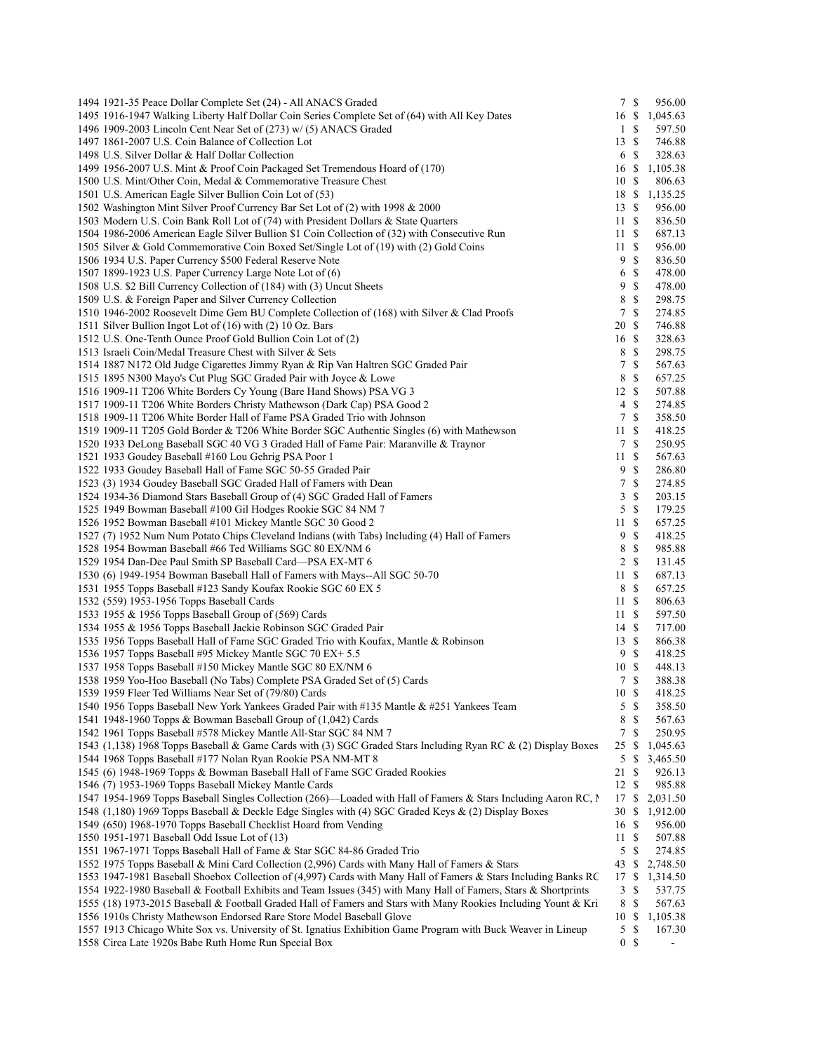| Lot | Description | Bids | | Price |
|---|---|---|---|---|
| 1494 | 1921-35 Peace Dollar Complete Set (24) - All ANACS Graded | 7 | $ | 956.00 |
| 1495 | 1916-1947 Walking Liberty Half Dollar Coin Series Complete Set of (64) with All Key Dates | 16 | $ | 1,045.63 |
| 1496 | 1909-2003 Lincoln Cent Near Set of (273) w/ (5) ANACS Graded | 1 | $ | 597.50 |
| 1497 | 1861-2007 U.S. Coin Balance of Collection Lot | 13 | $ | 746.88 |
| 1498 | U.S. Silver Dollar & Half Dollar Collection | 6 | $ | 328.63 |
| 1499 | 1956-2007 U.S. Mint & Proof Coin Packaged Set Tremendous Hoard of (170) | 16 | $ | 1,105.38 |
| 1500 | U.S. Mint/Other Coin, Medal & Commemorative Treasure Chest | 10 | $ | 806.63 |
| 1501 | U.S. American Eagle Silver Bullion Coin Lot of (53) | 18 | $ | 1,135.25 |
| 1502 | Washington Mint Silver Proof Currency Bar Set Lot of (2) with 1998 & 2000 | 13 | $ | 956.00 |
| 1503 | Modern U.S. Coin Bank Roll Lot of (74) with President Dollars & State Quarters | 11 | $ | 836.50 |
| 1504 | 1986-2006 American Eagle Silver Bullion $1 Coin Collection of (32) with Consecutive Run | 11 | $ | 687.13 |
| 1505 | Silver & Gold Commemorative Coin Boxed Set/Single Lot of (19) with (2) Gold Coins | 11 | $ | 956.00 |
| 1506 | 1934 U.S. Paper Currency $500 Federal Reserve Note | 9 | $ | 836.50 |
| 1507 | 1899-1923 U.S. Paper Currency Large Note Lot of (6) | 6 | $ | 478.00 |
| 1508 | U.S. $2 Bill Currency Collection of (184) with (3) Uncut Sheets | 9 | $ | 478.00 |
| 1509 | U.S. & Foreign Paper and Silver Currency Collection | 8 | $ | 298.75 |
| 1510 | 1946-2002 Roosevelt Dime Gem BU Complete Collection of (168) with Silver & Clad Proofs | 7 | $ | 274.85 |
| 1511 | Silver Bullion Ingot Lot of (16) with (2) 10 Oz. Bars | 20 | $ | 746.88 |
| 1512 | U.S. One-Tenth Ounce Proof Gold Bullion Coin Lot of (2) | 16 | $ | 328.63 |
| 1513 | Israeli Coin/Medal Treasure Chest with Silver & Sets | 8 | $ | 298.75 |
| 1514 | 1887 N172 Old Judge Cigarettes Jimmy Ryan & Rip Van Haltren SGC Graded Pair | 7 | $ | 567.63 |
| 1515 | 1895 N300 Mayo's Cut Plug SGC Graded Pair with Joyce & Lowe | 8 | $ | 657.25 |
| 1516 | 1909-11 T206 White Borders Cy Young (Bare Hand Shows) PSA VG 3 | 12 | $ | 507.88 |
| 1517 | 1909-11 T206 White Borders Christy Mathewson (Dark Cap) PSA Good 2 | 4 | $ | 274.85 |
| 1518 | 1909-11 T206 White Border Hall of Fame PSA Graded Trio with Johnson | 7 | $ | 358.50 |
| 1519 | 1909-11 T205 Gold Border & T206 White Border SGC Authentic Singles (6) with Mathewson | 11 | $ | 418.25 |
| 1520 | 1933 DeLong Baseball SGC 40 VG 3 Graded Hall of Fame Pair: Maranville & Traynor | 7 | $ | 250.95 |
| 1521 | 1933 Goudey Baseball #160 Lou Gehrig PSA Poor 1 | 11 | $ | 567.63 |
| 1522 | 1933 Goudey Baseball Hall of Fame SGC 50-55 Graded Pair | 9 | $ | 286.80 |
| 1523 | (3) 1934 Goudey Baseball SGC Graded Hall of Famers with Dean | 7 | $ | 274.85 |
| 1524 | 1934-36 Diamond Stars Baseball Group of (4) SGC Graded Hall of Famers | 3 | $ | 203.15 |
| 1525 | 1949 Bowman Baseball #100 Gil Hodges Rookie SGC 84 NM 7 | 5 | $ | 179.25 |
| 1526 | 1952 Bowman Baseball #101 Mickey Mantle SGC 30 Good 2 | 11 | $ | 657.25 |
| 1527 | (7) 1952 Num Num Potato Chips Cleveland Indians (with Tabs) Including (4) Hall of Famers | 9 | $ | 418.25 |
| 1528 | 1954 Bowman Baseball #66 Ted Williams SGC 80 EX/NM 6 | 8 | $ | 985.88 |
| 1529 | 1954 Dan-Dee Paul Smith SP Baseball Card—PSA EX-MT 6 | 2 | $ | 131.45 |
| 1530 | (6) 1949-1954 Bowman Baseball Hall of Famers with Mays--All SGC 50-70 | 11 | $ | 687.13 |
| 1531 | 1955 Topps Baseball #123 Sandy Koufax Rookie SGC 60 EX 5 | 8 | $ | 657.25 |
| 1532 | (559) 1953-1956 Topps Baseball Cards | 11 | $ | 806.63 |
| 1533 | 1955 & 1956 Topps Baseball Group of (569) Cards | 11 | $ | 597.50 |
| 1534 | 1955 & 1956 Topps Baseball Jackie Robinson SGC Graded Pair | 14 | $ | 717.00 |
| 1535 | 1956 Topps Baseball Hall of Fame SGC Graded Trio with Koufax, Mantle & Robinson | 13 | $ | 866.38 |
| 1536 | 1957 Topps Baseball #95 Mickey Mantle SGC 70 EX+ 5.5 | 9 | $ | 418.25 |
| 1537 | 1958 Topps Baseball #150 Mickey Mantle SGC 80 EX/NM 6 | 10 | $ | 448.13 |
| 1538 | 1959 Yoo-Hoo Baseball (No Tabs) Complete PSA Graded Set of (5) Cards | 7 | $ | 388.38 |
| 1539 | 1959 Fleer Ted Williams Near Set of (79/80) Cards | 10 | $ | 418.25 |
| 1540 | 1956 Topps Baseball New York Yankees Graded Pair with #135 Mantle & #251 Yankees Team | 5 | $ | 358.50 |
| 1541 | 1948-1960 Topps & Bowman Baseball Group of (1,042) Cards | 8 | $ | 567.63 |
| 1542 | 1961 Topps Baseball #578 Mickey Mantle All-Star SGC 84 NM 7 | 7 | $ | 250.95 |
| 1543 | (1,138) 1968 Topps Baseball & Game Cards with (3) SGC Graded Stars Including Ryan RC & (2) Display Boxes | 25 | $ | 1,045.63 |
| 1544 | 1968 Topps Baseball #177 Nolan Ryan Rookie PSA NM-MT 8 | 5 | $ | 3,465.50 |
| 1545 | (6) 1948-1969 Topps & Bowman Baseball Hall of Fame SGC Graded Rookies | 21 | $ | 926.13 |
| 1546 | (7) 1953-1969 Topps Baseball Mickey Mantle Cards | 12 | $ | 985.88 |
| 1547 | 1954-1969 Topps Baseball Singles Collection (266)—Loaded with Hall of Famers & Stars Including Aaron RC, M | 17 | $ | 2,031.50 |
| 1548 | (1,180) 1969 Topps Baseball & Deckle Edge Singles with (4) SGC Graded Keys & (2) Display Boxes | 30 | $ | 1,912.00 |
| 1549 | (650) 1968-1970 Topps Baseball Checklist Hoard from Vending | 16 | $ | 956.00 |
| 1550 | 1951-1971 Baseball Odd Issue Lot of (13) | 11 | $ | 507.88 |
| 1551 | 1967-1971 Topps Baseball Hall of Fame & Star SGC 84-86 Graded Trio | 5 | $ | 274.85 |
| 1552 | 1975 Topps Baseball & Mini Card Collection (2,996) Cards with Many Hall of Famers & Stars | 43 | $ | 2,748.50 |
| 1553 | 1947-1981 Baseball Shoebox Collection of (4,997) Cards with Many Hall of Famers & Stars Including Banks RC | 17 | $ | 1,314.50 |
| 1554 | 1922-1980 Baseball & Football Exhibits and Team Issues (345) with Many Hall of Famers, Stars & Shortprints | 3 | $ | 537.75 |
| 1555 | (18) 1973-2015 Baseball & Football Graded Hall of Famers and Stars with Many Rookies Including Yount & Kri | 8 | $ | 567.63 |
| 1556 | 1910s Christy Mathewson Endorsed Rare Store Model Baseball Glove | 10 | $ | 1,105.38 |
| 1557 | 1913 Chicago White Sox vs. University of St. Ignatius Exhibition Game Program with Buck Weaver in Lineup | 5 | $ | 167.30 |
| 1558 | Circa Late 1920s Babe Ruth Home Run Special Box | 0 | $ | - |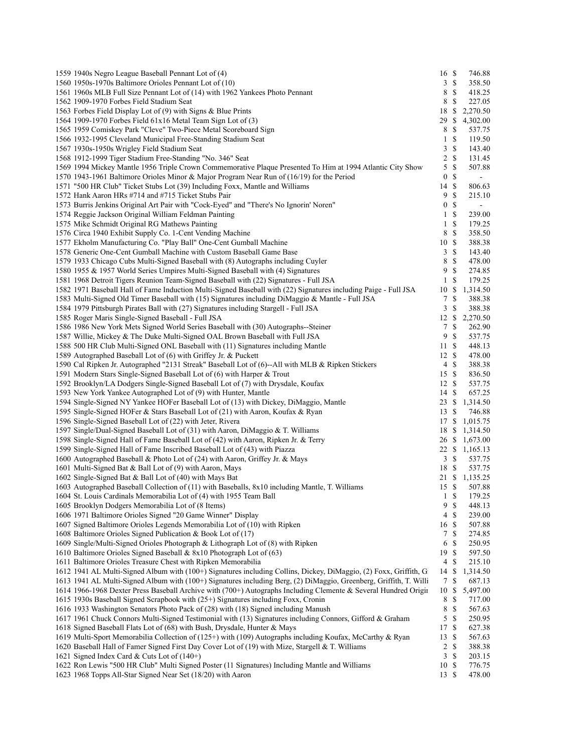| Lot | Description | Bids | | Price |
|---|---|---|---|---|
| 1559 | 1940s Negro League Baseball Pennant Lot of (4) | 16 | $ | 746.88 |
| 1560 | 1950s-1970s Baltimore Orioles Pennant Lot of (10) | 3 | $ | 358.50 |
| 1561 | 1960s MLB Full Size Pennant Lot of (14) with 1962 Yankees Photo Pennant | 8 | $ | 418.25 |
| 1562 | 1909-1970 Forbes Field Stadium Seat | 8 | $ | 227.05 |
| 1563 | Forbes Field Display Lot of (9) with Signs & Blue Prints | 18 | $ | 2,270.50 |
| 1564 | 1909-1970 Forbes Field 61x16 Metal Team Sign Lot of (3) | 29 | $ | 4,302.00 |
| 1565 | 1959 Comiskey Park "Cleve" Two-Piece Metal Scoreboard Sign | 8 | $ | 537.75 |
| 1566 | 1932-1995 Cleveland Municipal Free-Standing Stadium Seat | 1 | $ | 119.50 |
| 1567 | 1930s-1950s Wrigley Field Stadium Seat | 3 | $ | 143.40 |
| 1568 | 1912-1999 Tiger Stadium Free-Standing "No. 346" Seat | 2 | $ | 131.45 |
| 1569 | 1994 Mickey Mantle 1956 Triple Crown Commemorative Plaque Presented To Him at 1994 Atlantic City Show | 5 | $ | 507.88 |
| 1570 | 1943-1961 Baltimore Orioles Minor & Major Program Near Run of (16/19) for the Period | 0 | $ | - |
| 1571 | "500 HR Club" Ticket Stubs Lot (39) Including Foxx, Mantle and Williams | 14 | $ | 806.63 |
| 1572 | Hank Aaron HRs #714 and #715 Ticket Stubs Pair | 9 | $ | 215.10 |
| 1573 | Burris Jenkins Original Art Pair with "Cock-Eyed" and "There's No Ignorin' Noren" | 0 | $ | - |
| 1574 | Reggie Jackson Original William Feldman Painting | 1 | $ | 239.00 |
| 1575 | Mike Schmidt Original RG Mathews Painting | 1 | $ | 179.25 |
| 1576 | Circa 1940 Exhibit Supply Co. 1-Cent Vending Machine | 8 | $ | 358.50 |
| 1577 | Ekholm Manufacturing Co. "Play Ball" One-Cent Gumball Machine | 10 | $ | 388.38 |
| 1578 | Generic One-Cent Gumball Machine with Custom Baseball Game Base | 3 | $ | 143.40 |
| 1579 | 1933 Chicago Cubs Multi-Signed Baseball with (8) Autographs including Cuyler | 8 | $ | 478.00 |
| 1580 | 1955 & 1957 World Series Umpires Multi-Signed Baseball with (4) Signatures | 9 | $ | 274.85 |
| 1581 | 1968 Detroit Tigers Reunion Team-Signed Baseball with (22) Signatures - Full JSA | 1 | $ | 179.25 |
| 1582 | 1971 Baseball Hall of Fame Induction Multi-Signed Baseball with (22) Signatures including Paige - Full JSA | 10 | $ | 1,314.50 |
| 1583 | Multi-Signed Old Timer Baseball with (15) Signatures including DiMaggio & Mantle - Full JSA | 7 | $ | 388.38 |
| 1584 | 1979 Pittsburgh Pirates Ball with (27) Signatures including Stargell - Full JSA | 3 | $ | 388.38 |
| 1585 | Roger Maris Single-Signed Baseball - Full JSA | 12 | $ | 2,270.50 |
| 1586 | 1986 New York Mets Signed World Series Baseball with (30) Autographs--Steiner | 7 | $ | 262.90 |
| 1587 | Willie, Mickey & The Duke Multi-Signed OAL Brown Baseball with Full JSA | 9 | $ | 537.75 |
| 1588 | 500 HR Club Multi-Signed ONL Baseball with (11) Signatures including Mantle | 11 | $ | 448.13 |
| 1589 | Autographed Baseball Lot of (6) with Griffey Jr. & Puckett | 12 | $ | 478.00 |
| 1590 | Cal Ripken Jr. Autographed "2131 Streak" Baseball Lot of (6)--All with MLB & Ripken Stickers | 4 | $ | 388.38 |
| 1591 | Modern Stars Single-Signed Baseball Lot of (6) with Harper & Trout | 15 | $ | 836.50 |
| 1592 | Brooklyn/LA Dodgers Single-Signed Baseball Lot of (7) with Drysdale, Koufax | 12 | $ | 537.75 |
| 1593 | New York Yankee Autographed Lot of (9) with Hunter, Mantle | 14 | $ | 657.25 |
| 1594 | Single-Signed NY Yankee HOFer Baseball Lot of (13) with Dickey, DiMaggio, Mantle | 23 | $ | 1,314.50 |
| 1595 | Single-Signed HOFer & Stars Baseball Lot of (21) with Aaron, Koufax & Ryan | 13 | $ | 746.88 |
| 1596 | Single-Signed Baseball Lot of (22) with Jeter, Rivera | 17 | $ | 1,015.75 |
| 1597 | Single/Dual-Signed Baseball Lot of (31) with Aaron, DiMaggio & T. Williams | 18 | $ | 1,314.50 |
| 1598 | Single-Signed Hall of Fame Baseball Lot of (42) with Aaron, Ripken Jr. & Terry | 26 | $ | 1,673.00 |
| 1599 | Single-Signed Hall of Fame Inscribed Baseball Lot of (43) with Piazza | 22 | $ | 1,165.13 |
| 1600 | Autographed Baseball & Photo Lot of (24) with Aaron, Griffey Jr. & Mays | 3 | $ | 537.75 |
| 1601 | Multi-Signed Bat & Ball Lot of (9) with Aaron, Mays | 18 | $ | 537.75 |
| 1602 | Single-Signed Bat & Ball Lot of (40) with Mays Bat | 21 | $ | 1,135.25 |
| 1603 | Autographed Baseball Collection of (11) with Baseballs, 8x10 including Mantle, T. Williams | 15 | $ | 507.88 |
| 1604 | St. Louis Cardinals Memorabilia Lot of (4) with 1955 Team Ball | 1 | $ | 179.25 |
| 1605 | Brooklyn Dodgers Memorabilia Lot of (8 Items) | 9 | $ | 448.13 |
| 1606 | 1971 Baltimore Orioles Signed "20 Game Winner" Display | 4 | $ | 239.00 |
| 1607 | Signed Baltimore Orioles Legends Memorabilia Lot of (10) with Ripken | 16 | $ | 507.88 |
| 1608 | Baltimore Orioles Signed Publication & Book Lot of (17) | 7 | $ | 274.85 |
| 1609 | Single/Multi-Signed Orioles Photograph & Lithograph Lot of (8) with Ripken | 6 | $ | 250.95 |
| 1610 | Baltimore Orioles Signed Baseball & 8x10 Photograph Lot of (63) | 19 | $ | 597.50 |
| 1611 | Baltimore Orioles Treasure Chest with Ripken Memorabilia | 4 | $ | 215.10 |
| 1612 | 1941 AL Multi-Signed Album with (100+) Signatures including Collins, Dickey, DiMaggio, (2) Foxx, Griffith, G | 14 | $ | 1,314.50 |
| 1613 | 1941 AL Multi-Signed Album with (100+) Signatures including Berg, (2) DiMaggio, Greenberg, Griffith, T. Willi | 7 | $ | 687.13 |
| 1614 | 1966-1968 Dexter Press Baseball Archive with (700+) Autographs Including Clemente & Several Hundred Origi | 10 | $ | 5,497.00 |
| 1615 | 1930s Baseball Signed Scrapbook with (25+) Signatures including Foxx, Cronin | 8 | $ | 717.00 |
| 1616 | 1933 Washington Senators Photo Pack of (28) with (18) Signed including Manush | 8 | $ | 567.63 |
| 1617 | 1961 Chuck Connors Multi-Signed Testimonial with (13) Signatures including Connors, Gifford & Graham | 5 | $ | 250.95 |
| 1618 | Signed Baseball Flats Lot of (68) with Bush, Drysdale, Hunter & Mays | 17 | $ | 627.38 |
| 1619 | Multi-Sport Memorabilia Collection of (125+) with (109) Autographs including Koufax, McCarthy & Ryan | 13 | $ | 567.63 |
| 1620 | Baseball Hall of Famer Signed First Day Cover Lot of (19) with Mize, Stargell & T. Williams | 2 | $ | 388.38 |
| 1621 | Signed Index Card & Cuts Lot of (140+) | 3 | $ | 203.15 |
| 1622 | Ron Lewis "500 HR Club" Multi Signed Poster (11 Signatures) Including Mantle and Williams | 10 | $ | 776.75 |
| 1623 | 1968 Topps All-Star Signed Near Set (18/20) with Aaron | 13 | $ | 478.00 |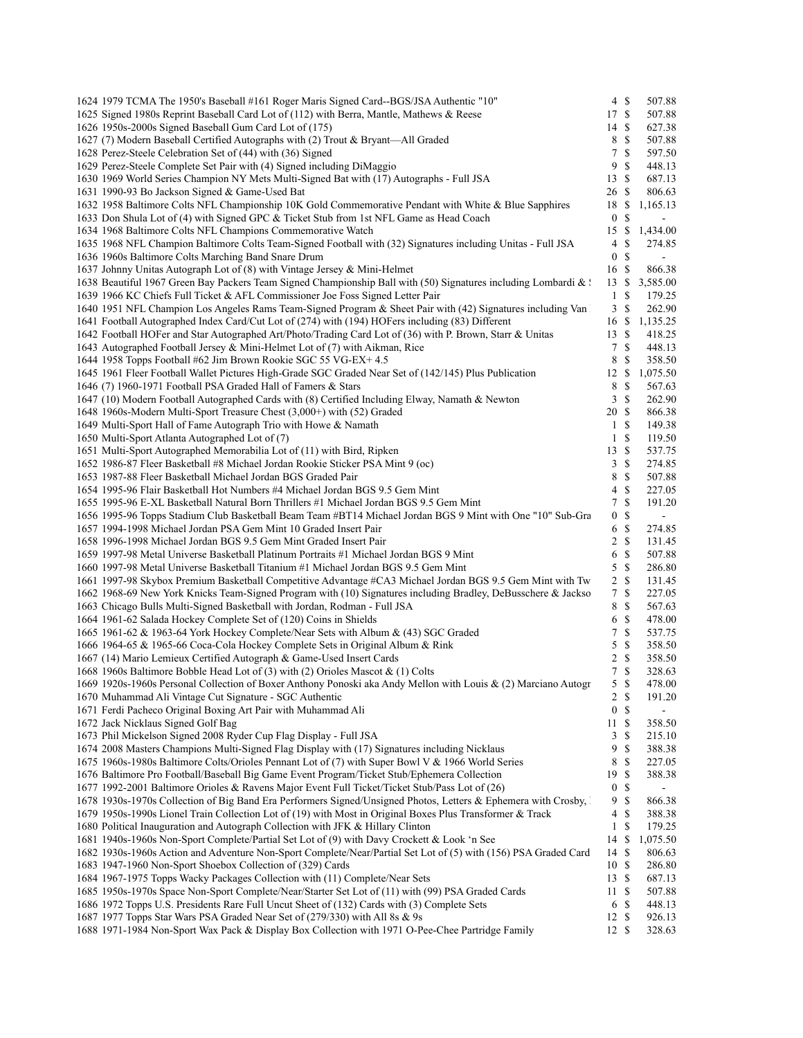| Lot | Description | Bids | | Price |
|---|---|---|---|---|
| 1624 | 1979 TCMA The 1950's Baseball #161 Roger Maris Signed Card--BGS/JSA Authentic "10" | 4 | $ | 507.88 |
| 1625 | Signed 1980s Reprint Baseball Card Lot of (112) with Berra, Mantle, Mathews & Reese | 17 | $ | 507.88 |
| 1626 | 1950s-2000s Signed Baseball Gum Card Lot of (175) | 14 | $ | 627.38 |
| 1627 | (7) Modern Baseball Certified Autographs with (2) Trout & Bryant—All Graded | 8 | $ | 507.88 |
| 1628 | Perez-Steele Celebration Set of (44) with (36) Signed | 7 | $ | 597.50 |
| 1629 | Perez-Steele Complete Set Pair with (4) Signed including DiMaggio | 9 | $ | 448.13 |
| 1630 | 1969 World Series Champion NY Mets Multi-Signed Bat with (17) Autographs - Full JSA | 13 | $ | 687.13 |
| 1631 | 1990-93 Bo Jackson Signed & Game-Used Bat | 26 | $ | 806.63 |
| 1632 | 1958 Baltimore Colts NFL Championship 10K Gold Commemorative Pendant with White & Blue Sapphires | 18 | $ | 1,165.13 |
| 1633 | Don Shula Lot of (4) with Signed GPC & Ticket Stub from 1st NFL Game as Head Coach | 0 | $ | - |
| 1634 | 1968 Baltimore Colts NFL Champions Commemorative Watch | 15 | $ | 1,434.00 |
| 1635 | 1968 NFL Champion Baltimore Colts Team-Signed Football with (32) Signatures including Unitas - Full JSA | 4 | $ | 274.85 |
| 1636 | 1960s Baltimore Colts Marching Band Snare Drum | 0 | $ | - |
| 1637 | Johnny Unitas Autograph Lot of (8) with Vintage Jersey & Mini-Helmet | 16 | $ | 866.38 |
| 1638 | Beautiful 1967 Green Bay Packers Team Signed Championship Ball with (50) Signatures including Lombardi & S | 13 | $ | 3,585.00 |
| 1639 | 1966 KC Chiefs Full Ticket & AFL Commissioner Joe Foss Signed Letter Pair | 1 | $ | 179.25 |
| 1640 | 1951 NFL Champion Los Angeles Rams Team-Signed Program & Sheet Pair with (42) Signatures including Van | 3 | $ | 262.90 |
| 1641 | Football Autographed Index Card/Cut Lot of (274) with (194) HOFers including (83) Different | 16 | $ | 1,135.25 |
| 1642 | Football HOFer and Star Autographed Art/Photo/Trading Card Lot of (36) with P. Brown, Starr & Unitas | 13 | $ | 418.25 |
| 1643 | Autographed Football Jersey & Mini-Helmet Lot of (7) with Aikman, Rice | 7 | $ | 448.13 |
| 1644 | 1958 Topps Football #62 Jim Brown Rookie SGC 55 VG-EX+ 4.5 | 8 | $ | 358.50 |
| 1645 | 1961 Fleer Football Wallet Pictures High-Grade SGC Graded Near Set of (142/145) Plus Publication | 12 | $ | 1,075.50 |
| 1646 | (7) 1960-1971 Football PSA Graded Hall of Famers & Stars | 8 | $ | 567.63 |
| 1647 | (10) Modern Football Autographed Cards with (8) Certified Including Elway, Namath & Newton | 3 | $ | 262.90 |
| 1648 | 1960s-Modern Multi-Sport Treasure Chest (3,000+) with (52) Graded | 20 | $ | 866.38 |
| 1649 | Multi-Sport Hall of Fame Autograph Trio with Howe & Namath | 1 | $ | 149.38 |
| 1650 | Multi-Sport Atlanta Autographed Lot of (7) | 1 | $ | 119.50 |
| 1651 | Multi-Sport Autographed Memorabilia Lot of (11) with Bird, Ripken | 13 | $ | 537.75 |
| 1652 | 1986-87 Fleer Basketball #8 Michael Jordan Rookie Sticker PSA Mint 9 (oc) | 3 | $ | 274.85 |
| 1653 | 1987-88 Fleer Basketball Michael Jordan BGS Graded Pair | 8 | $ | 507.88 |
| 1654 | 1995-96 Flair Basketball Hot Numbers #4 Michael Jordan BGS 9.5 Gem Mint | 4 | $ | 227.05 |
| 1655 | 1995-96 E-XL Basketball Natural Born Thrillers #1 Michael Jordan BGS 9.5 Gem Mint | 7 | $ | 191.20 |
| 1656 | 1995-96 Topps Stadium Club Basketball Beam Team #BT14 Michael Jordan BGS 9 Mint with One "10" Sub-Gra | 0 | $ | - |
| 1657 | 1994-1998 Michael Jordan PSA Gem Mint 10 Graded Insert Pair | 6 | $ | 274.85 |
| 1658 | 1996-1998 Michael Jordan BGS 9.5 Gem Mint Graded Insert Pair | 2 | $ | 131.45 |
| 1659 | 1997-98 Metal Universe Basketball Platinum Portraits #1 Michael Jordan BGS 9 Mint | 6 | $ | 507.88 |
| 1660 | 1997-98 Metal Universe Basketball Titanium #1 Michael Jordan BGS 9.5 Gem Mint | 5 | $ | 286.80 |
| 1661 | 1997-98 Skybox Premium Basketball Competitive Advantage #CA3 Michael Jordan BGS 9.5 Gem Mint with Tw | 2 | $ | 131.45 |
| 1662 | 1968-69 New York Knicks Team-Signed Program with (10) Signatures including Bradley, DeBusschere & Jackso | 7 | $ | 227.05 |
| 1663 | Chicago Bulls Multi-Signed Basketball with Jordan, Rodman - Full JSA | 8 | $ | 567.63 |
| 1664 | 1961-62 Salada Hockey Complete Set of (120) Coins in Shields | 6 | $ | 478.00 |
| 1665 | 1961-62 & 1963-64 York Hockey Complete/Near Sets with Album & (43) SGC Graded | 7 | $ | 537.75 |
| 1666 | 1964-65 & 1965-66 Coca-Cola Hockey Complete Sets in Original Album & Rink | 5 | $ | 358.50 |
| 1667 | (14) Mario Lemieux Certified Autograph & Game-Used Insert Cards | 2 | $ | 358.50 |
| 1668 | 1960s Baltimore Bobble Head Lot of (3) with (2) Orioles Mascot & (1) Colts | 7 | $ | 328.63 |
| 1669 | 1920s-1960s Personal Collection of Boxer Anthony Ponoski aka Andy Mellon with Louis & (2) Marciano Autogr | 5 | $ | 478.00 |
| 1670 | Muhammad Ali Vintage Cut Signature - SGC Authentic | 2 | $ | 191.20 |
| 1671 | Ferdi Pacheco Original Boxing Art Pair with Muhammad Ali | 0 | $ | - |
| 1672 | Jack Nicklaus Signed Golf Bag | 11 | $ | 358.50 |
| 1673 | Phil Mickelson Signed 2008 Ryder Cup Flag Display - Full JSA | 3 | $ | 215.10 |
| 1674 | 2008 Masters Champions Multi-Signed Flag Display with (17) Signatures including Nicklaus | 9 | $ | 388.38 |
| 1675 | 1960s-1980s Baltimore Colts/Orioles Pennant Lot of (7) with Super Bowl V & 1966 World Series | 8 | $ | 227.05 |
| 1676 | Baltimore Pro Football/Baseball Big Game Event Program/Ticket Stub/Ephemera Collection | 19 | $ | 388.38 |
| 1677 | 1992-2001 Baltimore Orioles & Ravens Major Event Full Ticket/Ticket Stub/Pass Lot of (26) | 0 | $ | - |
| 1678 | 1930s-1970s Collection of Big Band Era Performers Signed/Unsigned Photos, Letters & Ephemera with Crosby, | 9 | $ | 866.38 |
| 1679 | 1950s-1990s Lionel Train Collection Lot of (19) with Most in Original Boxes Plus Transformer & Track | 4 | $ | 388.38 |
| 1680 | Political Inauguration and Autograph Collection with JFK & Hillary Clinton | 1 | $ | 179.25 |
| 1681 | 1940s-1960s Non-Sport Complete/Partial Set Lot of (9) with Davy Crockett & Look 'n See | 14 | $ | 1,075.50 |
| 1682 | 1930s-1960s Action and Adventure Non-Sport Complete/Near/Partial Set Lot of (5) with (156) PSA Graded Card | 14 | $ | 806.63 |
| 1683 | 1947-1960 Non-Sport Shoebox Collection of (329) Cards | 10 | $ | 286.80 |
| 1684 | 1967-1975 Topps Wacky Packages Collection with (11) Complete/Near Sets | 13 | $ | 687.13 |
| 1685 | 1950s-1970s Space Non-Sport Complete/Near/Starter Set Lot of (11) with (99) PSA Graded Cards | 11 | $ | 507.88 |
| 1686 | 1972 Topps U.S. Presidents Rare Full Uncut Sheet of (132) Cards with (3) Complete Sets | 6 | $ | 448.13 |
| 1687 | 1977 Topps Star Wars PSA Graded Near Set of (279/330) with All 8s & 9s | 12 | $ | 926.13 |
| 1688 | 1971-1984 Non-Sport Wax Pack & Display Box Collection with 1971 O-Pee-Chee Partridge Family | 12 | $ | 328.63 |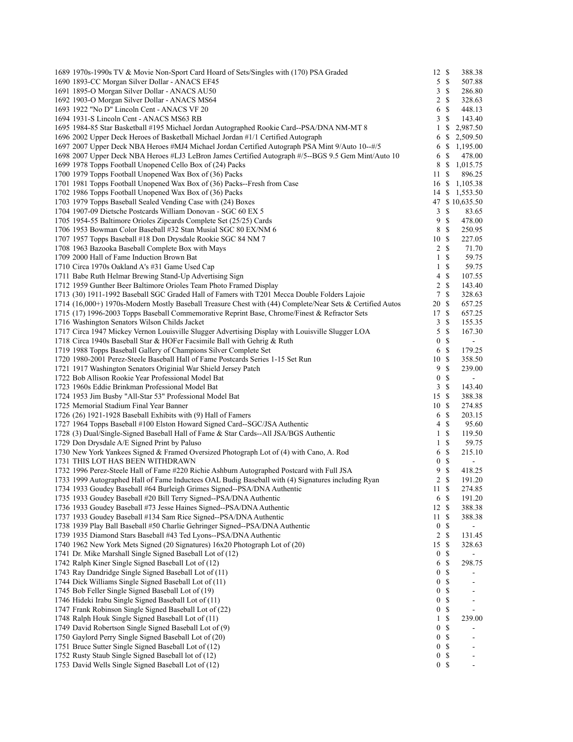| Lot | Description | Bids | | Price |
|---|---|---|---|---|
| 1689 | 1970s-1990s TV & Movie Non-Sport Card Hoard of Sets/Singles with (170) PSA Graded | 12 | $ | 388.38 |
| 1690 | 1893-CC Morgan Silver Dollar - ANACS EF45 | 5 | $ | 507.88 |
| 1691 | 1895-O Morgan Silver Dollar - ANACS AU50 | 3 | $ | 286.80 |
| 1692 | 1903-O Morgan Silver Dollar - ANACS MS64 | 2 | $ | 328.63 |
| 1693 | 1922 "No D" Lincoln Cent - ANACS VF 20 | 6 | $ | 448.13 |
| 1694 | 1931-S Lincoln Cent - ANACS MS63 RB | 3 | $ | 143.40 |
| 1695 | 1984-85 Star Basketball #195 Michael Jordan Autographed Rookie Card--PSA/DNA NM-MT 8 | 1 | $ | 2,987.50 |
| 1696 | 2002 Upper Deck Heroes of Basketball Michael Jordan #1/1 Certified Autograph | 6 | $ | 2,509.50 |
| 1697 | 2007 Upper Deck NBA Heroes #MJ4 Michael Jordan Certified Autograph PSA Mint 9/Auto 10--#/5 | 6 | $ | 1,195.00 |
| 1698 | 2007 Upper Deck NBA Heroes #LJ3 LeBron James Certified Autograph #/5--BGS 9.5 Gem Mint/Auto 10 | 6 | $ | 478.00 |
| 1699 | 1978 Topps Football Unopened Cello Box of (24) Packs | 8 | $ | 1,015.75 |
| 1700 | 1979 Topps Football Unopened Wax Box of (36) Packs | 11 | $ | 896.25 |
| 1701 | 1981 Topps Football Unopened Wax Box of (36) Packs--Fresh from Case | 16 | $ | 1,105.38 |
| 1702 | 1986 Topps Football Unopened Wax Box of (36) Packs | 14 | $ | 1,553.50 |
| 1703 | 1979 Topps Baseball Sealed Vending Case with (24) Boxes | 47 | $ | 10,635.50 |
| 1704 | 1907-09 Dietsche Postcards William Donovan - SGC 60 EX 5 | 3 | $ | 83.65 |
| 1705 | 1954-55 Baltimore Orioles Zipcards Complete Set (25/25) Cards | 9 | $ | 478.00 |
| 1706 | 1953 Bowman Color Baseball #32 Stan Musial SGC 80 EX/NM 6 | 8 | $ | 250.95 |
| 1707 | 1957 Topps Baseball #18 Don Drysdale Rookie SGC 84 NM 7 | 10 | $ | 227.05 |
| 1708 | 1963 Bazooka Baseball Complete Box with Mays | 2 | $ | 71.70 |
| 1709 | 2000 Hall of Fame Induction Brown Bat | 1 | $ | 59.75 |
| 1710 | Circa 1970s Oakland A's #31 Game Used Cap | 1 | $ | 59.75 |
| 1711 | Babe Ruth Helmar Brewing Stand-Up Advertising Sign | 4 | $ | 107.55 |
| 1712 | 1959 Gunther Beer Baltimore Orioles Team Photo Framed Display | 2 | $ | 143.40 |
| 1713 | (30) 1911-1992 Baseball SGC Graded Hall of Famers with T201 Mecca Double Folders Lajoie | 7 | $ | 328.63 |
| 1714 | (16,000+) 1970s-Modern Mostly Baseball Treasure Chest with (44) Complete/Near Sets & Certified Autos | 20 | $ | 657.25 |
| 1715 | (17) 1996-2003 Topps Baseball Commemorative Reprint Base, Chrome/Finest & Refractor Sets | 17 | $ | 657.25 |
| 1716 | Washington Senators Wilson Childs Jacket | 3 | $ | 155.35 |
| 1717 | Circa 1947 Mickey Vernon Louisville Slugger Advertising Display with Louisville Slugger LOA | 5 | $ | 167.30 |
| 1718 | Circa 1940s Baseball Star & HOFer Facsimile Ball with Gehrig & Ruth | 0 | $ | - |
| 1719 | 1988 Topps Baseball Gallery of Champions Silver Complete Set | 6 | $ | 179.25 |
| 1720 | 1980-2001 Perez-Steele Baseball Hall of Fame Postcards Series 1-15 Set Run | 10 | $ | 358.50 |
| 1721 | 1917 Washington Senators Originial War Shield Jersey Patch | 9 | $ | 239.00 |
| 1722 | Bob Allison Rookie Year Professional Model Bat | 0 | $ | - |
| 1723 | 1960s Eddie Brinkman Professional Model Bat | 3 | $ | 143.40 |
| 1724 | 1953 Jim Busby "All-Star 53" Professional Model Bat | 15 | $ | 388.38 |
| 1725 | Memorial Stadium Final Year Banner | 10 | $ | 274.85 |
| 1726 | (26) 1921-1928 Baseball Exhibits with (9) Hall of Famers | 6 | $ | 203.15 |
| 1727 | 1964 Topps Baseball #100 Elston Howard Signed Card--SGC/JSA Authentic | 4 | $ | 95.60 |
| 1728 | (3) Dual/Single-Signed Baseball Hall of Fame & Star Cards--All JSA/BGS Authentic | 1 | $ | 119.50 |
| 1729 | Don Drysdale A/E Signed Print by Paluso | 1 | $ | 59.75 |
| 1730 | New York Yankees Signed & Framed Oversized Photograph Lot of (4) with Cano, A. Rod | 6 | $ | 215.10 |
| 1731 | THIS LOT HAS BEEN WITHDRAWN | 0 | $ | - |
| 1732 | 1996 Perez-Steele Hall of Fame #220 Richie Ashburn Autographed Postcard with Full JSA | 9 | $ | 418.25 |
| 1733 | 1999 Autographed Hall of Fame Inductees OAL Budig Baseball with (4) Signatures including Ryan | 2 | $ | 191.20 |
| 1734 | 1933 Goudey Baseball #64 Burleigh Grimes Signed--PSA/DNA Authentic | 11 | $ | 274.85 |
| 1735 | 1933 Goudey Baseball #20 Bill Terry Signed--PSA/DNA Authentic | 6 | $ | 191.20 |
| 1736 | 1933 Goudey Baseball #73 Jesse Haines Signed--PSA/DNA Authentic | 12 | $ | 388.38 |
| 1737 | 1933 Goudey Baseball #134 Sam Rice Signed--PSA/DNA Authentic | 11 | $ | 388.38 |
| 1738 | 1939 Play Ball Baseball #50 Charlie Gehringer Signed--PSA/DNA Authentic | 0 | $ | - |
| 1739 | 1935 Diamond Stars Baseball #43 Ted Lyons--PSA/DNA Authentic | 2 | $ | 131.45 |
| 1740 | 1962 New York Mets Signed (20 Signatures) 16x20 Photograph Lot of (20) | 15 | $ | 328.63 |
| 1741 | Dr. Mike Marshall Single Signed Baseball Lot of (12) | 0 | $ | - |
| 1742 | Ralph Kiner Single Signed Baseball Lot of (12) | 6 | $ | 298.75 |
| 1743 | Ray Dandridge Single Signed Baseball Lot of (11) | 0 | $ | - |
| 1744 | Dick Williams Single Signed Baseball Lot of (11) | 0 | $ | - |
| 1745 | Bob Feller Single Signed Baseball Lot of (19) | 0 | $ | - |
| 1746 | Hideki Irabu Single Signed Baseball Lot of (11) | 0 | $ | - |
| 1747 | Frank Robinson Single Signed Baseball Lot of (22) | 0 | $ | - |
| 1748 | Ralph Houk Single Signed Baseball Lot of (11) | 1 | $ | 239.00 |
| 1749 | David Robertson Single Signed Baseball Lot of (9) | 0 | $ | - |
| 1750 | Gaylord Perry Single Signed Baseball Lot of (20) | 0 | $ | - |
| 1751 | Bruce Sutter Single Signed Baseball Lot of (12) | 0 | $ | - |
| 1752 | Rusty Staub Single Signed Baseball lot of (12) | 0 | $ | - |
| 1753 | David Wells Single Signed Baseball Lot of (12) | 0 | $ | - |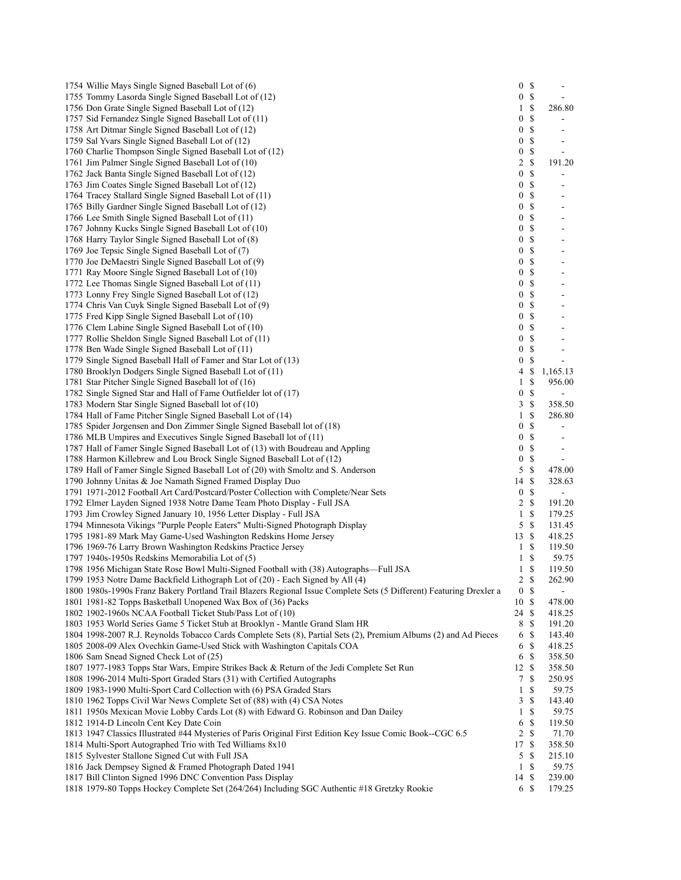| Lot | Description | Bids | | Price |
|---|---|---|---|---|
| 1754 | Willie Mays Single Signed Baseball Lot of (6) | 0 | $ | - |
| 1755 | Tommy Lasorda Single Signed Baseball Lot of (12) | 0 | $ | - |
| 1756 | Don Grate Single Signed Baseball Lot of (12) | 1 | $ | 286.80 |
| 1757 | Sid Fernandez Single Signed Baseball Lot of (11) | 0 | $ | - |
| 1758 | Art Ditmar Single Signed Baseball Lot of (12) | 0 | $ | - |
| 1759 | Sal Yvars Single Signed Baseball Lot of (12) | 0 | $ | - |
| 1760 | Charlie Thompson Single Signed Baseball Lot of (12) | 0 | $ | - |
| 1761 | Jim Palmer Single Signed Baseball Lot of (10) | 2 | $ | 191.20 |
| 1762 | Jack Banta Single Signed Baseball Lot of (12) | 0 | $ | - |
| 1763 | Jim Coates Single Signed Baseball Lot of (12) | 0 | $ | - |
| 1764 | Tracey Stallard Single Signed Baseball Lot of (11) | 0 | $ | - |
| 1765 | Billy Gardner Single Signed Baseball Lot of (12) | 0 | $ | - |
| 1766 | Lee Smith Single Signed Baseball Lot of (11) | 0 | $ | - |
| 1767 | Johnny Kucks Single Signed Baseball Lot of (10) | 0 | $ | - |
| 1768 | Harry Taylor Single Signed Baseball Lot of (8) | 0 | $ | - |
| 1769 | Joe Tepsic Single Signed Baseball Lot of (7) | 0 | $ | - |
| 1770 | Joe DeMaestri Single Signed Baseball Lot of (9) | 0 | $ | - |
| 1771 | Ray Moore Single Signed Baseball Lot of (10) | 0 | $ | - |
| 1772 | Lee Thomas Single Signed Baseball Lot of (11) | 0 | $ | - |
| 1773 | Lonny Frey Single Signed Baseball Lot of (12) | 0 | $ | - |
| 1774 | Chris Van Cuyk Single Signed Baseball Lot of (9) | 0 | $ | - |
| 1775 | Fred Kipp Single Signed Baseball Lot of (10) | 0 | $ | - |
| 1776 | Clem Labine Single Signed Baseball Lot of (10) | 0 | $ | - |
| 1777 | Rollie Sheldon Single Signed Baseball Lot of (11) | 0 | $ | - |
| 1778 | Ben Wade Single Signed Baseball Lot of (11) | 0 | $ | - |
| 1779 | Single Signed Baseball Hall of Famer and Star Lot of (13) | 0 | $ | - |
| 1780 | Brooklyn Dodgers Single Signed Baseball Lot of (11) | 4 | $ | 1,165.13 |
| 1781 | Star Pitcher Single Signed Baseball lot of (16) | 1 | $ | 956.00 |
| 1782 | Single Signed Star and Hall of Fame Outfielder lot of (17) | 0 | $ | - |
| 1783 | Modern Star Single Signed Baseball lot of (10) | 3 | $ | 358.50 |
| 1784 | Hall of Fame Pitcher Single Signed Baseball Lot of (14) | 1 | $ | 286.80 |
| 1785 | Spider Jorgensen and Don Zimmer Single Signed Baseball lot of (18) | 0 | $ | - |
| 1786 | MLB Umpires and Executives Single Signed Baseball lot of (11) | 0 | $ | - |
| 1787 | Hall of Famer Single Signed Baseball Lot of (13) with Boudreau and Appling | 0 | $ | - |
| 1788 | Harmon Killebrew and Lou Brock Single Signed Baseball Lot of (12) | 0 | $ | - |
| 1789 | Hall of Famer Single Signed Baseball Lot of (20) with Smoltz and S. Anderson | 5 | $ | 478.00 |
| 1790 | Johnny Unitas & Joe Namath Signed Framed Display Duo | 14 | $ | 328.63 |
| 1791 | 1971-2012 Football Art Card/Postcard/Poster Collection with Complete/Near Sets | 0 | $ | - |
| 1792 | Elmer Layden Signed 1938 Notre Dame Team Photo Display - Full JSA | 2 | $ | 191.20 |
| 1793 | Jim Crowley Signed January 10, 1956 Letter Display - Full JSA | 1 | $ | 179.25 |
| 1794 | Minnesota Vikings "Purple People Eaters" Multi-Signed Photograph Display | 5 | $ | 131.45 |
| 1795 | 1981-89 Mark May Game-Used Washington Redskins Home Jersey | 13 | $ | 418.25 |
| 1796 | 1969-76 Larry Brown Washington Redskins Practice Jersey | 1 | $ | 119.50 |
| 1797 | 1940s-1950s Redskins Memorabilia Lot of (5) | 1 | $ | 59.75 |
| 1798 | 1956 Michigan State Rose Bowl Multi-Signed Football with (38) Autographs—Full JSA | 1 | $ | 119.50 |
| 1799 | 1953 Notre Dame Backfield Lithograph Lot of (20) - Each Signed by All (4) | 2 | $ | 262.90 |
| 1800 | 1980s-1990s Franz Bakery Portland Trail Blazers Regional Issue Complete Sets (5 Different) Featuring Drexler a | 0 | $ | - |
| 1801 | 1981-82 Topps Basketball Unopened Wax Box of (36) Packs | 10 | $ | 478.00 |
| 1802 | 1902-1960s NCAA Football Ticket Stub/Pass Lot of (10) | 24 | $ | 418.25 |
| 1803 | 1953 World Series Game 5 Ticket Stub at Brooklyn - Mantle Grand Slam HR | 8 | $ | 191.20 |
| 1804 | 1998-2007 R.J. Reynolds Tobacco Cards Complete Sets (8), Partial Sets (2), Premium Albums (2) and Ad Pieces | 6 | $ | 143.40 |
| 1805 | 2008-09 Alex Ovechkin Game-Used Stick with Washington Capitals COA | 6 | $ | 418.25 |
| 1806 | Sam Snead Signed Check Lot of (25) | 6 | $ | 358.50 |
| 1807 | 1977-1983 Topps Star Wars, Empire Strikes Back & Return of the Jedi Complete Set Run | 12 | $ | 358.50 |
| 1808 | 1996-2014 Multi-Sport Graded Stars (31) with Certified Autographs | 7 | $ | 250.95 |
| 1809 | 1983-1990 Multi-Sport Card Collection with (6) PSA Graded Stars | 1 | $ | 59.75 |
| 1810 | 1962 Topps Civil War News Complete Set of (88) with (4) CSA Notes | 3 | $ | 143.40 |
| 1811 | 1950s Mexican Movie Lobby Cards Lot (8) with Edward G. Robinson and Dan Dailey | 1 | $ | 59.75 |
| 1812 | 1914-D Lincoln Cent Key Date Coin | 6 | $ | 119.50 |
| 1813 | 1947 Classics Illustrated #44 Mysteries of Paris Original First Edition Key Issue Comic Book--CGC 6.5 | 2 | $ | 71.70 |
| 1814 | Multi-Sport Autographed Trio with Ted Williams 8x10 | 17 | $ | 358.50 |
| 1815 | Sylvester Stallone Signed Cut with Full JSA | 5 | $ | 215.10 |
| 1816 | Jack Dempsey Signed & Framed Photograph Dated 1941 | 1 | $ | 59.75 |
| 1817 | Bill Clinton Signed 1996 DNC Convention Pass Display | 14 | $ | 239.00 |
| 1818 | 1979-80 Topps Hockey Complete Set (264/264) Including SGC Authentic #18 Gretzky Rookie | 6 | $ | 179.25 |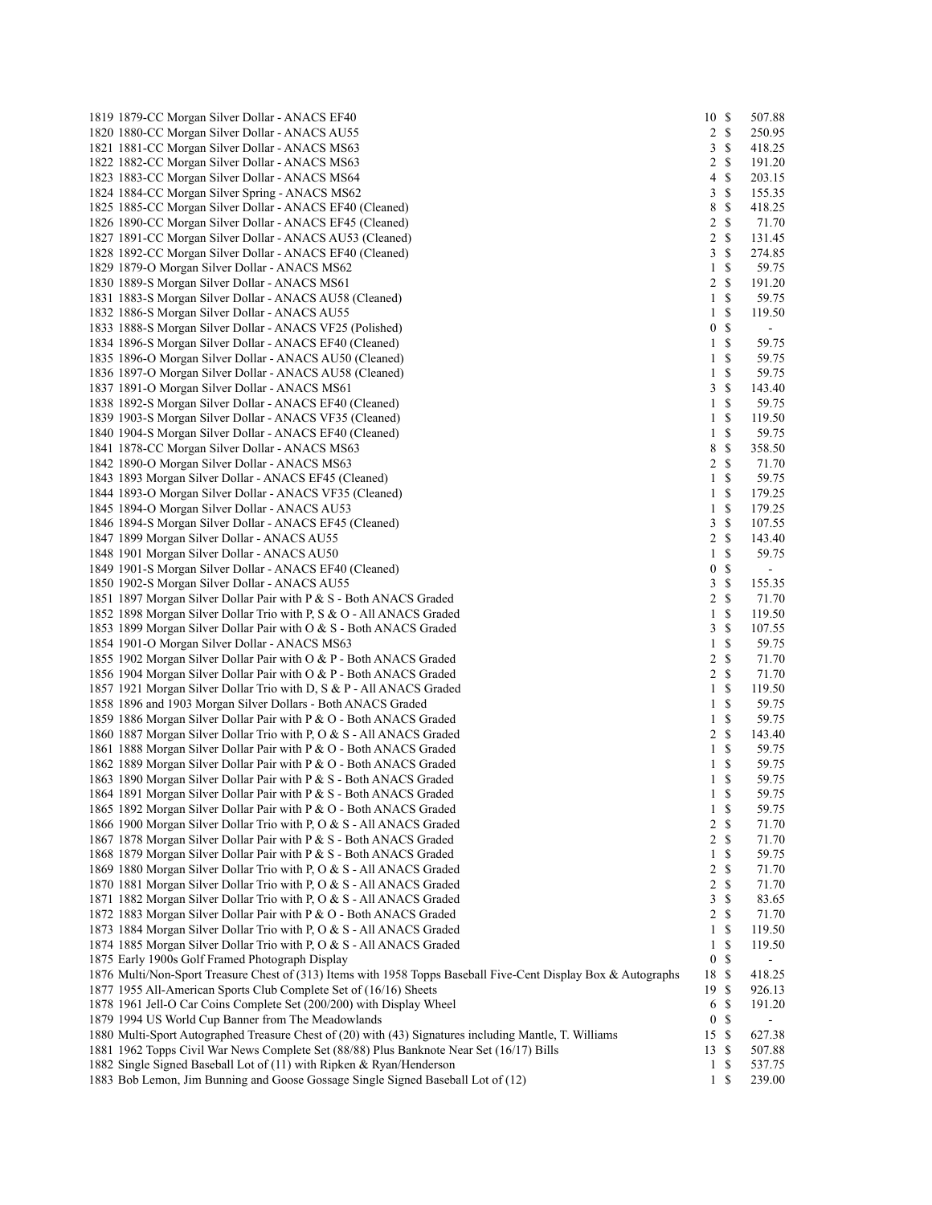| Lot | Description | Bids | | Price |
|---|---|---|---|---|
| 1819 | 1879-CC Morgan Silver Dollar - ANACS EF40 | 10 | $ | 507.88 |
| 1820 | 1880-CC Morgan Silver Dollar - ANACS AU55 | 2 | $ | 250.95 |
| 1821 | 1881-CC Morgan Silver Dollar - ANACS MS63 | 3 | $ | 418.25 |
| 1822 | 1882-CC Morgan Silver Dollar - ANACS MS63 | 2 | $ | 191.20 |
| 1823 | 1883-CC Morgan Silver Dollar - ANACS MS64 | 4 | $ | 203.15 |
| 1824 | 1884-CC Morgan Silver Spring - ANACS MS62 | 3 | $ | 155.35 |
| 1825 | 1885-CC Morgan Silver Dollar - ANACS EF40 (Cleaned) | 8 | $ | 418.25 |
| 1826 | 1890-CC Morgan Silver Dollar - ANACS EF45 (Cleaned) | 2 | $ | 71.70 |
| 1827 | 1891-CC Morgan Silver Dollar - ANACS AU53 (Cleaned) | 2 | $ | 131.45 |
| 1828 | 1892-CC Morgan Silver Dollar - ANACS EF40 (Cleaned) | 3 | $ | 274.85 |
| 1829 | 1879-O Morgan Silver Dollar - ANACS MS62 | 1 | $ | 59.75 |
| 1830 | 1889-S Morgan Silver Dollar - ANACS MS61 | 2 | $ | 191.20 |
| 1831 | 1883-S Morgan Silver Dollar - ANACS AU58 (Cleaned) | 1 | $ | 59.75 |
| 1832 | 1886-S Morgan Silver Dollar - ANACS AU55 | 1 | $ | 119.50 |
| 1833 | 1888-S Morgan Silver Dollar - ANACS VF25 (Polished) | 0 | $ | - |
| 1834 | 1896-S Morgan Silver Dollar - ANACS EF40 (Cleaned) | 1 | $ | 59.75 |
| 1835 | 1896-O Morgan Silver Dollar - ANACS AU50 (Cleaned) | 1 | $ | 59.75 |
| 1836 | 1897-O Morgan Silver Dollar - ANACS AU58 (Cleaned) | 1 | $ | 59.75 |
| 1837 | 1891-O Morgan Silver Dollar - ANACS MS61 | 3 | $ | 143.40 |
| 1838 | 1892-S Morgan Silver Dollar - ANACS EF40 (Cleaned) | 1 | $ | 59.75 |
| 1839 | 1903-S Morgan Silver Dollar - ANACS VF35 (Cleaned) | 1 | $ | 119.50 |
| 1840 | 1904-S Morgan Silver Dollar - ANACS EF40 (Cleaned) | 1 | $ | 59.75 |
| 1841 | 1878-CC Morgan Silver Dollar - ANACS MS63 | 8 | $ | 358.50 |
| 1842 | 1890-O Morgan Silver Dollar - ANACS MS63 | 2 | $ | 71.70 |
| 1843 | 1893 Morgan Silver Dollar - ANACS EF45 (Cleaned) | 1 | $ | 59.75 |
| 1844 | 1893-O Morgan Silver Dollar - ANACS VF35 (Cleaned) | 1 | $ | 179.25 |
| 1845 | 1894-O Morgan Silver Dollar - ANACS AU53 | 1 | $ | 179.25 |
| 1846 | 1894-S Morgan Silver Dollar - ANACS EF45 (Cleaned) | 3 | $ | 107.55 |
| 1847 | 1899 Morgan Silver Dollar - ANACS AU55 | 2 | $ | 143.40 |
| 1848 | 1901 Morgan Silver Dollar - ANACS AU50 | 1 | $ | 59.75 |
| 1849 | 1901-S Morgan Silver Dollar - ANACS EF40 (Cleaned) | 0 | $ | - |
| 1850 | 1902-S Morgan Silver Dollar - ANACS AU55 | 3 | $ | 155.35 |
| 1851 | 1897 Morgan Silver Dollar Pair with P & S - Both ANACS Graded | 2 | $ | 71.70 |
| 1852 | 1898 Morgan Silver Dollar Trio with P, S & O - All ANACS Graded | 1 | $ | 119.50 |
| 1853 | 1899 Morgan Silver Dollar Pair with O & S - Both ANACS Graded | 3 | $ | 107.55 |
| 1854 | 1901-O Morgan Silver Dollar - ANACS MS63 | 1 | $ | 59.75 |
| 1855 | 1902 Morgan Silver Dollar Pair with O & P - Both ANACS Graded | 2 | $ | 71.70 |
| 1856 | 1904 Morgan Silver Dollar Pair with O & P - Both ANACS Graded | 2 | $ | 71.70 |
| 1857 | 1921 Morgan Silver Dollar Trio with D, S & P - All ANACS Graded | 1 | $ | 119.50 |
| 1858 | 1896 and 1903 Morgan Silver Dollars - Both ANACS Graded | 1 | $ | 59.75 |
| 1859 | 1886 Morgan Silver Dollar Pair with P & O - Both ANACS Graded | 1 | $ | 59.75 |
| 1860 | 1887 Morgan Silver Dollar Trio with P, O & S - All ANACS Graded | 2 | $ | 143.40 |
| 1861 | 1888 Morgan Silver Dollar Pair with P & O - Both ANACS Graded | 1 | $ | 59.75 |
| 1862 | 1889 Morgan Silver Dollar Pair with P & O - Both ANACS Graded | 1 | $ | 59.75 |
| 1863 | 1890 Morgan Silver Dollar Pair with P & S - Both ANACS Graded | 1 | $ | 59.75 |
| 1864 | 1891 Morgan Silver Dollar Pair with P & S - Both ANACS Graded | 1 | $ | 59.75 |
| 1865 | 1892 Morgan Silver Dollar Pair with P & O - Both ANACS Graded | 1 | $ | 59.75 |
| 1866 | 1900 Morgan Silver Dollar Trio with P, O & S - All ANACS Graded | 2 | $ | 71.70 |
| 1867 | 1878 Morgan Silver Dollar Pair with P & S - Both ANACS Graded | 2 | $ | 71.70 |
| 1868 | 1879 Morgan Silver Dollar Pair with P & S - Both ANACS Graded | 1 | $ | 59.75 |
| 1869 | 1880 Morgan Silver Dollar Trio with P, O & S - All ANACS Graded | 2 | $ | 71.70 |
| 1870 | 1881 Morgan Silver Dollar Trio with P, O & S - All ANACS Graded | 2 | $ | 71.70 |
| 1871 | 1882 Morgan Silver Dollar Trio with P, O & S - All ANACS Graded | 3 | $ | 83.65 |
| 1872 | 1883 Morgan Silver Dollar Pair with P & O - Both ANACS Graded | 2 | $ | 71.70 |
| 1873 | 1884 Morgan Silver Dollar Trio with P, O & S - All ANACS Graded | 1 | $ | 119.50 |
| 1874 | 1885 Morgan Silver Dollar Trio with P, O & S - All ANACS Graded | 1 | $ | 119.50 |
| 1875 | Early 1900s Golf Framed Photograph Display | 0 | $ | - |
| 1876 | Multi/Non-Sport Treasure Chest of (313) Items with 1958 Topps Baseball Five-Cent Display Box & Autographs | 18 | $ | 418.25 |
| 1877 | 1955 All-American Sports Club Complete Set of (16/16) Sheets | 19 | $ | 926.13 |
| 1878 | 1961 Jell-O Car Coins Complete Set (200/200) with Display Wheel | 6 | $ | 191.20 |
| 1879 | 1994 US World Cup Banner from The Meadowlands | 0 | $ | - |
| 1880 | Multi-Sport Autographed Treasure Chest of (20) with (43) Signatures including Mantle, T. Williams | 15 | $ | 627.38 |
| 1881 | 1962 Topps Civil War News Complete Set (88/88) Plus Banknote Near Set (16/17) Bills | 13 | $ | 507.88 |
| 1882 | Single Signed Baseball Lot of (11) with Ripken & Ryan/Henderson | 1 | $ | 537.75 |
| 1883 | Bob Lemon, Jim Bunning and Goose Gossage Single Signed Baseball Lot of (12) | 1 | $ | 239.00 |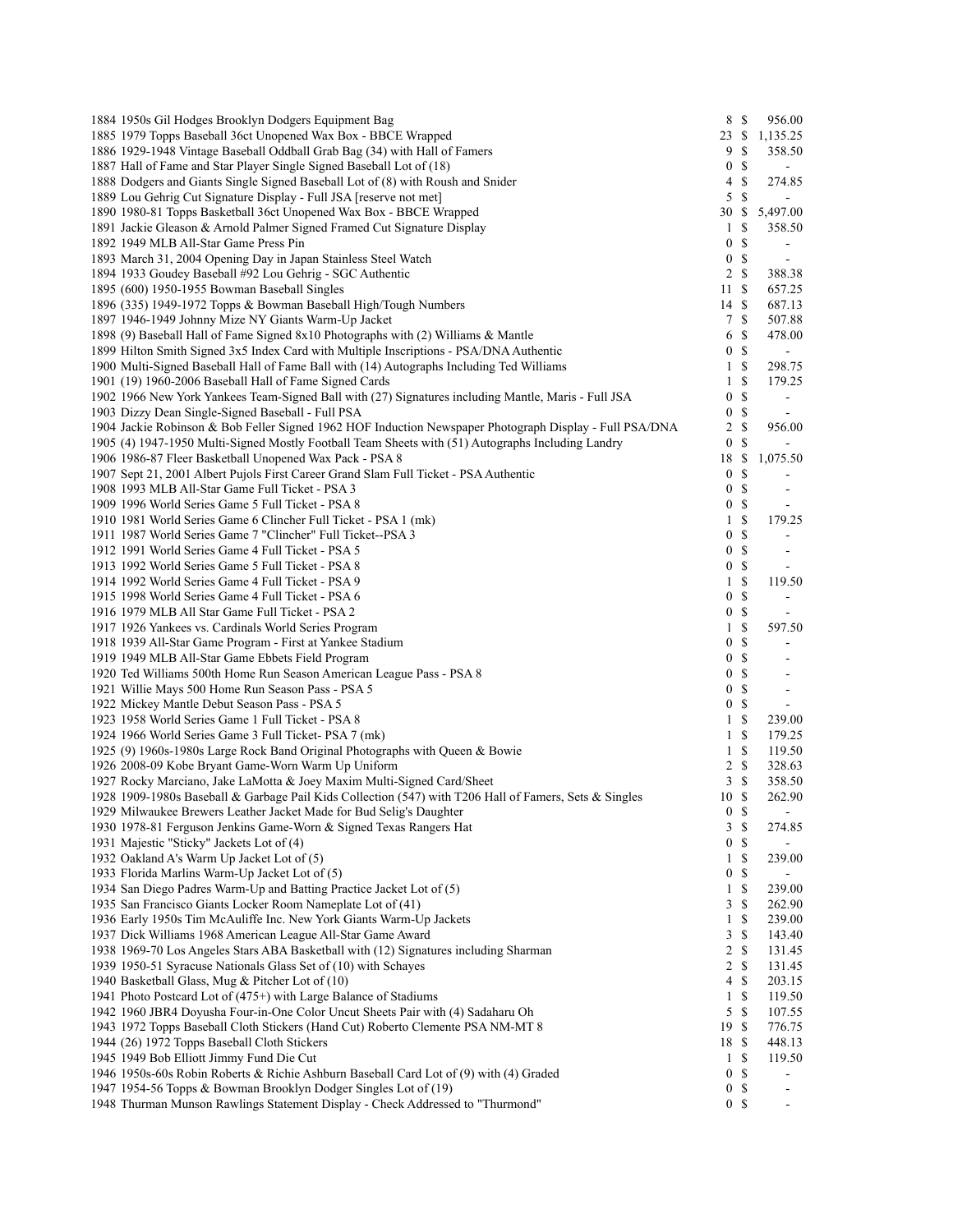| Lot | Description | Bids | | Price |
|---|---|---|---|---|
| 1884 | 1950s Gil Hodges Brooklyn Dodgers Equipment Bag | 8 | $ | 956.00 |
| 1885 | 1979 Topps Baseball 36ct Unopened Wax Box - BBCE Wrapped | 23 | $ | 1,135.25 |
| 1886 | 1929-1948 Vintage Baseball Oddball Grab Bag (34) with Hall of Famers | 9 | $ | 358.50 |
| 1887 | Hall of Fame and Star Player Single Signed Baseball Lot of (18) | 0 | $ | - |
| 1888 | Dodgers and Giants Single Signed Baseball Lot of (8) with Roush and Snider | 4 | $ | 274.85 |
| 1889 | Lou Gehrig Cut Signature Display - Full JSA [reserve not met] | 5 | $ | - |
| 1890 | 1980-81 Topps Basketball 36ct Unopened Wax Box - BBCE Wrapped | 30 | $ | 5,497.00 |
| 1891 | Jackie Gleason & Arnold Palmer Signed Framed Cut Signature Display | 1 | $ | 358.50 |
| 1892 | 1949 MLB All-Star Game Press Pin | 0 | $ | - |
| 1893 | March 31, 2004 Opening Day in Japan Stainless Steel Watch | 0 | $ | - |
| 1894 | 1933 Goudey Baseball #92 Lou Gehrig - SGC Authentic | 2 | $ | 388.38 |
| 1895 | (600) 1950-1955 Bowman Baseball Singles | 11 | $ | 657.25 |
| 1896 | (335) 1949-1972 Topps & Bowman Baseball High/Tough Numbers | 14 | $ | 687.13 |
| 1897 | 1946-1949 Johnny Mize NY Giants Warm-Up Jacket | 7 | $ | 507.88 |
| 1898 | (9) Baseball Hall of Fame Signed 8x10 Photographs with (2) Williams & Mantle | 6 | $ | 478.00 |
| 1899 | Hilton Smith Signed 3x5 Index Card with Multiple Inscriptions - PSA/DNA Authentic | 0 | $ | - |
| 1900 | Multi-Signed Baseball Hall of Fame Ball with (14) Autographs Including Ted Williams | 1 | $ | 298.75 |
| 1901 | (19) 1960-2006 Baseball Hall of Fame Signed Cards | 1 | $ | 179.25 |
| 1902 | 1966 New York Yankees Team-Signed Ball with (27) Signatures including Mantle, Maris - Full JSA | 0 | $ | - |
| 1903 | Dizzy Dean Single-Signed Baseball - Full PSA | 0 | $ | - |
| 1904 | Jackie Robinson & Bob Feller Signed 1962 HOF Induction Newspaper Photograph Display - Full PSA/DNA | 2 | $ | 956.00 |
| 1905 | (4) 1947-1950 Multi-Signed Mostly Football Team Sheets with (51) Autographs Including Landry | 0 | $ | - |
| 1906 | 1986-87 Fleer Basketball Unopened Wax Pack - PSA 8 | 18 | $ | 1,075.50 |
| 1907 | Sept 21, 2001 Albert Pujols First Career Grand Slam Full Ticket - PSA Authentic | 0 | $ | - |
| 1908 | 1993 MLB All-Star Game Full Ticket - PSA 3 | 0 | $ | - |
| 1909 | 1996 World Series Game 5 Full Ticket - PSA 8 | 0 | $ | - |
| 1910 | 1981 World Series Game 6 Clincher Full Ticket - PSA 1 (mk) | 1 | $ | 179.25 |
| 1911 | 1987 World Series Game 7 "Clincher" Full Ticket--PSA 3 | 0 | $ | - |
| 1912 | 1991 World Series Game 4 Full Ticket - PSA 5 | 0 | $ | - |
| 1913 | 1992 World Series Game 5 Full Ticket - PSA 8 | 0 | $ | - |
| 1914 | 1992 World Series Game 4 Full Ticket - PSA 9 | 1 | $ | 119.50 |
| 1915 | 1998 World Series Game 4 Full Ticket - PSA 6 | 0 | $ | - |
| 1916 | 1979 MLB All Star Game Full Ticket - PSA 2 | 0 | $ | - |
| 1917 | 1926 Yankees vs. Cardinals World Series Program | 1 | $ | 597.50 |
| 1918 | 1939 All-Star Game Program - First at Yankee Stadium | 0 | $ | - |
| 1919 | 1949 MLB All-Star Game Ebbets Field Program | 0 | $ | - |
| 1920 | Ted Williams 500th Home Run Season American League Pass - PSA 8 | 0 | $ | - |
| 1921 | Willie Mays 500 Home Run Season Pass - PSA 5 | 0 | $ | - |
| 1922 | Mickey Mantle Debut Season Pass - PSA 5 | 0 | $ | - |
| 1923 | 1958 World Series Game 1 Full Ticket - PSA 8 | 1 | $ | 239.00 |
| 1924 | 1966 World Series Game 3 Full Ticket- PSA 7 (mk) | 1 | $ | 179.25 |
| 1925 | (9) 1960s-1980s Large Rock Band Original Photographs with Queen & Bowie | 1 | $ | 119.50 |
| 1926 | 2008-09 Kobe Bryant Game-Worn Warm Up Uniform | 2 | $ | 328.63 |
| 1927 | Rocky Marciano, Jake LaMotta & Joey Maxim Multi-Signed Card/Sheet | 3 | $ | 358.50 |
| 1928 | 1909-1980s Baseball & Garbage Pail Kids Collection (547) with T206 Hall of Famers, Sets & Singles | 10 | $ | 262.90 |
| 1929 | Milwaukee Brewers Leather Jacket Made for Bud Selig's Daughter | 0 | $ | - |
| 1930 | 1978-81 Ferguson Jenkins Game-Worn & Signed Texas Rangers Hat | 3 | $ | 274.85 |
| 1931 | Majestic "Sticky" Jackets Lot of (4) | 0 | $ | - |
| 1932 | Oakland A's Warm Up Jacket Lot of (5) | 1 | $ | 239.00 |
| 1933 | Florida Marlins Warm-Up Jacket Lot of (5) | 0 | $ | - |
| 1934 | San Diego Padres Warm-Up and Batting Practice Jacket Lot of (5) | 1 | $ | 239.00 |
| 1935 | San Francisco Giants Locker Room Nameplate Lot of (41) | 3 | $ | 262.90 |
| 1936 | Early 1950s Tim McAuliffe Inc. New York Giants Warm-Up Jackets | 1 | $ | 239.00 |
| 1937 | Dick Williams 1968 American League All-Star Game Award | 3 | $ | 143.40 |
| 1938 | 1969-70 Los Angeles Stars ABA Basketball with (12) Signatures including Sharman | 2 | $ | 131.45 |
| 1939 | 1950-51 Syracuse Nationals Glass Set of (10) with Schayes | 2 | $ | 131.45 |
| 1940 | Basketball Glass, Mug & Pitcher Lot of (10) | 4 | $ | 203.15 |
| 1941 | Photo Postcard Lot of (475+) with Large Balance of Stadiums | 1 | $ | 119.50 |
| 1942 | 1960 JBR4 Doyusha Four-in-One Color Uncut Sheets Pair with (4) Sadaharu Oh | 5 | $ | 107.55 |
| 1943 | 1972 Topps Baseball Cloth Stickers (Hand Cut) Roberto Clemente PSA NM-MT 8 | 19 | $ | 776.75 |
| 1944 | (26) 1972 Topps Baseball Cloth Stickers | 18 | $ | 448.13 |
| 1945 | 1949 Bob Elliott Jimmy Fund Die Cut | 1 | $ | 119.50 |
| 1946 | 1950s-60s Robin Roberts & Richie Ashburn Baseball Card Lot of (9) with (4) Graded | 0 | $ | - |
| 1947 | 1954-56 Topps & Bowman Brooklyn Dodger Singles Lot of (19) | 0 | $ | - |
| 1948 | Thurman Munson Rawlings Statement Display - Check Addressed to "Thurmond" | 0 | $ | - |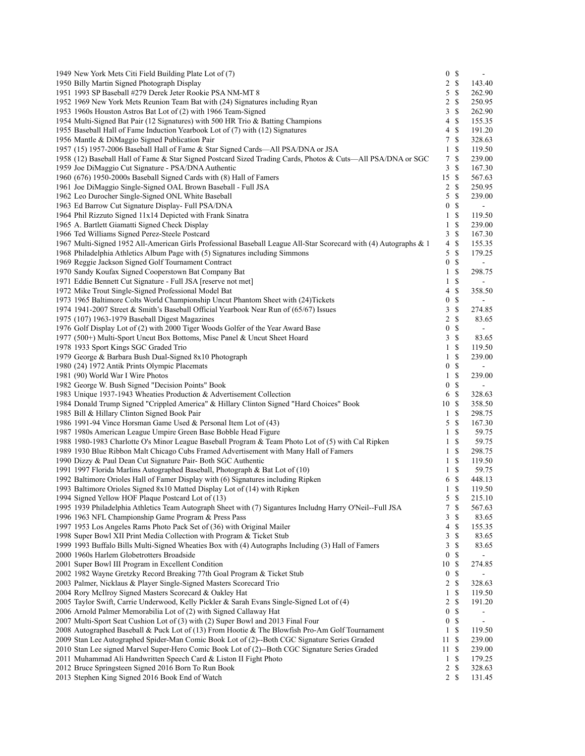| Lot | Description | Bids | | Price |
|---|---|---|---|---|
| 1949 | New York Mets Citi Field Building Plate Lot of (7) | 0 | $ | - |
| 1950 | Billy Martin Signed Photograph Display | 2 | $ | 143.40 |
| 1951 | 1993 SP Baseball #279 Derek Jeter Rookie PSA NM-MT 8 | 5 | $ | 262.90 |
| 1952 | 1969 New York Mets Reunion Team Bat with (24) Signatures including Ryan | 2 | $ | 250.95 |
| 1953 | 1960s Houston Astros Bat Lot of (2) with 1966 Team-Signed | 3 | $ | 262.90 |
| 1954 | Multi-Signed Bat Pair (12 Signatures) with 500 HR Trio & Batting Champions | 4 | $ | 155.35 |
| 1955 | Baseball Hall of Fame Induction Yearbook Lot of (7) with (12) Signatures | 4 | $ | 191.20 |
| 1956 | Mantle & DiMaggio Signed Publication Pair | 7 | $ | 328.63 |
| 1957 | (15) 1957-2006 Baseball Hall of Fame & Star Signed Cards—All PSA/DNA or JSA | 1 | $ | 119.50 |
| 1958 | (12) Baseball Hall of Fame & Star Signed Postcard Sized Trading Cards, Photos & Cuts—All PSA/DNA or SGC | 7 | $ | 239.00 |
| 1959 | Joe DiMaggio Cut Signature - PSA/DNA Authentic | 3 | $ | 167.30 |
| 1960 | (676) 1950-2000s Baseball Signed Cards with (8) Hall of Famers | 15 | $ | 567.63 |
| 1961 | Joe DiMaggio Single-Signed OAL Brown Baseball - Full JSA | 2 | $ | 250.95 |
| 1962 | Leo Durocher Single-Signed ONL White Baseball | 5 | $ | 239.00 |
| 1963 | Ed Barrow Cut Signature Display- Full PSA/DNA | 0 | $ | - |
| 1964 | Phil Rizzuto Signed 11x14 Depicted with Frank Sinatra | 1 | $ | 119.50 |
| 1965 | A. Bartlett Giamatti Signed Check Display | 1 | $ | 239.00 |
| 1966 | Ted Williams Signed Perez-Steele Postcard | 3 | $ | 167.30 |
| 1967 | Multi-Signed 1952 All-American Girls Professional Baseball League All-Star Scorecard with (4) Autographs & 1 | 4 | $ | 155.35 |
| 1968 | Philadelphia Athletics Album Page with (5) Signatures including Simmons | 5 | $ | 179.25 |
| 1969 | Reggie Jackson Signed Golf Tournament Contract | 0 | $ | - |
| 1970 | Sandy Koufax Signed Cooperstown Bat Company Bat | 1 | $ | 298.75 |
| 1971 | Eddie Bennett Cut Signature - Full JSA [reserve not met] | 1 | $ | - |
| 1972 | Mike Trout Single-Signed Professional Model Bat | 4 | $ | 358.50 |
| 1973 | 1965 Baltimore Colts World Championship Uncut Phantom Sheet with (24)Tickets | 0 | $ | - |
| 1974 | 1941-2007 Street & Smith's Baseball Official Yearbook Near Run of (65/67) Issues | 3 | $ | 274.85 |
| 1975 | (107) 1963-1979 Baseball Digest Magazines | 2 | $ | 83.65 |
| 1976 | Golf Display Lot of (2) with 2000 Tiger Woods Golfer of the Year Award Base | 0 | $ | - |
| 1977 | (500+) Multi-Sport Uncut Box Bottoms, Misc Panel & Uncut Sheet Hoard | 3 | $ | 83.65 |
| 1978 | 1933 Sport Kings SGC Graded Trio | 1 | $ | 119.50 |
| 1979 | George & Barbara Bush Dual-Signed 8x10 Photograph | 1 | $ | 239.00 |
| 1980 | (24) 1972 Antik Prints Olympic Placemats | 0 | $ | - |
| 1981 | (90) World War I Wire Photos | 1 | $ | 239.00 |
| 1982 | George W. Bush Signed "Decision Points" Book | 0 | $ | - |
| 1983 | Unique 1937-1943 Wheaties Production & Advertisement Collection | 6 | $ | 328.63 |
| 1984 | Donald Trump Signed "Crippled America" & Hillary Clinton Signed "Hard Choices" Book | 10 | $ | 358.50 |
| 1985 | Bill & Hillary Clinton Signed Book Pair | 1 | $ | 298.75 |
| 1986 | 1991-94 Vince Horsman Game Used & Personal Item Lot of (43) | 5 | $ | 167.30 |
| 1987 | 1980s American League Umpire Green Base Bobble Head Figure | 1 | $ | 59.75 |
| 1988 | 1980-1983 Charlotte O's Minor League Baseball Program & Team Photo Lot of (5) with Cal Ripken | 1 | $ | 59.75 |
| 1989 | 1930 Blue Ribbon Malt Chicago Cubs Framed Advertisement with Many Hall of Famers | 1 | $ | 298.75 |
| 1990 | Dizzy & Paul Dean Cut Signature Pair- Both SGC Authentic | 1 | $ | 119.50 |
| 1991 | 1997 Florida Marlins Autographed Baseball, Photograph & Bat Lot of (10) | 1 | $ | 59.75 |
| 1992 | Baltimore Orioles Hall of Famer Display with (6) Signatures including Ripken | 6 | $ | 448.13 |
| 1993 | Baltimore Orioles Signed 8x10 Matted Display Lot of (14) with Ripken | 1 | $ | 119.50 |
| 1994 | Signed Yellow HOF Plaque Postcard Lot of (13) | 5 | $ | 215.10 |
| 1995 | 1939 Philadelphia Athletics Team Autograph Sheet with (7) Sigantures Includng Harry O'Neil--Full JSA | 7 | $ | 567.63 |
| 1996 | 1963 NFL Championship Game Program & Press Pass | 3 | $ | 83.65 |
| 1997 | 1953 Los Angeles Rams Photo Pack Set of (36) with Original Mailer | 4 | $ | 155.35 |
| 1998 | Super Bowl XII Print Media Collection with Program & Ticket Stub | 3 | $ | 83.65 |
| 1999 | 1993 Buffalo Bills Multi-Signed Wheaties Box with (4) Autographs Including (3) Hall of Famers | 3 | $ | 83.65 |
| 2000 | 1960s Harlem Globetrotters Broadside | 0 | $ | - |
| 2001 | Super Bowl III Program in Excellent Condition | 10 | $ | 274.85 |
| 2002 | 1982 Wayne Gretzky Record Breaking 77th Goal Program & Ticket Stub | 0 | $ | - |
| 2003 | Palmer, Nicklaus & Player Single-Signed Masters Scorecard Trio | 2 | $ | 328.63 |
| 2004 | Rory McIlroy Signed Masters Scorecard & Oakley Hat | 1 | $ | 119.50 |
| 2005 | Taylor Swift, Carrie Underwood, Kelly Pickler & Sarah Evans Single-Signed Lot of (4) | 2 | $ | 191.20 |
| 2006 | Arnold Palmer Memorabilia Lot of (2) with Signed Callaway Hat | 0 | $ | - |
| 2007 | Multi-Sport Seat Cushion Lot of (3) with (2) Super Bowl and 2013 Final Four | 0 | $ | - |
| 2008 | Autographed Baseball & Puck Lot of (13) From Hootie & The Blowfish Pro-Am Golf Tournament | 1 | $ | 119.50 |
| 2009 | Stan Lee Autographed Spider-Man Comic Book Lot of (2)--Both CGC Signature Series Graded | 11 | $ | 239.00 |
| 2010 | Stan Lee signed Marvel Super-Hero Comic Book Lot of (2)--Both CGC Signature Series Graded | 11 | $ | 239.00 |
| 2011 | Muhammad Ali Handwritten Speech Card & Liston II Fight Photo | 1 | $ | 179.25 |
| 2012 | Bruce Springsteen Signed 2016 Born To Run Book | 2 | $ | 328.63 |
| 2013 | Stephen King Signed 2016 Book End of Watch | 2 | $ | 131.45 |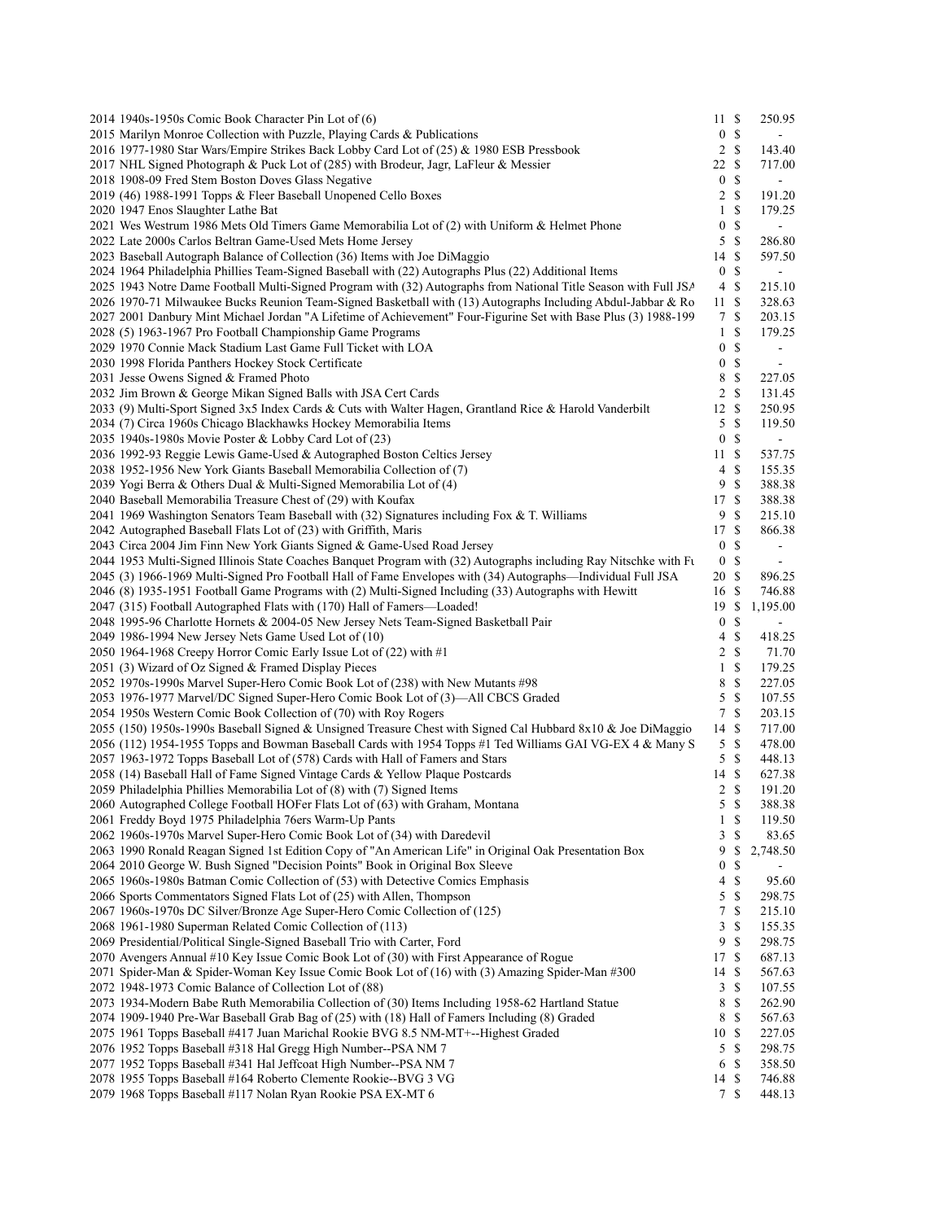| Lot | Description | Bids | | Price |
|---|---|---|---|---|
| 2014 | 1940s-1950s Comic Book Character Pin Lot of (6) | 11 | $ | 250.95 |
| 2015 | Marilyn Monroe Collection with Puzzle, Playing Cards & Publications | 0 | $ | - |
| 2016 | 1977-1980 Star Wars/Empire Strikes Back Lobby Card Lot of (25) & 1980 ESB Pressbook | 2 | $ | 143.40 |
| 2017 | NHL Signed Photograph & Puck Lot of (285) with Brodeur, Jagr, LaFleur & Messier | 22 | $ | 717.00 |
| 2018 | 1908-09 Fred Stem Boston Doves Glass Negative | 0 | $ | - |
| 2019 | (46) 1988-1991 Topps & Fleer Baseball Unopened Cello Boxes | 2 | $ | 191.20 |
| 2020 | 1947 Enos Slaughter Lathe Bat | 1 | $ | 179.25 |
| 2021 | Wes Westrum 1986 Mets Old Timers Game Memorabilia Lot of (2) with Uniform & Helmet Phone | 0 | $ | - |
| 2022 | Late 2000s Carlos Beltran Game-Used Mets Home Jersey | 5 | $ | 286.80 |
| 2023 | Baseball Autograph Balance of Collection (36) Items with Joe DiMaggio | 14 | $ | 597.50 |
| 2024 | 1964 Philadelphia Phillies Team-Signed Baseball with (22) Autographs Plus (22) Additional Items | 0 | $ | - |
| 2025 | 1943 Notre Dame Football Multi-Signed Program with (32) Autographs from National Title Season with Full JSA | 4 | $ | 215.10 |
| 2026 | 1970-71 Milwaukee Bucks Reunion Team-Signed Basketball with (13) Autographs Including Abdul-Jabbar & Ro | 11 | $ | 328.63 |
| 2027 | 2001 Danbury Mint Michael Jordan "A Lifetime of Achievement" Four-Figurine Set with Base Plus (3) 1988-199 | 7 | $ | 203.15 |
| 2028 | (5) 1963-1967 Pro Football Championship Game Programs | 1 | $ | 179.25 |
| 2029 | 1970 Connie Mack Stadium Last Game Full Ticket with LOA | 0 | $ | - |
| 2030 | 1998 Florida Panthers Hockey Stock Certificate | 0 | $ | - |
| 2031 | Jesse Owens Signed & Framed Photo | 8 | $ | 227.05 |
| 2032 | Jim Brown & George Mikan Signed Balls with JSA Cert Cards | 2 | $ | 131.45 |
| 2033 | (9) Multi-Sport Signed 3x5 Index Cards & Cuts with Walter Hagen, Grantland Rice & Harold Vanderbilt | 12 | $ | 250.95 |
| 2034 | (7) Circa 1960s Chicago Blackhawks Hockey Memorabilia Items | 5 | $ | 119.50 |
| 2035 | 1940s-1980s Movie Poster & Lobby Card Lot of (23) | 0 | $ | - |
| 2036 | 1992-93 Reggie Lewis Game-Used & Autographed Boston Celtics Jersey | 11 | $ | 537.75 |
| 2038 | 1952-1956 New York Giants Baseball Memorabilia Collection of (7) | 4 | $ | 155.35 |
| 2039 | Yogi Berra & Others Dual & Multi-Signed Memorabilia Lot of (4) | 9 | $ | 388.38 |
| 2040 | Baseball Memorabilia Treasure Chest of (29) with Koufax | 17 | $ | 388.38 |
| 2041 | 1969 Washington Senators Team Baseball with (32) Signatures including Fox & T. Williams | 9 | $ | 215.10 |
| 2042 | Autographed Baseball Flats Lot of (23) with Griffith, Maris | 17 | $ | 866.38 |
| 2043 | Circa 2004 Jim Finn New York Giants Signed & Game-Used Road Jersey | 0 | $ | - |
| 2044 | 1953 Multi-Signed Illinois State Coaches Banquet Program with (32) Autographs including Ray Nitschke with Fu | 0 | $ | - |
| 2045 | (3) 1966-1969 Multi-Signed Pro Football Hall of Fame Envelopes with (34) Autographs—Individual Full JSA | 20 | $ | 896.25 |
| 2046 | (8) 1935-1951 Football Game Programs with (2) Multi-Signed Including (33) Autographs with Hewitt | 16 | $ | 746.88 |
| 2047 | (315) Football Autographed Flats with (170) Hall of Famers—Loaded! | 19 | $ | 1,195.00 |
| 2048 | 1995-96 Charlotte Hornets & 2004-05 New Jersey Nets Team-Signed Basketball Pair | 0 | $ | - |
| 2049 | 1986-1994 New Jersey Nets Game Used Lot of (10) | 4 | $ | 418.25 |
| 2050 | 1964-1968 Creepy Horror Comic Early Issue Lot of (22) with #1 | 2 | $ | 71.70 |
| 2051 | (3) Wizard of Oz Signed & Framed Display Pieces | 1 | $ | 179.25 |
| 2052 | 1970s-1990s Marvel Super-Hero Comic Book Lot of (238) with New Mutants #98 | 8 | $ | 227.05 |
| 2053 | 1976-1977 Marvel/DC Signed Super-Hero Comic Book Lot of (3)—All CBCS Graded | 5 | $ | 107.55 |
| 2054 | 1950s Western Comic Book Collection of (70) with Roy Rogers | 7 | $ | 203.15 |
| 2055 | (150) 1950s-1990s Baseball Signed & Unsigned Treasure Chest with Signed Cal Hubbard 8x10 & Joe DiMaggio | 14 | $ | 717.00 |
| 2056 | (112) 1954-1955 Topps and Bowman Baseball Cards with 1954 Topps #1 Ted Williams GAI VG-EX 4 & Many S | 5 | $ | 478.00 |
| 2057 | 1963-1972 Topps Baseball Lot of (578) Cards with Hall of Famers and Stars | 5 | $ | 448.13 |
| 2058 | (14) Baseball Hall of Fame Signed Vintage Cards & Yellow Plaque Postcards | 14 | $ | 627.38 |
| 2059 | Philadelphia Phillies Memorabilia Lot of (8) with (7) Signed Items | 2 | $ | 191.20 |
| 2060 | Autographed College Football HOFer Flats Lot of (63) with Graham, Montana | 5 | $ | 388.38 |
| 2061 | Freddy Boyd 1975 Philadelphia 76ers Warm-Up Pants | 1 | $ | 119.50 |
| 2062 | 1960s-1970s Marvel Super-Hero Comic Book Lot of (34) with Daredevil | 3 | $ | 83.65 |
| 2063 | 1990 Ronald Reagan Signed 1st Edition Copy of "An American Life" in Original Oak Presentation Box | 9 | $ | 2,748.50 |
| 2064 | 2010 George W. Bush Signed "Decision Points" Book in Original Box Sleeve | 0 | $ | - |
| 2065 | 1960s-1980s Batman Comic Collection of (53) with Detective Comics Emphasis | 4 | $ | 95.60 |
| 2066 | Sports Commentators Signed Flats Lot of (25) with Allen, Thompson | 5 | $ | 298.75 |
| 2067 | 1960s-1970s DC Silver/Bronze Age Super-Hero Comic Collection of (125) | 7 | $ | 215.10 |
| 2068 | 1961-1980 Superman Related Comic Collection of (113) | 3 | $ | 155.35 |
| 2069 | Presidential/Political Single-Signed Baseball Trio with Carter, Ford | 9 | $ | 298.75 |
| 2070 | Avengers Annual #10 Key Issue Comic Book Lot of (30) with First Appearance of Rogue | 17 | $ | 687.13 |
| 2071 | Spider-Man & Spider-Woman Key Issue Comic Book Lot of (16) with (3) Amazing Spider-Man #300 | 14 | $ | 567.63 |
| 2072 | 1948-1973 Comic Balance of Collection Lot of (88) | 3 | $ | 107.55 |
| 2073 | 1934-Modern Babe Ruth Memorabilia Collection of (30) Items Including 1958-62 Hartland Statue | 8 | $ | 262.90 |
| 2074 | 1909-1940 Pre-War Baseball Grab Bag of (25) with (18) Hall of Famers Including (8) Graded | 8 | $ | 567.63 |
| 2075 | 1961 Topps Baseball #417 Juan Marichal Rookie BVG 8.5 NM-MT+--Highest Graded | 10 | $ | 227.05 |
| 2076 | 1952 Topps Baseball #318 Hal Gregg High Number--PSA NM 7 | 5 | $ | 298.75 |
| 2077 | 1952 Topps Baseball #341 Hal Jeffcoat High Number--PSA NM 7 | 6 | $ | 358.50 |
| 2078 | 1955 Topps Baseball #164 Roberto Clemente Rookie--BVG 3 VG | 14 | $ | 746.88 |
| 2079 | 1968 Topps Baseball #117 Nolan Ryan Rookie PSA EX-MT 6 | 7 | $ | 448.13 |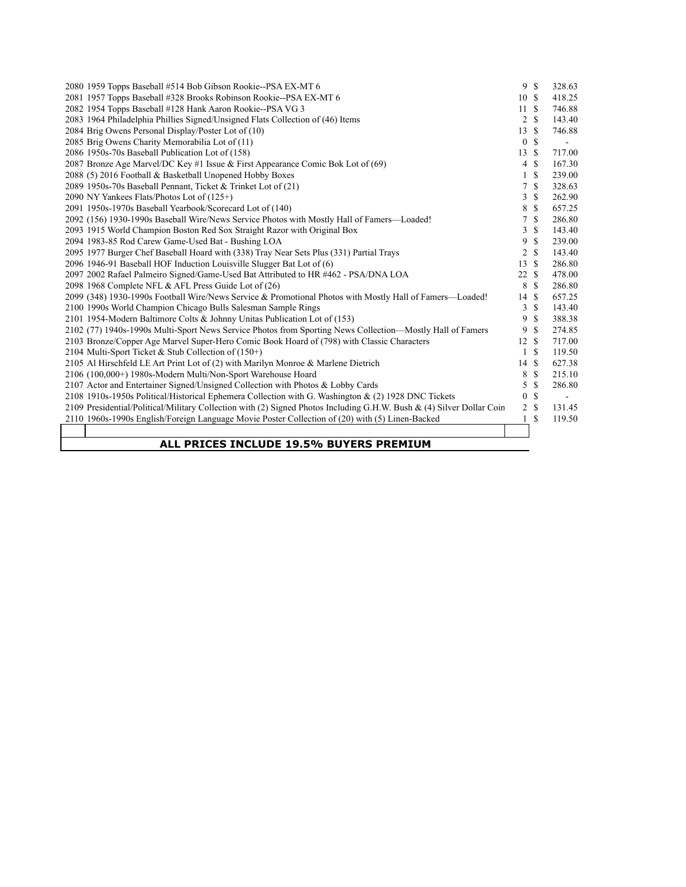| | | | |
|---|---|---|---|
| 2080 1959 Topps Baseball #514 Bob Gibson Rookie--PSA EX-MT 6 | 9 | $ | 328.63 |
| 2081 1957 Topps Baseball #328 Brooks Robinson Rookie--PSA EX-MT 6 | 10 | $ | 418.25 |
| 2082 1954 Topps Baseball #128 Hank Aaron Rookie--PSA VG 3 | 11 | $ | 746.88 |
| 2083 1964 Philadelphia Phillies Signed/Unsigned Flats Collection of (46) Items | 2 | $ | 143.40 |
| 2084 Brig Owens Personal Display/Poster Lot of (10) | 13 | $ | 746.88 |
| 2085 Brig Owens Charity Memorabilia Lot of (11) | 0 | $ | - |
| 2086 1950s-70s Baseball Publication Lot of (158) | 13 | $ | 717.00 |
| 2087 Bronze Age Marvel/DC Key #1 Issue & First Appearance Comic Bok Lot of (69) | 4 | $ | 167.30 |
| 2088 (5) 2016 Football & Basketball Unopened Hobby Boxes | 1 | $ | 239.00 |
| 2089 1950s-70s Baseball Pennant, Ticket & Trinket Lot of (21) | 7 | $ | 328.63 |
| 2090 NY Yankees Flats/Photos Lot of (125+) | 3 | $ | 262.90 |
| 2091 1950s-1970s Baseball Yearbook/Scorecard Lot of (140) | 8 | $ | 657.25 |
| 2092 (156) 1930-1990s Baseball Wire/News Service Photos with Mostly Hall of Famers—Loaded! | 7 | $ | 286.80 |
| 2093 1915 World Champion Boston Red Sox Straight Razor with Original Box | 3 | $ | 143.40 |
| 2094 1983-85 Rod Carew Game-Used Bat - Bushing LOA | 9 | $ | 239.00 |
| 2095 1977 Burger Chef Baseball Hoard with (338) Tray Near Sets Plus (331) Partial Trays | 2 | $ | 143.40 |
| 2096 1946-91 Baseball HOF Induction Louisville Slugger Bat Lot of (6) | 13 | $ | 286.80 |
| 2097 2002 Rafael Palmeiro Signed/Game-Used Bat Attributed to HR #462 - PSA/DNA LOA | 22 | $ | 478.00 |
| 2098 1968 Complete NFL & AFL Press Guide Lot of (26) | 8 | $ | 286.80 |
| 2099 (348) 1930-1990s Football Wire/News Service & Promotional Photos with Mostly Hall of Famers—Loaded! | 14 | $ | 657.25 |
| 2100 1990s World Champion Chicago Bulls Salesman Sample Rings | 3 | $ | 143.40 |
| 2101 1954-Modern Baltimore Colts & Johnny Unitas Publication Lot of (153) | 9 | $ | 388.38 |
| 2102 (77) 1940s-1990s Multi-Sport News Service Photos from Sporting News Collection—Mostly Hall of Famers | 9 | $ | 274.85 |
| 2103 Bronze/Copper Age Marvel Super-Hero Comic Book Hoard of (798) with Classic Characters | 12 | $ | 717.00 |
| 2104 Multi-Sport Ticket & Stub Collection of (150+) | 1 | $ | 119.50 |
| 2105 Al Hirschfeld LE Art Print Lot of (2) with Marilyn Monroe & Marlene Dietrich | 14 | $ | 627.38 |
| 2106 (100,000+) 1980s-Modern Multi/Non-Sport Warehouse Hoard | 8 | $ | 215.10 |
| 2107 Actor and Entertainer Signed/Unsigned Collection with Photos & Lobby Cards | 5 | $ | 286.80 |
| 2108 1910s-1950s Political/Historical Ephemera Collection with G. Washington & (2) 1928 DNC Tickets | 0 | $ | - |
| 2109 Presidential/Political/Military Collection with (2) Signed Photos Including G.H.W. Bush & (4) Silver Dollar Coin | 2 | $ | 131.45 |
| 2110 1960s-1990s English/Foreign Language Movie Poster Collection of (20) with (5) Linen-Backed | 1 | $ | 119.50 |

**ALL PRICES INCLUDE 19.5% BUYERS PREMIUM**